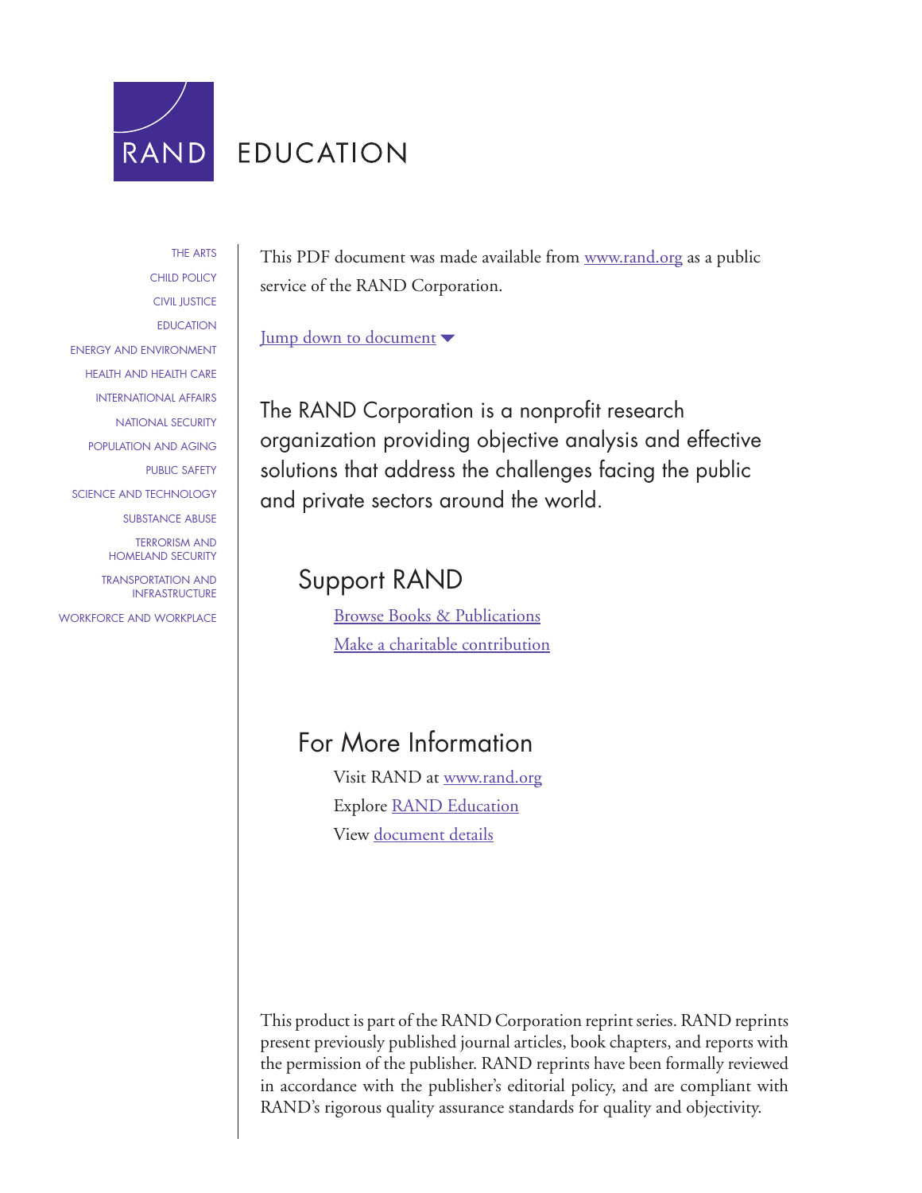RAND EDUCATION

THE ARTS
CHILD POLICY
CIVIL JUSTICE
EDUCATION
ENERGY AND ENVIRONMENT
HEALTH AND HEALTH CARE
INTERNATIONAL AFFAIRS
NATIONAL SECURITY
POPULATION AND AGING
PUBLIC SAFETY
SCIENCE AND TECHNOLOGY
SUBSTANCE ABUSE
TERRORISM AND HOMELAND SECURITY
TRANSPORTATION AND INFRASTRUCTURE
WORKFORCE AND WORKPLACE

This PDF document was made available from [www.rand.org](http://www.rand.org) as a public service of the RAND Corporation.

Jump down to document ▼

The RAND Corporation is a nonprofit research organization providing objective analysis and effective solutions that address the challenges facing the public and private sectors around the world.

## Support RAND

Browse Books & Publications
Make a charitable contribution

## For More Information

Visit RAND at [www.rand.org](http://www.rand.org)
Explore RAND Education
View document details

This product is part of the RAND Corporation reprint series. RAND reprints present previously published journal articles, book chapters, and reports with the permission of the publisher. RAND reprints have been formally reviewed in accordance with the publisher's editorial policy, and are compliant with RAND's rigorous quality assurance standards for quality and objectivity.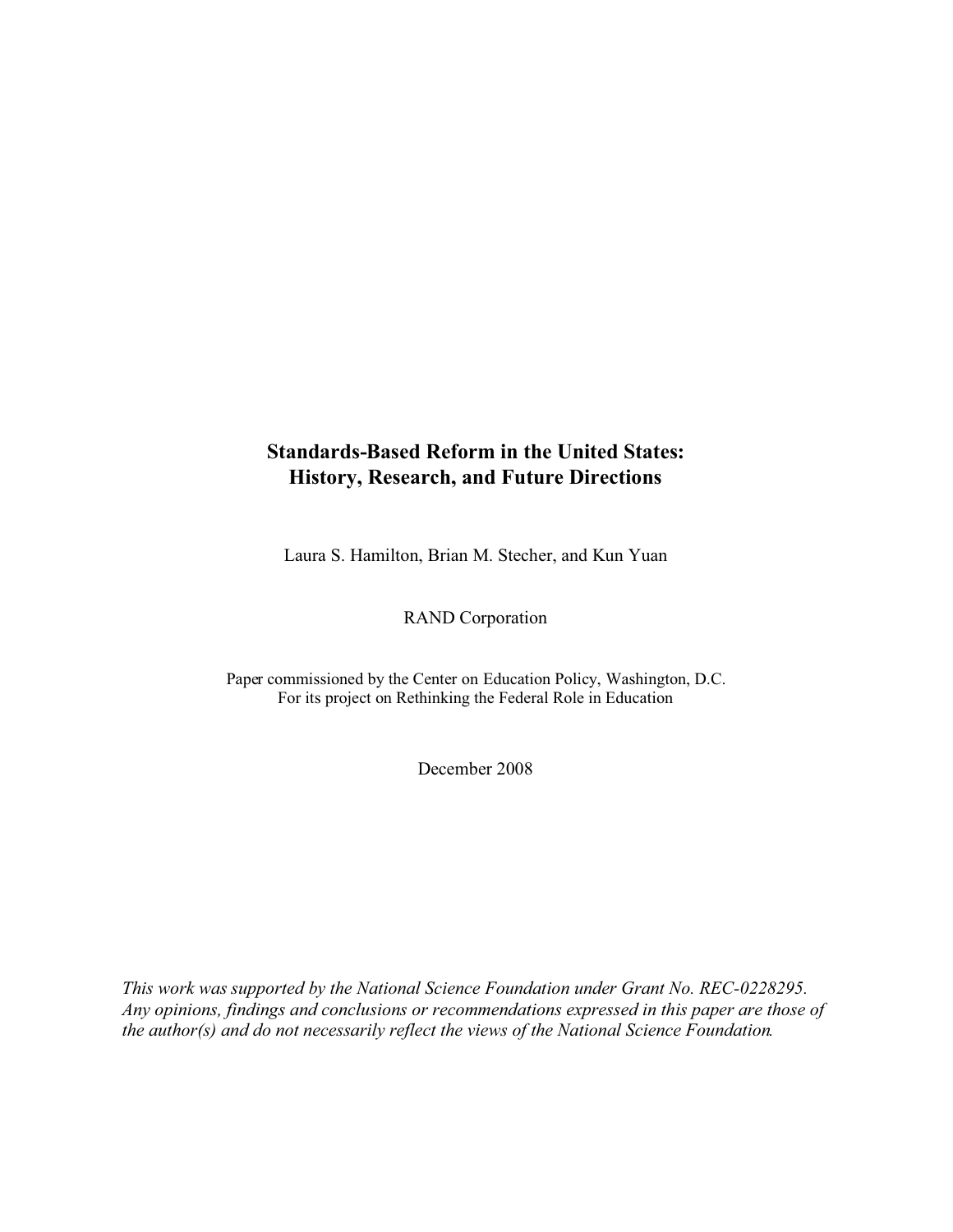# Standards-Based Reform in the United States: History, Research, and Future Directions

Laura S. Hamilton, Brian M. Stecher, and Kun Yuan

RAND Corporation

Paper commissioned by the Center on Education Policy, Washington, D.C.
For its project on Rethinking the Federal Role in Education

December 2008

*This work was supported by the National Science Foundation under Grant No. REC-0228295. Any opinions, findings and conclusions or recommendations expressed in this paper are those of the author(s) and do not necessarily reflect the views of the National Science Foundation.*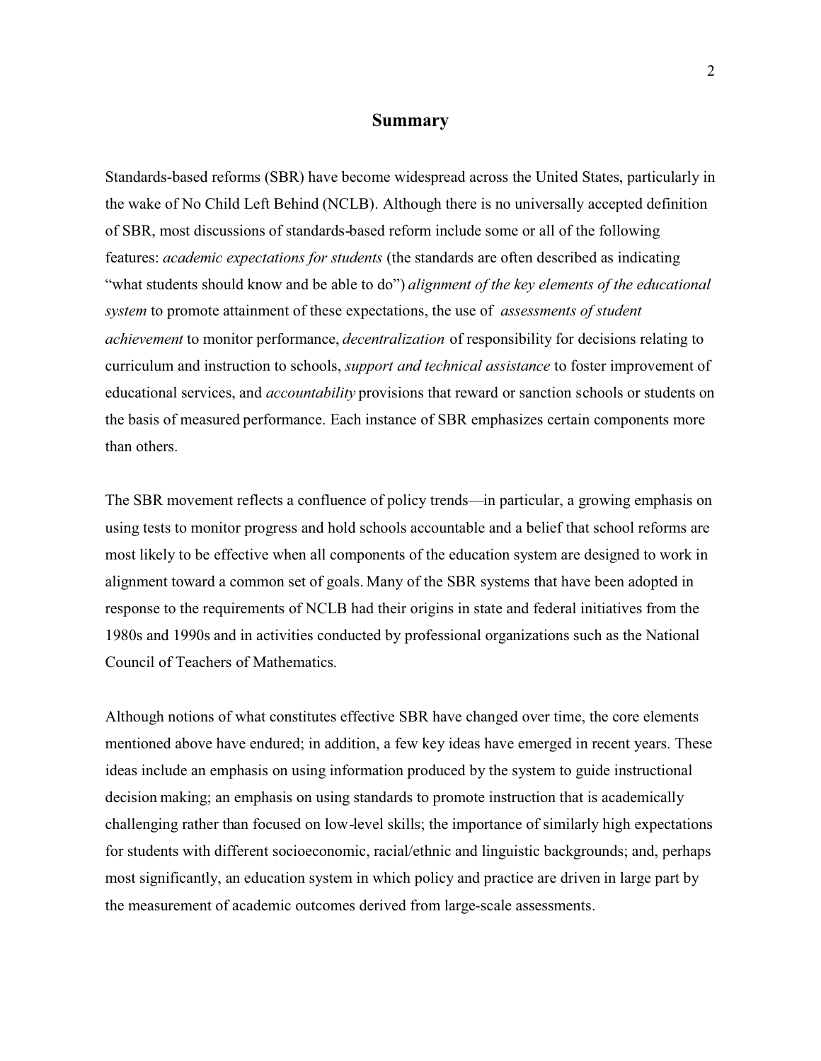## Summary

Standards-based reforms (SBR) have become widespread across the United States, particularly in the wake of No Child Left Behind (NCLB). Although there is no universally accepted definition of SBR, most discussions of standards-based reform include some or all of the following features: *academic expectations for students* (the standards are often described as indicating "what students should know and be able to do") *alignment of the key elements of the educational system* to promote attainment of these expectations, the use of *assessments of student achievement* to monitor performance, *decentralization* of responsibility for decisions relating to curriculum and instruction to schools, *support and technical assistance* to foster improvement of educational services, and *accountability* provisions that reward or sanction schools or students on the basis of measured performance. Each instance of SBR emphasizes certain components more than others.

The SBR movement reflects a confluence of policy trends—in particular, a growing emphasis on using tests to monitor progress and hold schools accountable and a belief that school reforms are most likely to be effective when all components of the education system are designed to work in alignment toward a common set of goals. Many of the SBR systems that have been adopted in response to the requirements of NCLB had their origins in state and federal initiatives from the 1980s and 1990s and in activities conducted by professional organizations such as the National Council of Teachers of Mathematics.

Although notions of what constitutes effective SBR have changed over time, the core elements mentioned above have endured; in addition, a few key ideas have emerged in recent years. These ideas include an emphasis on using information produced by the system to guide instructional decision making; an emphasis on using standards to promote instruction that is academically challenging rather than focused on low-level skills; the importance of similarly high expectations for students with different socioeconomic, racial/ethnic and linguistic backgrounds; and, perhaps most significantly, an education system in which policy and practice are driven in large part by the measurement of academic outcomes derived from large-scale assessments.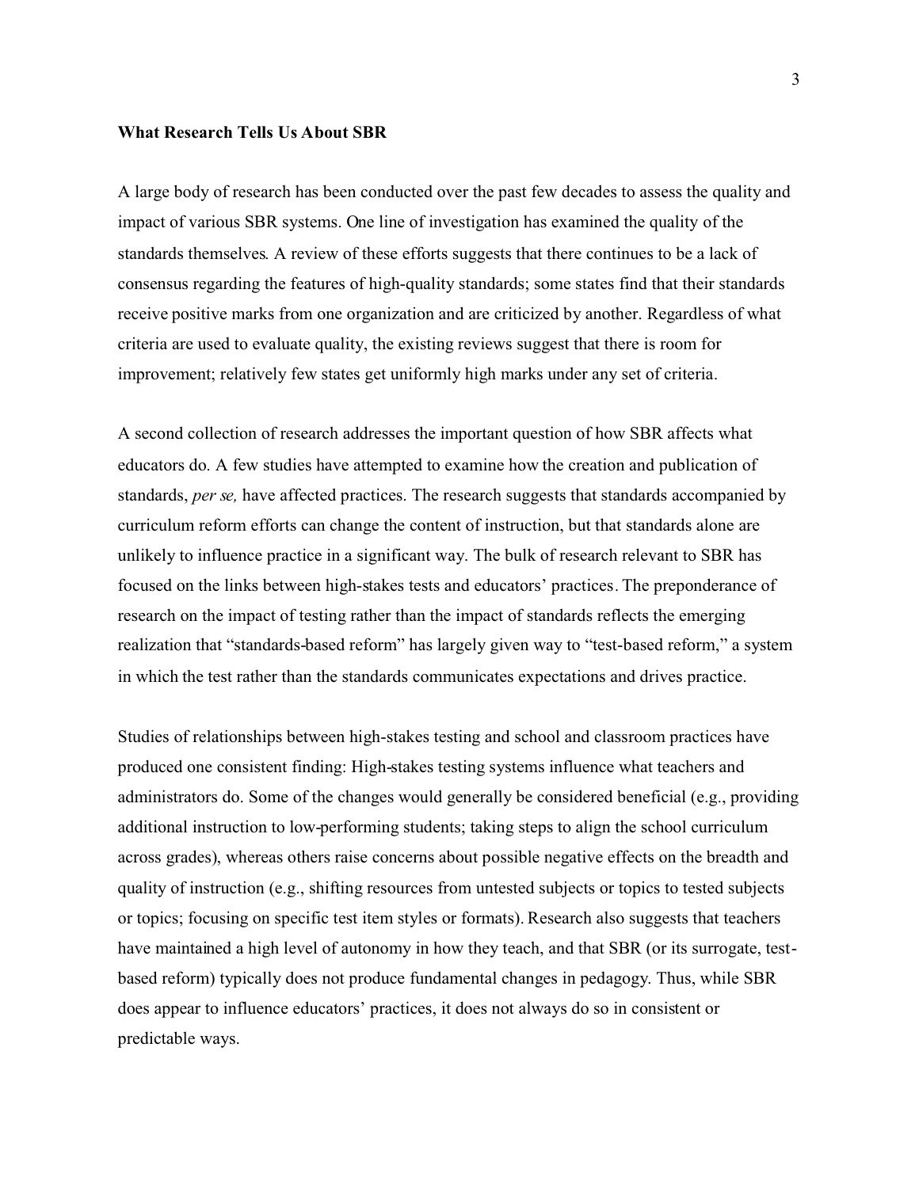**What Research Tells Us About SBR**

A large body of research has been conducted over the past few decades to assess the quality and impact of various SBR systems. One line of investigation has examined the quality of the standards themselves. A review of these efforts suggests that there continues to be a lack of consensus regarding the features of high-quality standards; some states find that their standards receive positive marks from one organization and are criticized by another. Regardless of what criteria are used to evaluate quality, the existing reviews suggest that there is room for improvement; relatively few states get uniformly high marks under any set of criteria.

A second collection of research addresses the important question of how SBR affects what educators do. A few studies have attempted to examine how the creation and publication of standards, *per se,* have affected practices. The research suggests that standards accompanied by curriculum reform efforts can change the content of instruction, but that standards alone are unlikely to influence practice in a significant way. The bulk of research relevant to SBR has focused on the links between high-stakes tests and educators' practices. The preponderance of research on the impact of testing rather than the impact of standards reflects the emerging realization that "standards-based reform" has largely given way to "test-based reform," a system in which the test rather than the standards communicates expectations and drives practice.

Studies of relationships between high-stakes testing and school and classroom practices have produced one consistent finding: High-stakes testing systems influence what teachers and administrators do. Some of the changes would generally be considered beneficial (e.g., providing additional instruction to low-performing students; taking steps to align the school curriculum across grades), whereas others raise concerns about possible negative effects on the breadth and quality of instruction (e.g., shifting resources from untested subjects or topics to tested subjects or topics; focusing on specific test item styles or formats). Research also suggests that teachers have maintained a high level of autonomy in how they teach, and that SBR (or its surrogate, test-based reform) typically does not produce fundamental changes in pedagogy. Thus, while SBR does appear to influence educators' practices, it does not always do so in consistent or predictable ways.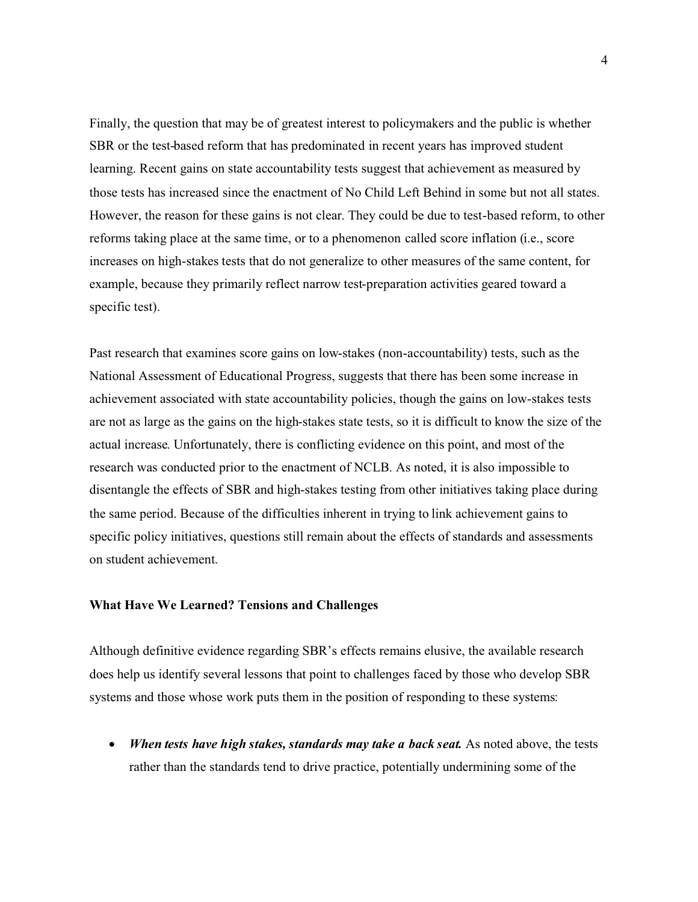Finally, the question that may be of greatest interest to policymakers and the public is whether SBR or the test-based reform that has predominated in recent years has improved student learning. Recent gains on state accountability tests suggest that achievement as measured by those tests has increased since the enactment of No Child Left Behind in some but not all states. However, the reason for these gains is not clear. They could be due to test-based reform, to other reforms taking place at the same time, or to a phenomenon called score inflation (i.e., score increases on high-stakes tests that do not generalize to other measures of the same content, for example, because they primarily reflect narrow test-preparation activities geared toward a specific test).

Past research that examines score gains on low-stakes (non-accountability) tests, such as the National Assessment of Educational Progress, suggests that there has been some increase in achievement associated with state accountability policies, though the gains on low-stakes tests are not as large as the gains on the high-stakes state tests, so it is difficult to know the size of the actual increase. Unfortunately, there is conflicting evidence on this point, and most of the research was conducted prior to the enactment of NCLB. As noted, it is also impossible to disentangle the effects of SBR and high-stakes testing from other initiatives taking place during the same period. Because of the difficulties inherent in trying to link achievement gains to specific policy initiatives, questions still remain about the effects of standards and assessments on student achievement.

### What Have We Learned? Tensions and Challenges

Although definitive evidence regarding SBR's effects remains elusive, the available research does help us identify several lessons that point to challenges faced by those who develop SBR systems and those whose work puts them in the position of responding to these systems:

- ***When tests have high stakes, standards may take a back seat.*** As noted above, the tests rather than the standards tend to drive practice, potentially undermining some of the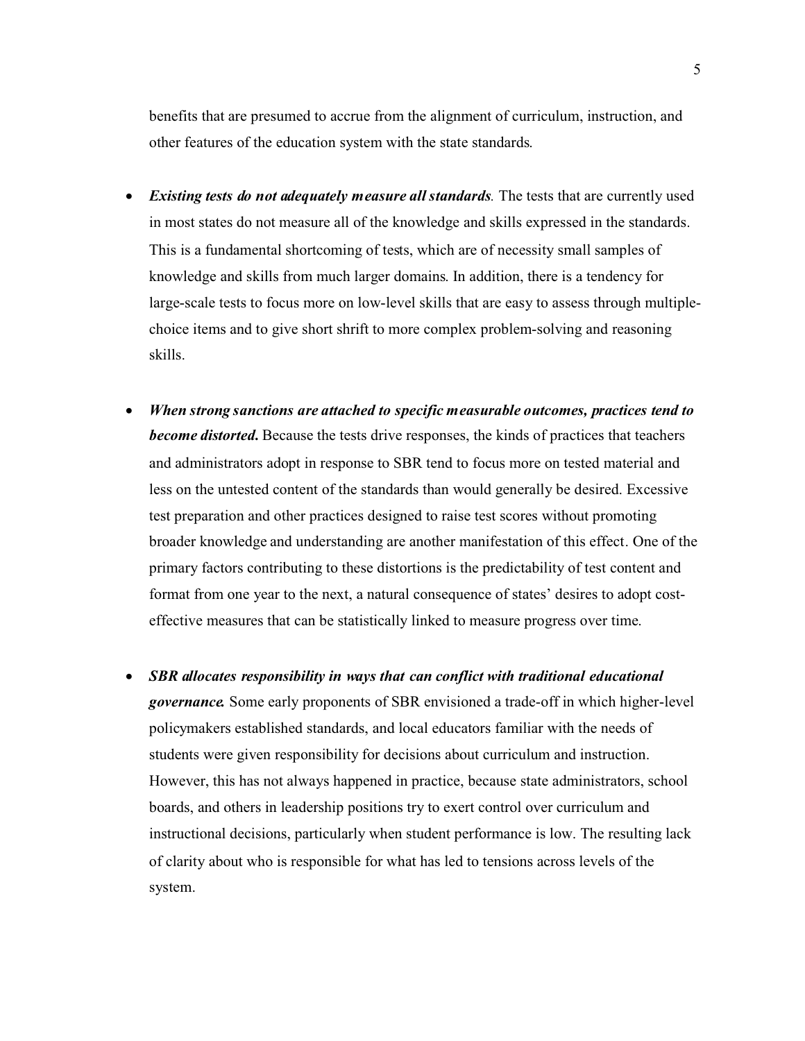benefits that are presumed to accrue from the alignment of curriculum, instruction, and other features of the education system with the state standards.

- ***Existing tests do not adequately measure all standards.*** The tests that are currently used in most states do not measure all of the knowledge and skills expressed in the standards. This is a fundamental shortcoming of tests, which are of necessity small samples of knowledge and skills from much larger domains. In addition, there is a tendency for large-scale tests to focus more on low-level skills that are easy to assess through multiple-choice items and to give short shrift to more complex problem-solving and reasoning skills.

- ***When strong sanctions are attached to specific measurable outcomes, practices tend to become distorted.*** Because the tests drive responses, the kinds of practices that teachers and administrators adopt in response to SBR tend to focus more on tested material and less on the untested content of the standards than would generally be desired. Excessive test preparation and other practices designed to raise test scores without promoting broader knowledge and understanding are another manifestation of this effect. One of the primary factors contributing to these distortions is the predictability of test content and format from one year to the next, a natural consequence of states' desires to adopt cost-effective measures that can be statistically linked to measure progress over time.

- ***SBR allocates responsibility in ways that can conflict with traditional educational governance.*** Some early proponents of SBR envisioned a trade-off in which higher-level policymakers established standards, and local educators familiar with the needs of students were given responsibility for decisions about curriculum and instruction. However, this has not always happened in practice, because state administrators, school boards, and others in leadership positions try to exert control over curriculum and instructional decisions, particularly when student performance is low. The resulting lack of clarity about who is responsible for what has led to tensions across levels of the system.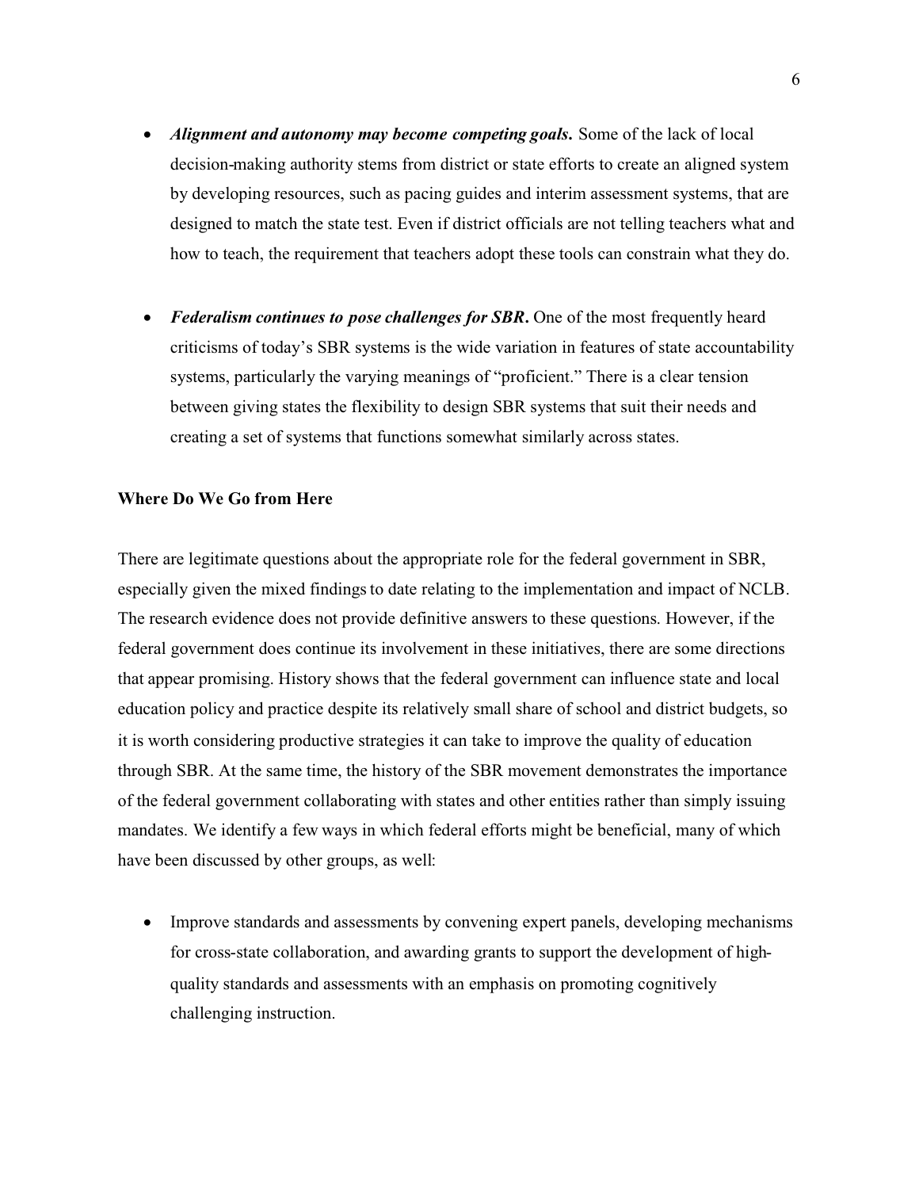- ***Alignment and autonomy may become competing goals.*** Some of the lack of local decision-making authority stems from district or state efforts to create an aligned system by developing resources, such as pacing guides and interim assessment systems, that are designed to match the state test. Even if district officials are not telling teachers what and how to teach, the requirement that teachers adopt these tools can constrain what they do.

- ***Federalism continues to pose challenges for SBR.*** One of the most frequently heard criticisms of today's SBR systems is the wide variation in features of state accountability systems, particularly the varying meanings of "proficient." There is a clear tension between giving states the flexibility to design SBR systems that suit their needs and creating a set of systems that functions somewhat similarly across states.

**Where Do We Go from Here**

There are legitimate questions about the appropriate role for the federal government in SBR, especially given the mixed findings to date relating to the implementation and impact of NCLB. The research evidence does not provide definitive answers to these questions. However, if the federal government does continue its involvement in these initiatives, there are some directions that appear promising. History shows that the federal government can influence state and local education policy and practice despite its relatively small share of school and district budgets, so it is worth considering productive strategies it can take to improve the quality of education through SBR. At the same time, the history of the SBR movement demonstrates the importance of the federal government collaborating with states and other entities rather than simply issuing mandates. We identify a few ways in which federal efforts might be beneficial, many of which have been discussed by other groups, as well:

- Improve standards and assessments by convening expert panels, developing mechanisms for cross-state collaboration, and awarding grants to support the development of high-quality standards and assessments with an emphasis on promoting cognitively challenging instruction.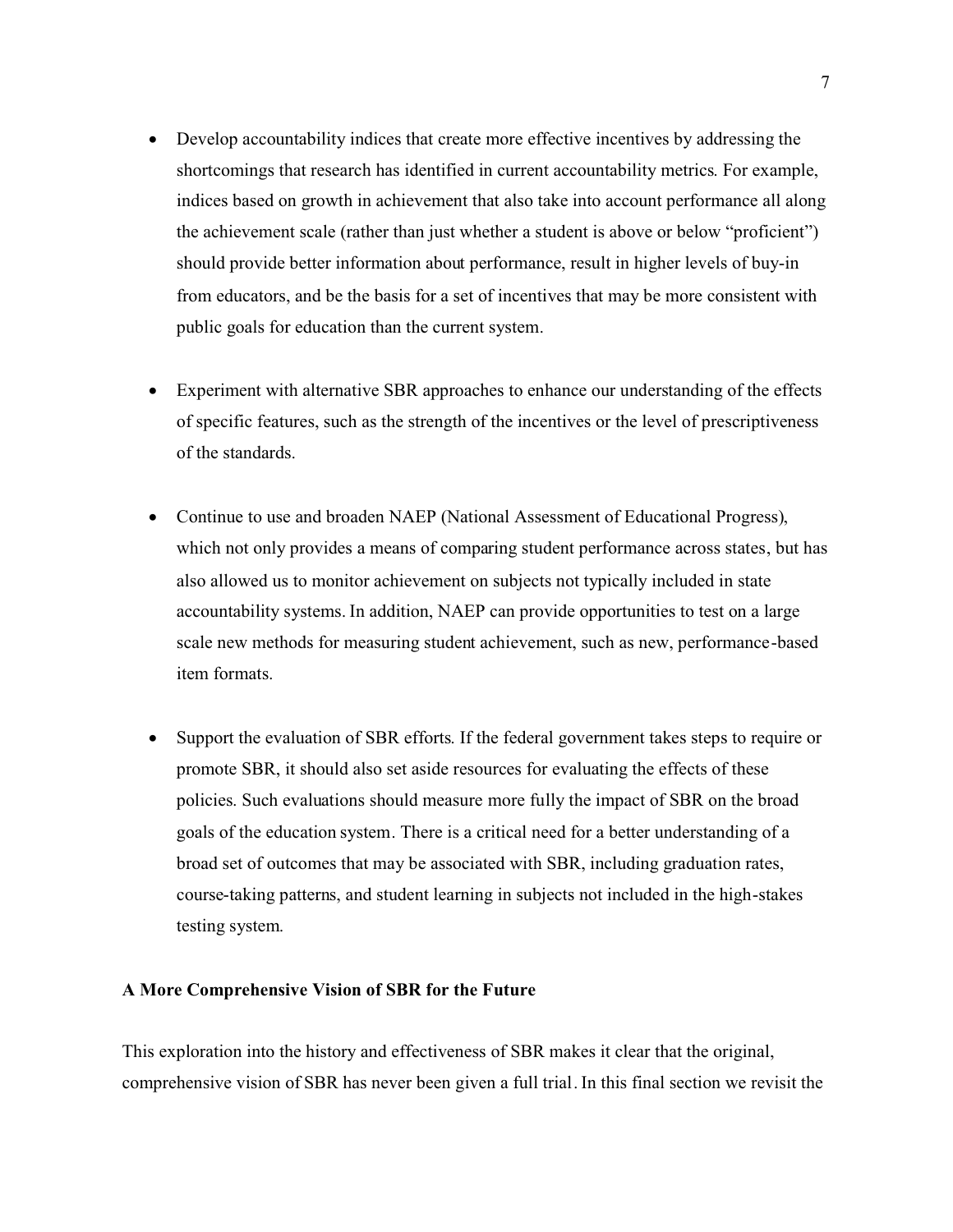- Develop accountability indices that create more effective incentives by addressing the shortcomings that research has identified in current accountability metrics. For example, indices based on growth in achievement that also take into account performance all along the achievement scale (rather than just whether a student is above or below "proficient") should provide better information about performance, result in higher levels of buy-in from educators, and be the basis for a set of incentives that may be more consistent with public goals for education than the current system.

- Experiment with alternative SBR approaches to enhance our understanding of the effects of specific features, such as the strength of the incentives or the level of prescriptiveness of the standards.

- Continue to use and broaden NAEP (National Assessment of Educational Progress), which not only provides a means of comparing student performance across states, but has also allowed us to monitor achievement on subjects not typically included in state accountability systems. In addition, NAEP can provide opportunities to test on a large scale new methods for measuring student achievement, such as new, performance-based item formats.

- Support the evaluation of SBR efforts. If the federal government takes steps to require or promote SBR, it should also set aside resources for evaluating the effects of these policies. Such evaluations should measure more fully the impact of SBR on the broad goals of the education system. There is a critical need for a better understanding of a broad set of outcomes that may be associated with SBR, including graduation rates, course-taking patterns, and student learning in subjects not included in the high-stakes testing system.

**A More Comprehensive Vision of SBR for the Future**

This exploration into the history and effectiveness of SBR makes it clear that the original, comprehensive vision of SBR has never been given a full trial. In this final section we revisit the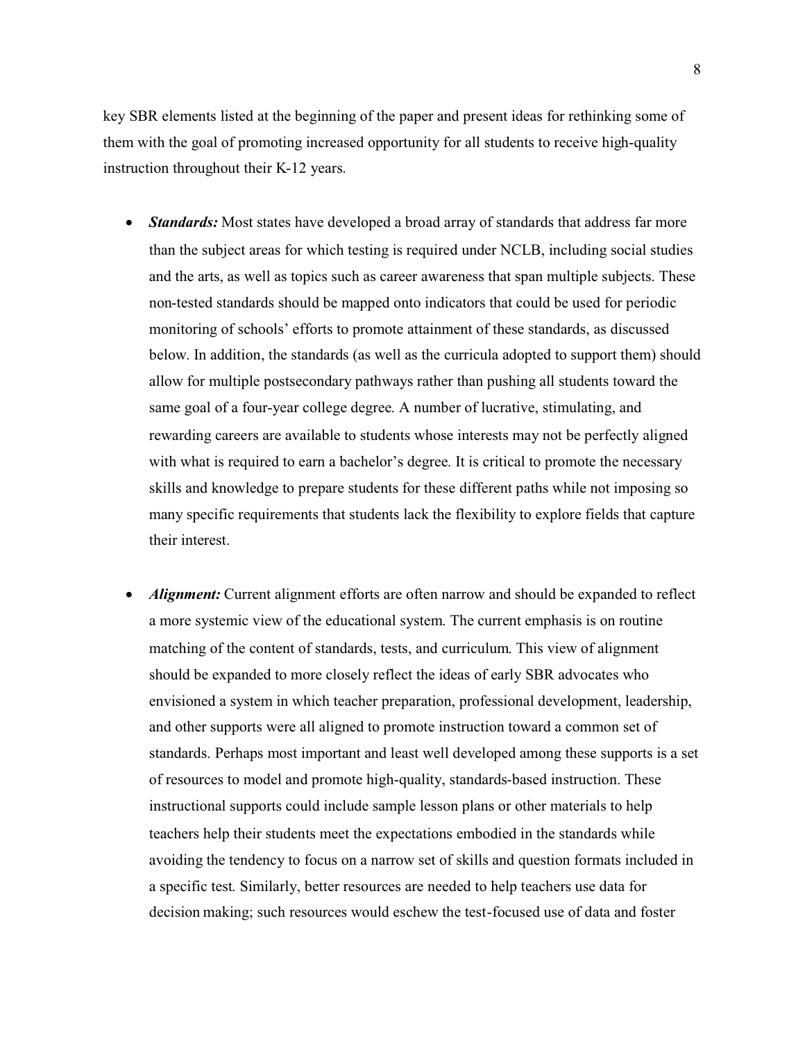key SBR elements listed at the beginning of the paper and present ideas for rethinking some of them with the goal of promoting increased opportunity for all students to receive high-quality instruction throughout their K-12 years.

- ***Standards:*** Most states have developed a broad array of standards that address far more than the subject areas for which testing is required under NCLB, including social studies and the arts, as well as topics such as career awareness that span multiple subjects. These non-tested standards should be mapped onto indicators that could be used for periodic monitoring of schools' efforts to promote attainment of these standards, as discussed below. In addition, the standards (as well as the curricula adopted to support them) should allow for multiple postsecondary pathways rather than pushing all students toward the same goal of a four-year college degree. A number of lucrative, stimulating, and rewarding careers are available to students whose interests may not be perfectly aligned with what is required to earn a bachelor's degree. It is critical to promote the necessary skills and knowledge to prepare students for these different paths while not imposing so many specific requirements that students lack the flexibility to explore fields that capture their interest.

- ***Alignment:*** Current alignment efforts are often narrow and should be expanded to reflect a more systemic view of the educational system. The current emphasis is on routine matching of the content of standards, tests, and curriculum. This view of alignment should be expanded to more closely reflect the ideas of early SBR advocates who envisioned a system in which teacher preparation, professional development, leadership, and other supports were all aligned to promote instruction toward a common set of standards. Perhaps most important and least well developed among these supports is a set of resources to model and promote high-quality, standards-based instruction. These instructional supports could include sample lesson plans or other materials to help teachers help their students meet the expectations embodied in the standards while avoiding the tendency to focus on a narrow set of skills and question formats included in a specific test. Similarly, better resources are needed to help teachers use data for decision making; such resources would eschew the test-focused use of data and foster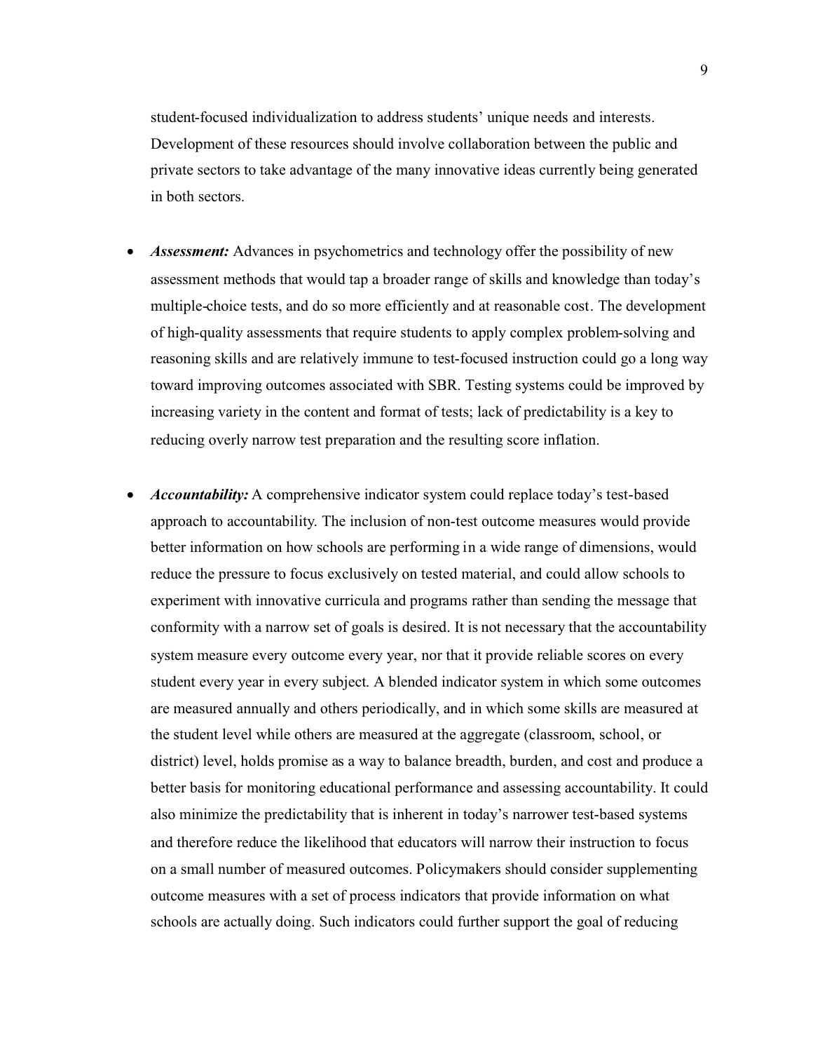student-focused individualization to address students' unique needs and interests. Development of these resources should involve collaboration between the public and private sectors to take advantage of the many innovative ideas currently being generated in both sectors.

- ***Assessment:*** Advances in psychometrics and technology offer the possibility of new assessment methods that would tap a broader range of skills and knowledge than today's multiple-choice tests, and do so more efficiently and at reasonable cost. The development of high-quality assessments that require students to apply complex problem-solving and reasoning skills and are relatively immune to test-focused instruction could go a long way toward improving outcomes associated with SBR. Testing systems could be improved by increasing variety in the content and format of tests; lack of predictability is a key to reducing overly narrow test preparation and the resulting score inflation.

- ***Accountability:*** A comprehensive indicator system could replace today's test-based approach to accountability. The inclusion of non-test outcome measures would provide better information on how schools are performing in a wide range of dimensions, would reduce the pressure to focus exclusively on tested material, and could allow schools to experiment with innovative curricula and programs rather than sending the message that conformity with a narrow set of goals is desired. It is not necessary that the accountability system measure every outcome every year, nor that it provide reliable scores on every student every year in every subject. A blended indicator system in which some outcomes are measured annually and others periodically, and in which some skills are measured at the student level while others are measured at the aggregate (classroom, school, or district) level, holds promise as a way to balance breadth, burden, and cost and produce a better basis for monitoring educational performance and assessing accountability. It could also minimize the predictability that is inherent in today's narrower test-based systems and therefore reduce the likelihood that educators will narrow their instruction to focus on a small number of measured outcomes. Policymakers should consider supplementing outcome measures with a set of process indicators that provide information on what schools are actually doing. Such indicators could further support the goal of reducing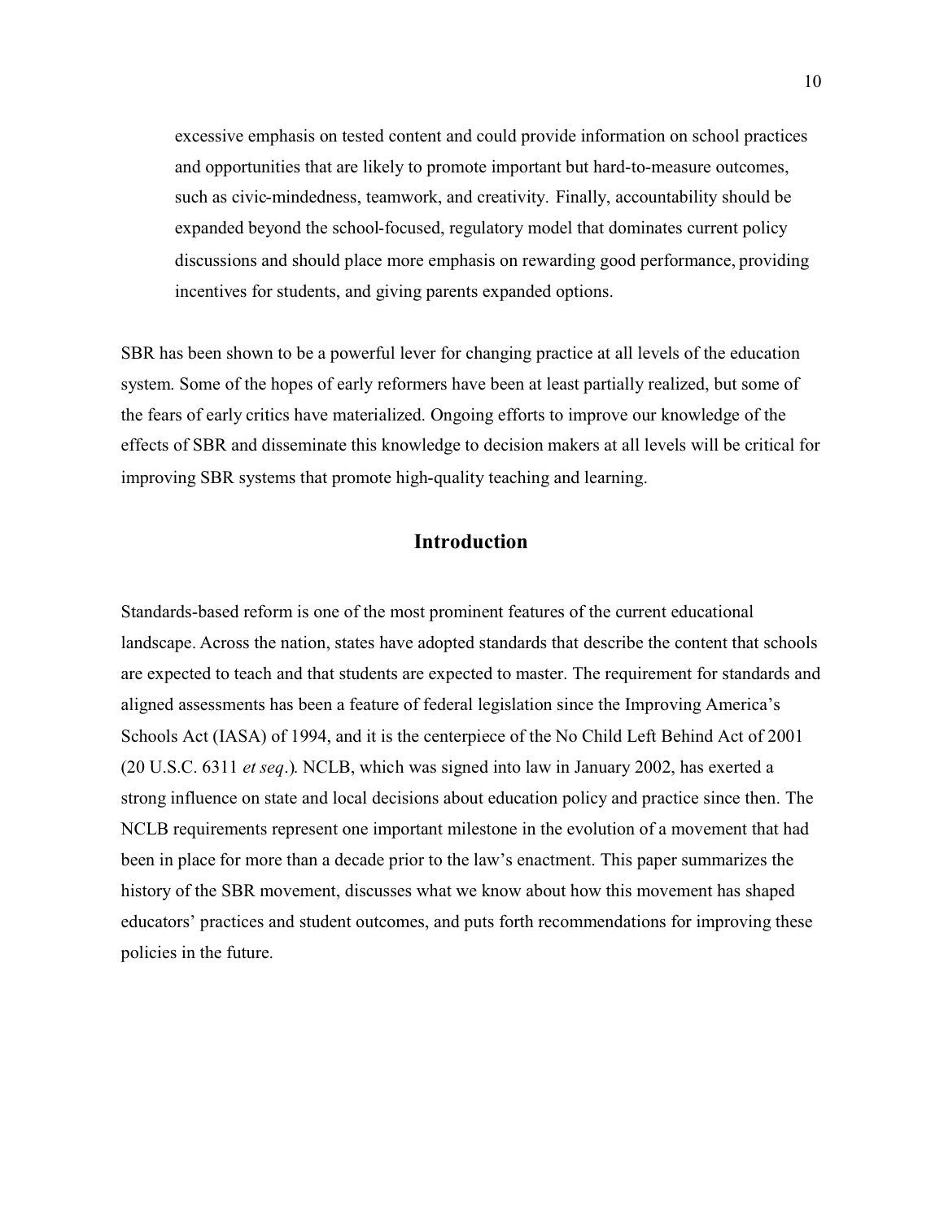excessive emphasis on tested content and could provide information on school practices and opportunities that are likely to promote important but hard-to-measure outcomes, such as civic-mindedness, teamwork, and creativity. Finally, accountability should be expanded beyond the school-focused, regulatory model that dominates current policy discussions and should place more emphasis on rewarding good performance, providing incentives for students, and giving parents expanded options.

SBR has been shown to be a powerful lever for changing practice at all levels of the education system. Some of the hopes of early reformers have been at least partially realized, but some of the fears of early critics have materialized. Ongoing efforts to improve our knowledge of the effects of SBR and disseminate this knowledge to decision makers at all levels will be critical for improving SBR systems that promote high-quality teaching and learning.

## Introduction

Standards-based reform is one of the most prominent features of the current educational landscape. Across the nation, states have adopted standards that describe the content that schools are expected to teach and that students are expected to master. The requirement for standards and aligned assessments has been a feature of federal legislation since the Improving America's Schools Act (IASA) of 1994, and it is the centerpiece of the No Child Left Behind Act of 2001 (20 U.S.C. 6311 *et seq*.). NCLB, which was signed into law in January 2002, has exerted a strong influence on state and local decisions about education policy and practice since then. The NCLB requirements represent one important milestone in the evolution of a movement that had been in place for more than a decade prior to the law's enactment. This paper summarizes the history of the SBR movement, discusses what we know about how this movement has shaped educators' practices and student outcomes, and puts forth recommendations for improving these policies in the future.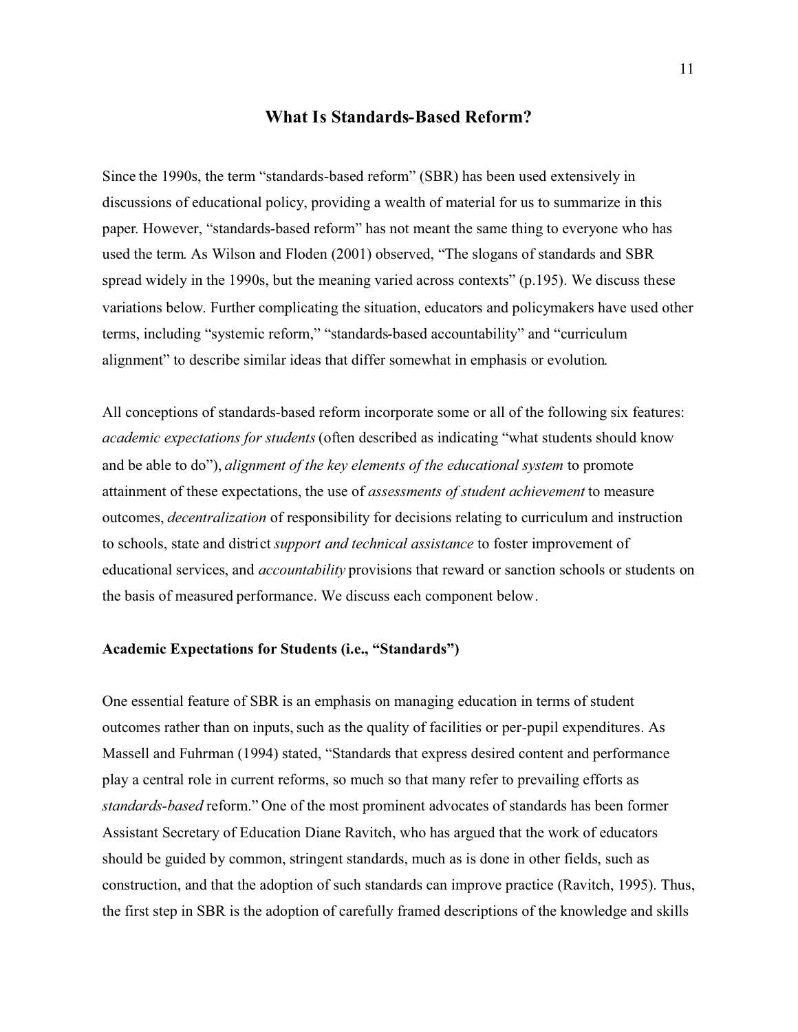## What Is Standards-Based Reform?

Since the 1990s, the term "standards-based reform" (SBR) has been used extensively in discussions of educational policy, providing a wealth of material for us to summarize in this paper. However, "standards-based reform" has not meant the same thing to everyone who has used the term. As Wilson and Floden (2001) observed, "The slogans of standards and SBR spread widely in the 1990s, but the meaning varied across contexts" (p.195). We discuss these variations below. Further complicating the situation, educators and policymakers have used other terms, including "systemic reform," "standards-based accountability" and "curriculum alignment" to describe similar ideas that differ somewhat in emphasis or evolution.

All conceptions of standards-based reform incorporate some or all of the following six features: *academic expectations for students* (often described as indicating "what students should know and be able to do"), *alignment of the key elements of the educational system* to promote attainment of these expectations, the use of *assessments of student achievement* to measure outcomes, *decentralization* of responsibility for decisions relating to curriculum and instruction to schools, state and district *support and technical assistance* to foster improvement of educational services, and *accountability* provisions that reward or sanction schools or students on the basis of measured performance. We discuss each component below.

### Academic Expectations for Students (i.e., "Standards")

One essential feature of SBR is an emphasis on managing education in terms of student outcomes rather than on inputs, such as the quality of facilities or per-pupil expenditures. As Massell and Fuhrman (1994) stated, "Standards that express desired content and performance play a central role in current reforms, so much so that many refer to prevailing efforts as *standards-based* reform." One of the most prominent advocates of standards has been former Assistant Secretary of Education Diane Ravitch, who has argued that the work of educators should be guided by common, stringent standards, much as is done in other fields, such as construction, and that the adoption of such standards can improve practice (Ravitch, 1995). Thus, the first step in SBR is the adoption of carefully framed descriptions of the knowledge and skills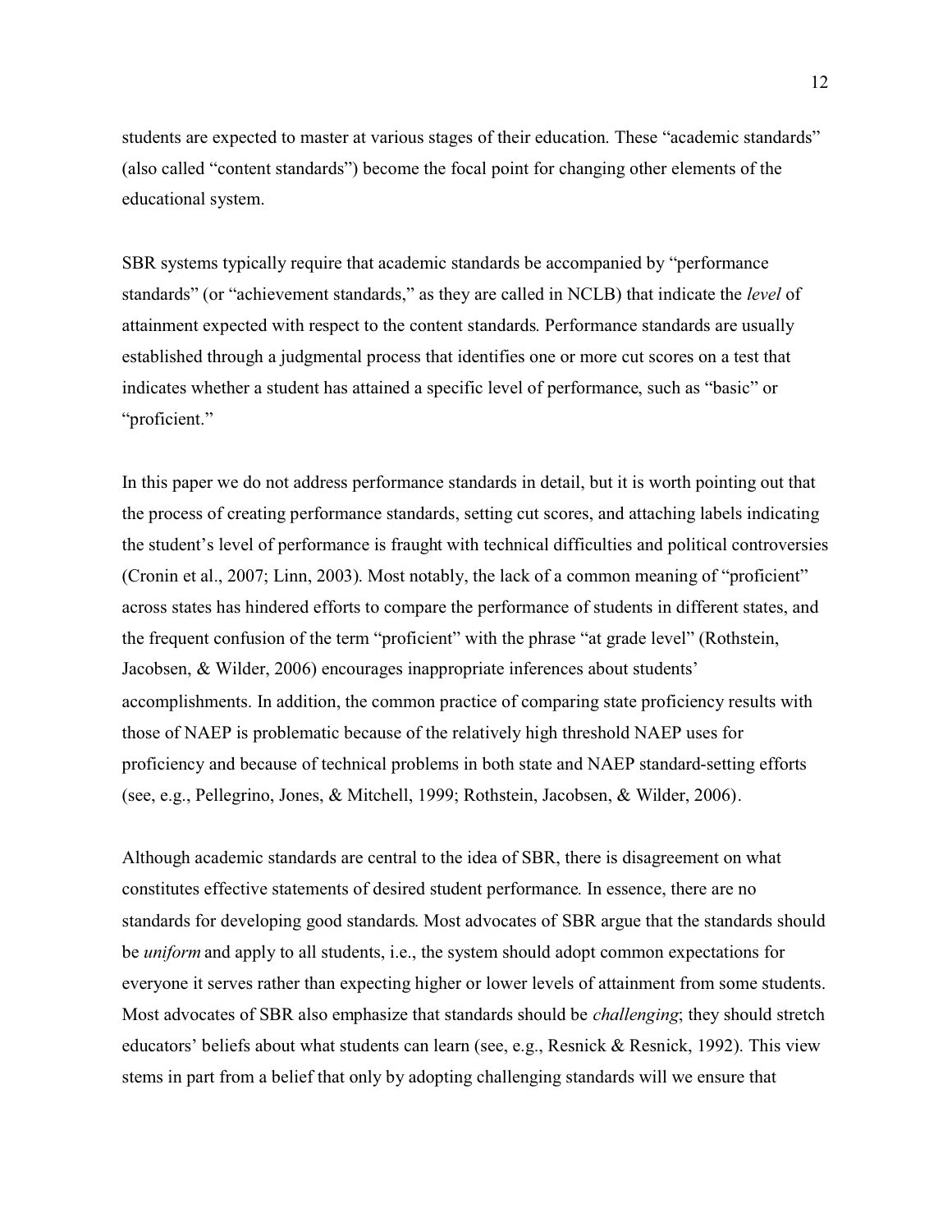students are expected to master at various stages of their education. These “academic standards” (also called “content standards”) become the focal point for changing other elements of the educational system.

SBR systems typically require that academic standards be accompanied by “performance standards” (or “achievement standards,” as they are called in NCLB) that indicate the *level* of attainment expected with respect to the content standards. Performance standards are usually established through a judgmental process that identifies one or more cut scores on a test that indicates whether a student has attained a specific level of performance, such as “basic” or “proficient.”

In this paper we do not address performance standards in detail, but it is worth pointing out that the process of creating performance standards, setting cut scores, and attaching labels indicating the student’s level of performance is fraught with technical difficulties and political controversies (Cronin et al., 2007; Linn, 2003). Most notably, the lack of a common meaning of “proficient” across states has hindered efforts to compare the performance of students in different states, and the frequent confusion of the term “proficient” with the phrase “at grade level” (Rothstein, Jacobsen, & Wilder, 2006) encourages inappropriate inferences about students’ accomplishments. In addition, the common practice of comparing state proficiency results with those of NAEP is problematic because of the relatively high threshold NAEP uses for proficiency and because of technical problems in both state and NAEP standard-setting efforts (see, e.g., Pellegrino, Jones, & Mitchell, 1999; Rothstein, Jacobsen, & Wilder, 2006).

Although academic standards are central to the idea of SBR, there is disagreement on what constitutes effective statements of desired student performance. In essence, there are no standards for developing good standards. Most advocates of SBR argue that the standards should be *uniform* and apply to all students, i.e., the system should adopt common expectations for everyone it serves rather than expecting higher or lower levels of attainment from some students. Most advocates of SBR also emphasize that standards should be *challenging*; they should stretch educators’ beliefs about what students can learn (see, e.g., Resnick & Resnick, 1992). This view stems in part from a belief that only by adopting challenging standards will we ensure that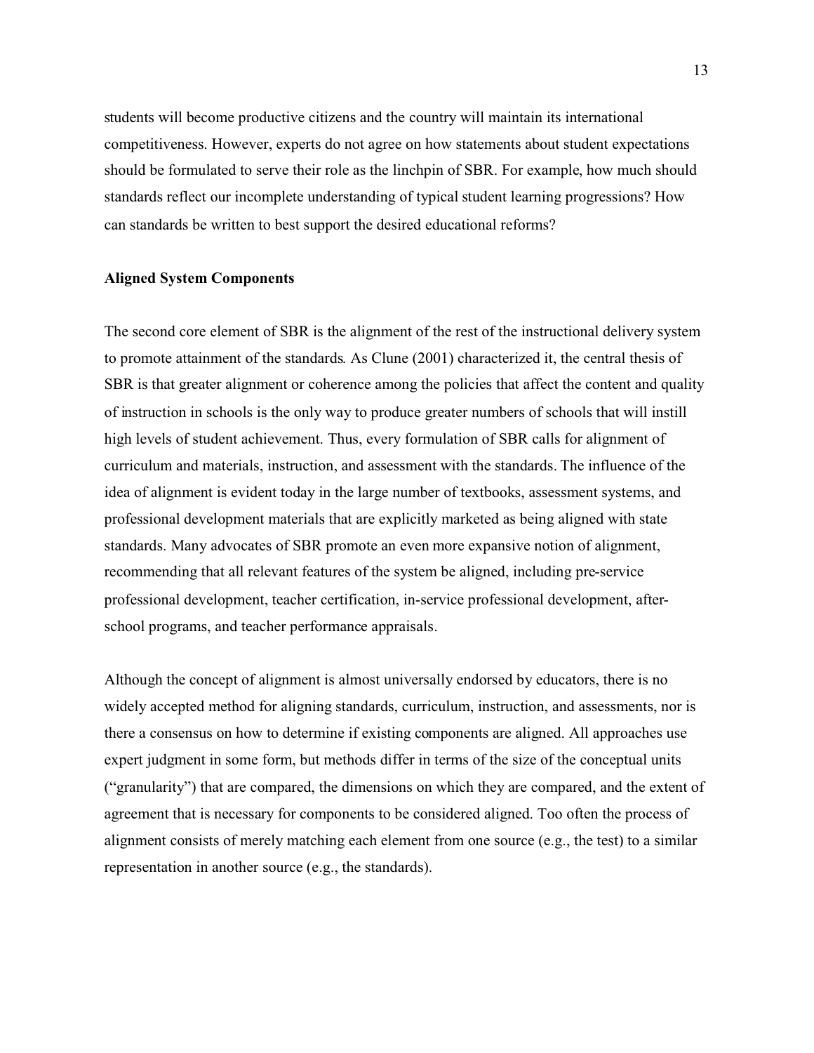students will become productive citizens and the country will maintain its international competitiveness. However, experts do not agree on how statements about student expectations should be formulated to serve their role as the linchpin of SBR. For example, how much should standards reflect our incomplete understanding of typical student learning progressions? How can standards be written to best support the desired educational reforms?

**Aligned System Components**

The second core element of SBR is the alignment of the rest of the instructional delivery system to promote attainment of the standards. As Clune (2001) characterized it, the central thesis of SBR is that greater alignment or coherence among the policies that affect the content and quality of instruction in schools is the only way to produce greater numbers of schools that will instill high levels of student achievement. Thus, every formulation of SBR calls for alignment of curriculum and materials, instruction, and assessment with the standards. The influence of the idea of alignment is evident today in the large number of textbooks, assessment systems, and professional development materials that are explicitly marketed as being aligned with state standards. Many advocates of SBR promote an even more expansive notion of alignment, recommending that all relevant features of the system be aligned, including pre-service professional development, teacher certification, in-service professional development, after-school programs, and teacher performance appraisals.

Although the concept of alignment is almost universally endorsed by educators, there is no widely accepted method for aligning standards, curriculum, instruction, and assessments, nor is there a consensus on how to determine if existing components are aligned. All approaches use expert judgment in some form, but methods differ in terms of the size of the conceptual units ("granularity") that are compared, the dimensions on which they are compared, and the extent of agreement that is necessary for components to be considered aligned. Too often the process of alignment consists of merely matching each element from one source (e.g., the test) to a similar representation in another source (e.g., the standards).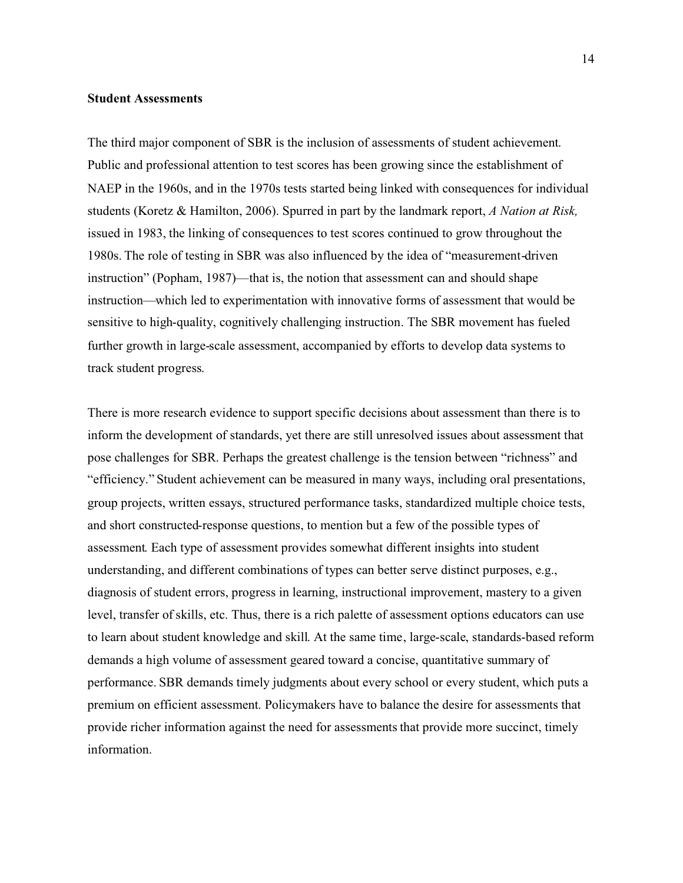**Student Assessments**

The third major component of SBR is the inclusion of assessments of student achievement. Public and professional attention to test scores has been growing since the establishment of NAEP in the 1960s, and in the 1970s tests started being linked with consequences for individual students (Koretz & Hamilton, 2006). Spurred in part by the landmark report, *A Nation at Risk,* issued in 1983, the linking of consequences to test scores continued to grow throughout the 1980s. The role of testing in SBR was also influenced by the idea of "measurement-driven instruction" (Popham, 1987)—that is, the notion that assessment can and should shape instruction—which led to experimentation with innovative forms of assessment that would be sensitive to high-quality, cognitively challenging instruction. The SBR movement has fueled further growth in large-scale assessment, accompanied by efforts to develop data systems to track student progress.

There is more research evidence to support specific decisions about assessment than there is to inform the development of standards, yet there are still unresolved issues about assessment that pose challenges for SBR. Perhaps the greatest challenge is the tension between "richness" and "efficiency." Student achievement can be measured in many ways, including oral presentations, group projects, written essays, structured performance tasks, standardized multiple choice tests, and short constructed-response questions, to mention but a few of the possible types of assessment. Each type of assessment provides somewhat different insights into student understanding, and different combinations of types can better serve distinct purposes, e.g., diagnosis of student errors, progress in learning, instructional improvement, mastery to a given level, transfer of skills, etc. Thus, there is a rich palette of assessment options educators can use to learn about student knowledge and skill. At the same time, large-scale, standards-based reform demands a high volume of assessment geared toward a concise, quantitative summary of performance. SBR demands timely judgments about every school or every student, which puts a premium on efficient assessment. Policymakers have to balance the desire for assessments that provide richer information against the need for assessments that provide more succinct, timely information.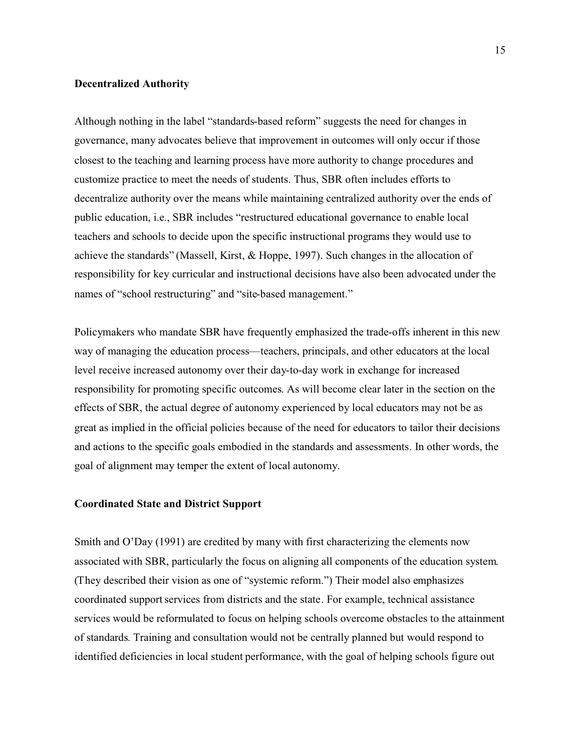### Decentralized Authority

Although nothing in the label "standards-based reform" suggests the need for changes in governance, many advocates believe that improvement in outcomes will only occur if those closest to the teaching and learning process have more authority to change procedures and customize practice to meet the needs of students. Thus, SBR often includes efforts to decentralize authority over the means while maintaining centralized authority over the ends of public education, i.e., SBR includes "restructured educational governance to enable local teachers and schools to decide upon the specific instructional programs they would use to achieve the standards" (Massell, Kirst, & Hoppe, 1997). Such changes in the allocation of responsibility for key curricular and instructional decisions have also been advocated under the names of "school restructuring" and "site-based management."

Policymakers who mandate SBR have frequently emphasized the trade-offs inherent in this new way of managing the education process—teachers, principals, and other educators at the local level receive increased autonomy over their day-to-day work in exchange for increased responsibility for promoting specific outcomes. As will become clear later in the section on the effects of SBR, the actual degree of autonomy experienced by local educators may not be as great as implied in the official policies because of the need for educators to tailor their decisions and actions to the specific goals embodied in the standards and assessments. In other words, the goal of alignment may temper the extent of local autonomy.

### Coordinated State and District Support

Smith and O'Day (1991) are credited by many with first characterizing the elements now associated with SBR, particularly the focus on aligning all components of the education system. (They described their vision as one of "systemic reform.") Their model also emphasizes coordinated support services from districts and the state. For example, technical assistance services would be reformulated to focus on helping schools overcome obstacles to the attainment of standards. Training and consultation would not be centrally planned but would respond to identified deficiencies in local student performance, with the goal of helping schools figure out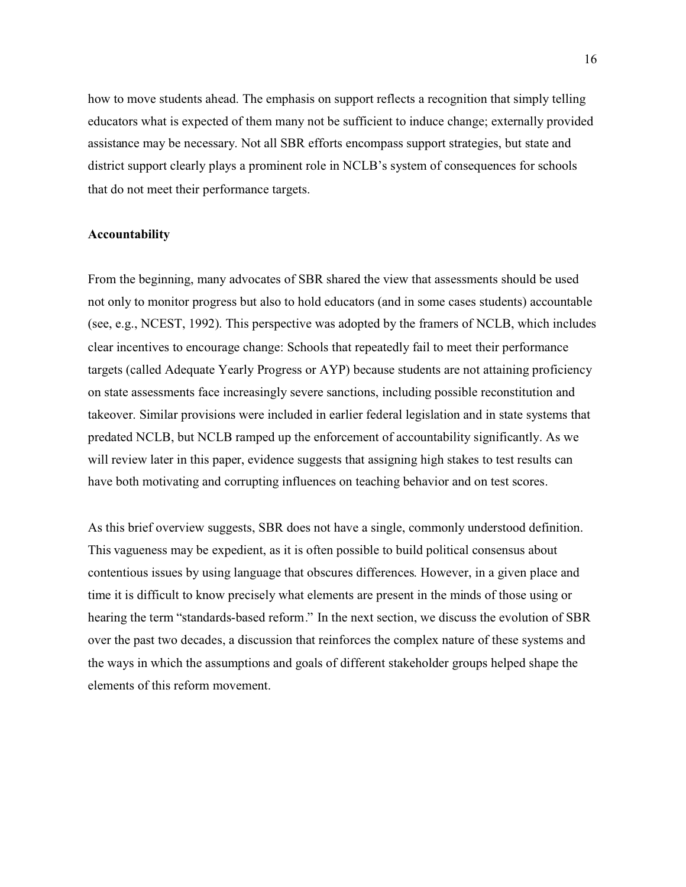how to move students ahead. The emphasis on support reflects a recognition that simply telling educators what is expected of them many not be sufficient to induce change; externally provided assistance may be necessary. Not all SBR efforts encompass support strategies, but state and district support clearly plays a prominent role in NCLB's system of consequences for schools that do not meet their performance targets.

**Accountability**

From the beginning, many advocates of SBR shared the view that assessments should be used not only to monitor progress but also to hold educators (and in some cases students) accountable (see, e.g., NCEST, 1992). This perspective was adopted by the framers of NCLB, which includes clear incentives to encourage change: Schools that repeatedly fail to meet their performance targets (called Adequate Yearly Progress or AYP) because students are not attaining proficiency on state assessments face increasingly severe sanctions, including possible reconstitution and takeover. Similar provisions were included in earlier federal legislation and in state systems that predated NCLB, but NCLB ramped up the enforcement of accountability significantly. As we will review later in this paper, evidence suggests that assigning high stakes to test results can have both motivating and corrupting influences on teaching behavior and on test scores.

As this brief overview suggests, SBR does not have a single, commonly understood definition. This vagueness may be expedient, as it is often possible to build political consensus about contentious issues by using language that obscures differences. However, in a given place and time it is difficult to know precisely what elements are present in the minds of those using or hearing the term "standards-based reform." In the next section, we discuss the evolution of SBR over the past two decades, a discussion that reinforces the complex nature of these systems and the ways in which the assumptions and goals of different stakeholder groups helped shape the elements of this reform movement.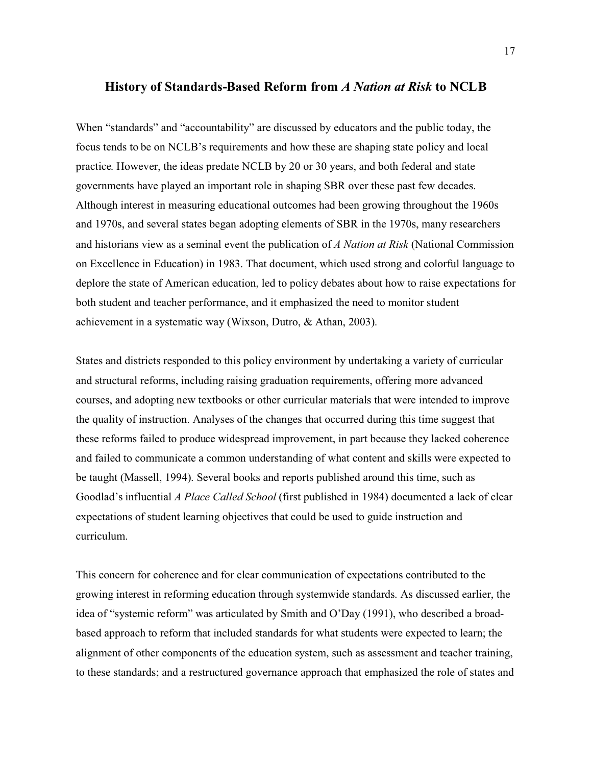## History of Standards-Based Reform from *A Nation at Risk* to NCLB

When "standards" and "accountability" are discussed by educators and the public today, the focus tends to be on NCLB's requirements and how these are shaping state policy and local practice. However, the ideas predate NCLB by 20 or 30 years, and both federal and state governments have played an important role in shaping SBR over these past few decades. Although interest in measuring educational outcomes had been growing throughout the 1960s and 1970s, and several states began adopting elements of SBR in the 1970s, many researchers and historians view as a seminal event the publication of *A Nation at Risk* (National Commission on Excellence in Education) in 1983. That document, which used strong and colorful language to deplore the state of American education, led to policy debates about how to raise expectations for both student and teacher performance, and it emphasized the need to monitor student achievement in a systematic way (Wixson, Dutro, & Athan, 2003).

States and districts responded to this policy environment by undertaking a variety of curricular and structural reforms, including raising graduation requirements, offering more advanced courses, and adopting new textbooks or other curricular materials that were intended to improve the quality of instruction. Analyses of the changes that occurred during this time suggest that these reforms failed to produce widespread improvement, in part because they lacked coherence and failed to communicate a common understanding of what content and skills were expected to be taught (Massell, 1994). Several books and reports published around this time, such as Goodlad's influential *A Place Called School* (first published in 1984) documented a lack of clear expectations of student learning objectives that could be used to guide instruction and curriculum.

This concern for coherence and for clear communication of expectations contributed to the growing interest in reforming education through systemwide standards. As discussed earlier, the idea of "systemic reform" was articulated by Smith and O'Day (1991), who described a broad-based approach to reform that included standards for what students were expected to learn; the alignment of other components of the education system, such as assessment and teacher training, to these standards; and a restructured governance approach that emphasized the role of states and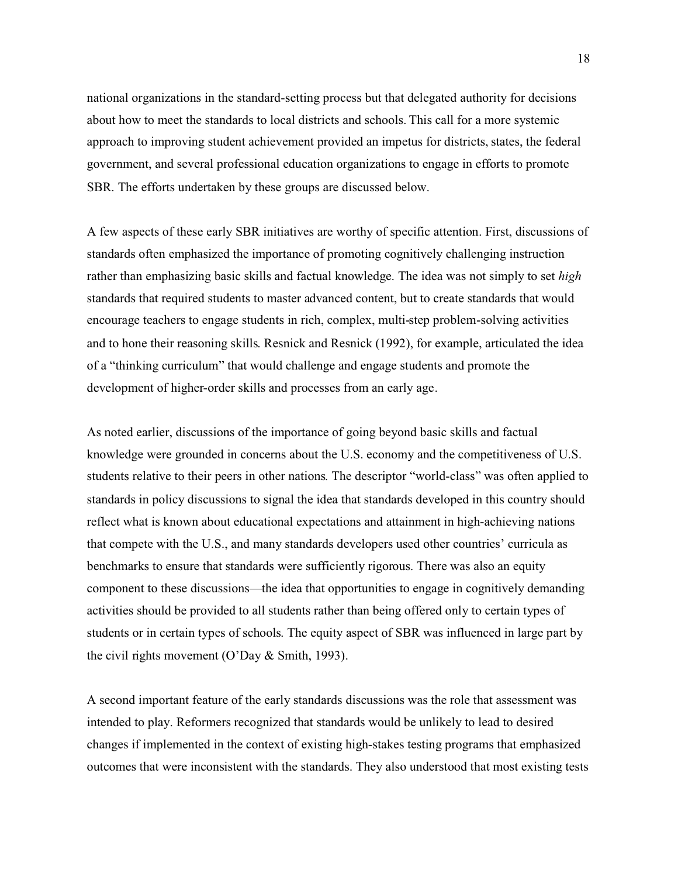national organizations in the standard-setting process but that delegated authority for decisions about how to meet the standards to local districts and schools. This call for a more systemic approach to improving student achievement provided an impetus for districts, states, the federal government, and several professional education organizations to engage in efforts to promote SBR. The efforts undertaken by these groups are discussed below.

A few aspects of these early SBR initiatives are worthy of specific attention. First, discussions of standards often emphasized the importance of promoting cognitively challenging instruction rather than emphasizing basic skills and factual knowledge. The idea was not simply to set *high* standards that required students to master advanced content, but to create standards that would encourage teachers to engage students in rich, complex, multi-step problem-solving activities and to hone their reasoning skills. Resnick and Resnick (1992), for example, articulated the idea of a "thinking curriculum" that would challenge and engage students and promote the development of higher-order skills and processes from an early age.

As noted earlier, discussions of the importance of going beyond basic skills and factual knowledge were grounded in concerns about the U.S. economy and the competitiveness of U.S. students relative to their peers in other nations. The descriptor "world-class" was often applied to standards in policy discussions to signal the idea that standards developed in this country should reflect what is known about educational expectations and attainment in high-achieving nations that compete with the U.S., and many standards developers used other countries' curricula as benchmarks to ensure that standards were sufficiently rigorous. There was also an equity component to these discussions—the idea that opportunities to engage in cognitively demanding activities should be provided to all students rather than being offered only to certain types of students or in certain types of schools. The equity aspect of SBR was influenced in large part by the civil rights movement (O'Day & Smith, 1993).

A second important feature of the early standards discussions was the role that assessment was intended to play. Reformers recognized that standards would be unlikely to lead to desired changes if implemented in the context of existing high-stakes testing programs that emphasized outcomes that were inconsistent with the standards. They also understood that most existing tests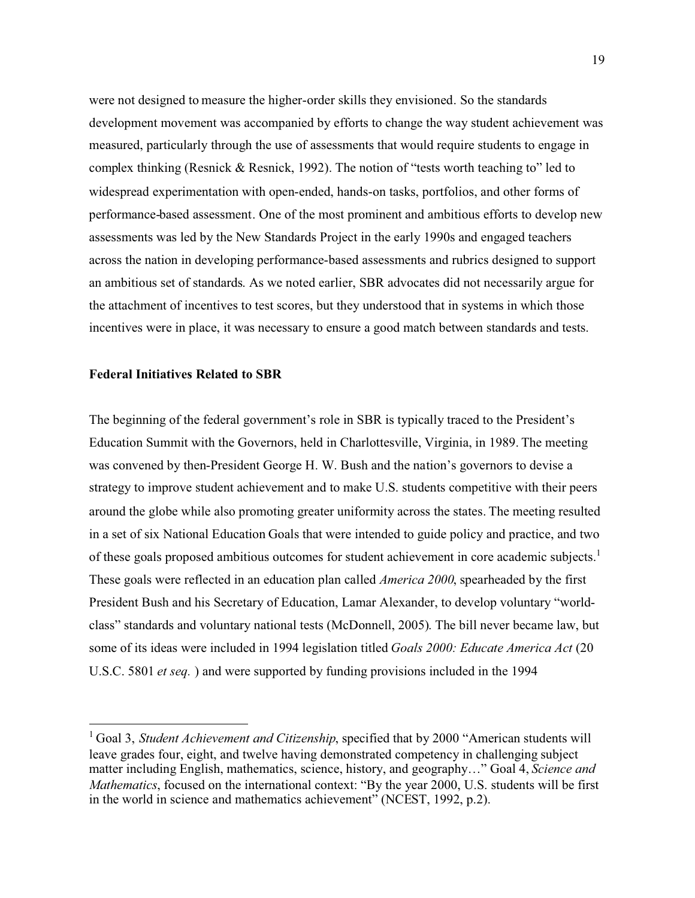were not designed to measure the higher-order skills they envisioned. So the standards development movement was accompanied by efforts to change the way student achievement was measured, particularly through the use of assessments that would require students to engage in complex thinking (Resnick & Resnick, 1992). The notion of "tests worth teaching to" led to widespread experimentation with open-ended, hands-on tasks, portfolios, and other forms of performance-based assessment. One of the most prominent and ambitious efforts to develop new assessments was led by the New Standards Project in the early 1990s and engaged teachers across the nation in developing performance-based assessments and rubrics designed to support an ambitious set of standards. As we noted earlier, SBR advocates did not necessarily argue for the attachment of incentives to test scores, but they understood that in systems in which those incentives were in place, it was necessary to ensure a good match between standards and tests.

### Federal Initiatives Related to SBR

The beginning of the federal government's role in SBR is typically traced to the President's Education Summit with the Governors, held in Charlottesville, Virginia, in 1989. The meeting was convened by then-President George H. W. Bush and the nation's governors to devise a strategy to improve student achievement and to make U.S. students competitive with their peers around the globe while also promoting greater uniformity across the states. The meeting resulted in a set of six National Education Goals that were intended to guide policy and practice, and two of these goals proposed ambitious outcomes for student achievement in core academic subjects.[1] These goals were reflected in an education plan called *America 2000*, spearheaded by the first President Bush and his Secretary of Education, Lamar Alexander, to develop voluntary "world-class" standards and voluntary national tests (McDonnell, 2005). The bill never became law, but some of its ideas were included in 1994 legislation titled *Goals 2000: Educate America Act* (20 U.S.C. 5801 *et seq.* ) and were supported by funding provisions included in the 1994

---

[1] Goal 3, *Student Achievement and Citizenship*, specified that by 2000 "American students will leave grades four, eight, and twelve having demonstrated competency in challenging subject matter including English, mathematics, science, history, and geography…" Goal 4, *Science and Mathematics*, focused on the international context: "By the year 2000, U.S. students will be first in the world in science and mathematics achievement" (NCEST, 1992, p.2).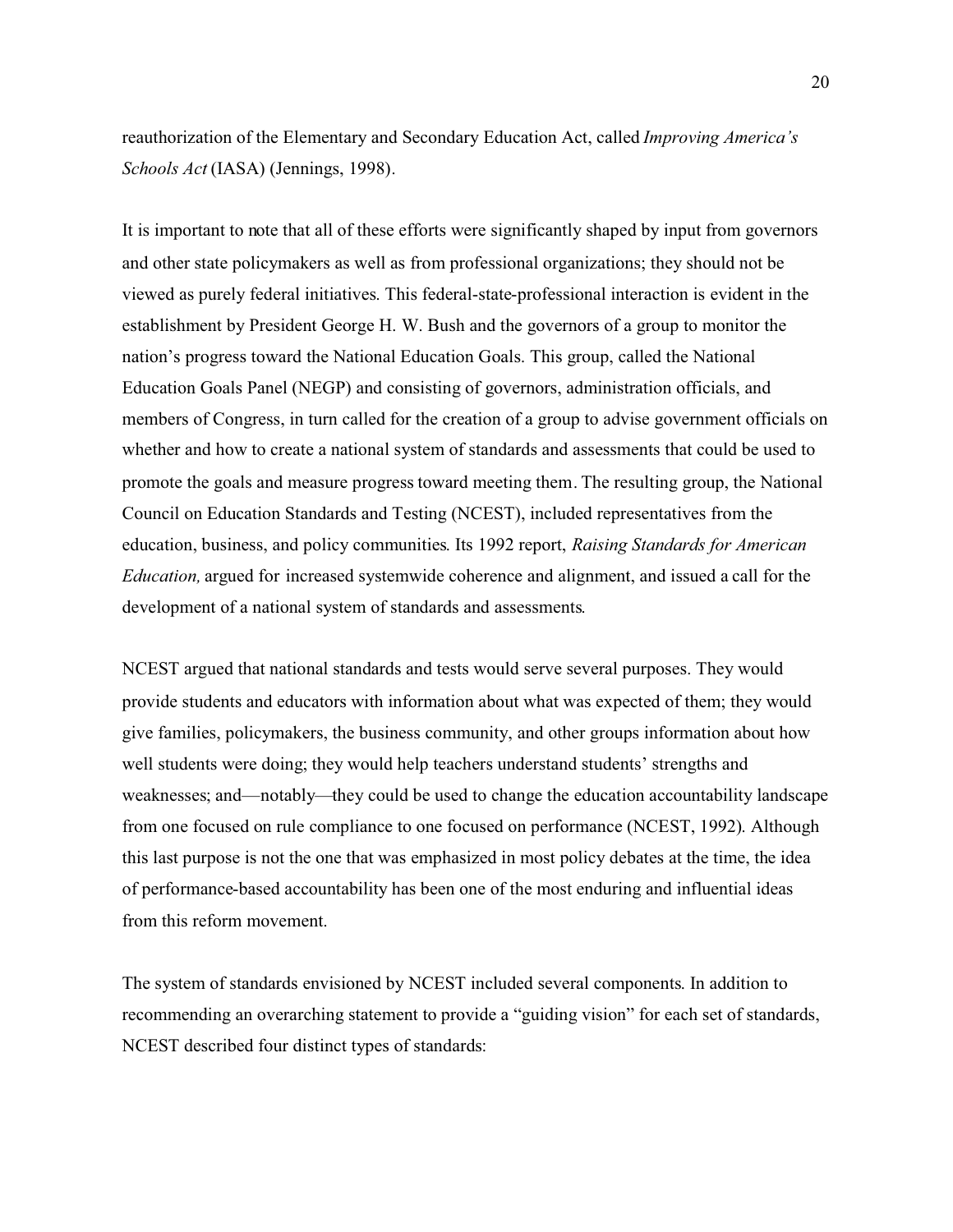reauthorization of the Elementary and Secondary Education Act, called *Improving America's Schools Act* (IASA) (Jennings, 1998).

It is important to note that all of these efforts were significantly shaped by input from governors and other state policymakers as well as from professional organizations; they should not be viewed as purely federal initiatives. This federal-state-professional interaction is evident in the establishment by President George H. W. Bush and the governors of a group to monitor the nation's progress toward the National Education Goals. This group, called the National Education Goals Panel (NEGP) and consisting of governors, administration officials, and members of Congress, in turn called for the creation of a group to advise government officials on whether and how to create a national system of standards and assessments that could be used to promote the goals and measure progress toward meeting them. The resulting group, the National Council on Education Standards and Testing (NCEST), included representatives from the education, business, and policy communities. Its 1992 report, *Raising Standards for American Education,* argued for increased systemwide coherence and alignment, and issued a call for the development of a national system of standards and assessments.

NCEST argued that national standards and tests would serve several purposes. They would provide students and educators with information about what was expected of them; they would give families, policymakers, the business community, and other groups information about how well students were doing; they would help teachers understand students' strengths and weaknesses; and—notably—they could be used to change the education accountability landscape from one focused on rule compliance to one focused on performance (NCEST, 1992). Although this last purpose is not the one that was emphasized in most policy debates at the time, the idea of performance-based accountability has been one of the most enduring and influential ideas from this reform movement.

The system of standards envisioned by NCEST included several components. In addition to recommending an overarching statement to provide a "guiding vision" for each set of standards, NCEST described four distinct types of standards: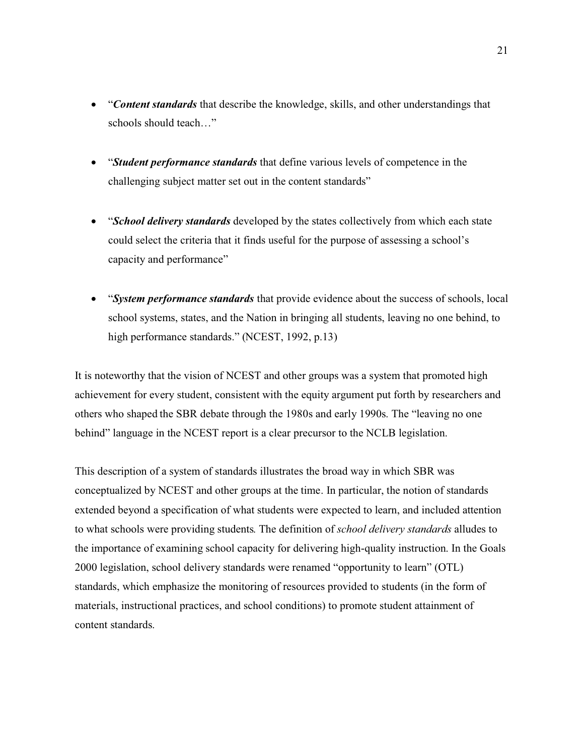- "***Content standards*** that describe the knowledge, skills, and other understandings that schools should teach…"

- "***Student performance standards*** that define various levels of competence in the challenging subject matter set out in the content standards"

- "***School delivery standards*** developed by the states collectively from which each state could select the criteria that it finds useful for the purpose of assessing a school's capacity and performance"

- "***System performance standards*** that provide evidence about the success of schools, local school systems, states, and the Nation in bringing all students, leaving no one behind, to high performance standards." (NCEST, 1992, p.13)

It is noteworthy that the vision of NCEST and other groups was a system that promoted high achievement for every student, consistent with the equity argument put forth by researchers and others who shaped the SBR debate through the 1980s and early 1990s. The "leaving no one behind" language in the NCEST report is a clear precursor to the NCLB legislation.

This description of a system of standards illustrates the broad way in which SBR was conceptualized by NCEST and other groups at the time. In particular, the notion of standards extended beyond a specification of what students were expected to learn, and included attention to what schools were providing students. The definition of *school delivery standards* alludes to the importance of examining school capacity for delivering high-quality instruction. In the Goals 2000 legislation, school delivery standards were renamed "opportunity to learn" (OTL) standards, which emphasize the monitoring of resources provided to students (in the form of materials, instructional practices, and school conditions) to promote student attainment of content standards.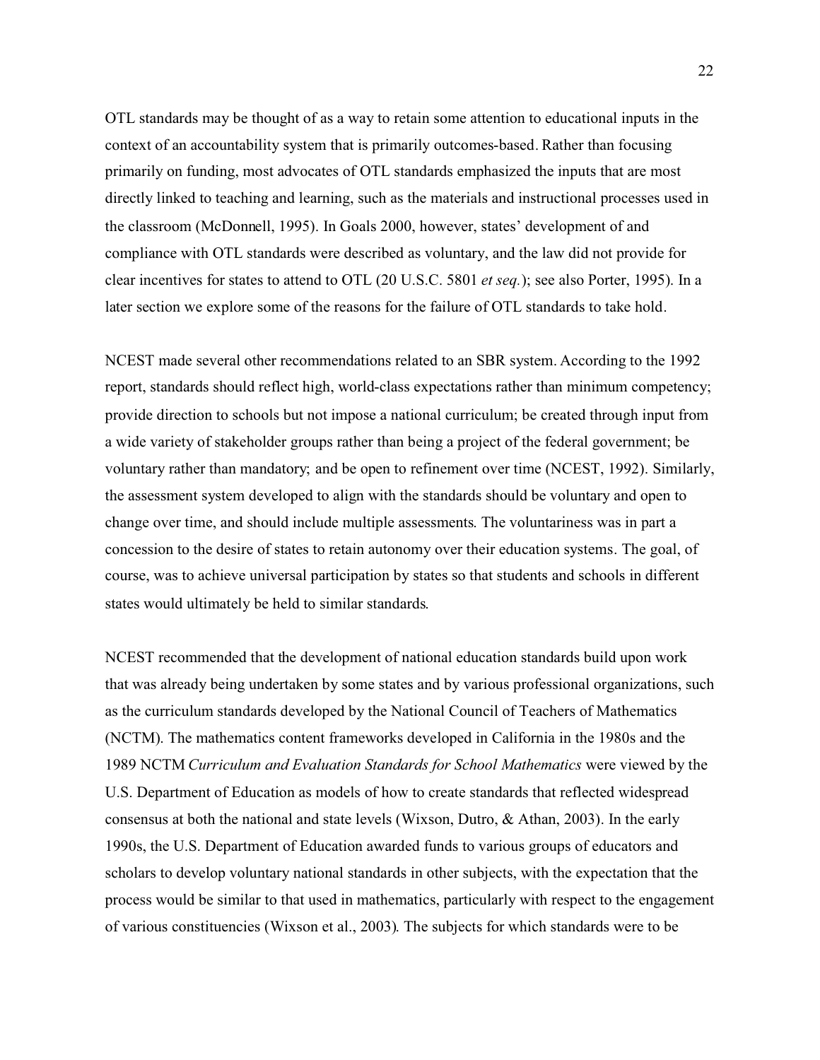OTL standards may be thought of as a way to retain some attention to educational inputs in the context of an accountability system that is primarily outcomes-based. Rather than focusing primarily on funding, most advocates of OTL standards emphasized the inputs that are most directly linked to teaching and learning, such as the materials and instructional processes used in the classroom (McDonnell, 1995). In Goals 2000, however, states' development of and compliance with OTL standards were described as voluntary, and the law did not provide for clear incentives for states to attend to OTL (20 U.S.C. 5801 *et seq.*); see also Porter, 1995). In a later section we explore some of the reasons for the failure of OTL standards to take hold.

NCEST made several other recommendations related to an SBR system. According to the 1992 report, standards should reflect high, world-class expectations rather than minimum competency; provide direction to schools but not impose a national curriculum; be created through input from a wide variety of stakeholder groups rather than being a project of the federal government; be voluntary rather than mandatory; and be open to refinement over time (NCEST, 1992). Similarly, the assessment system developed to align with the standards should be voluntary and open to change over time, and should include multiple assessments. The voluntariness was in part a concession to the desire of states to retain autonomy over their education systems. The goal, of course, was to achieve universal participation by states so that students and schools in different states would ultimately be held to similar standards.

NCEST recommended that the development of national education standards build upon work that was already being undertaken by some states and by various professional organizations, such as the curriculum standards developed by the National Council of Teachers of Mathematics (NCTM). The mathematics content frameworks developed in California in the 1980s and the 1989 NCTM *Curriculum and Evaluation Standards for School Mathematics* were viewed by the U.S. Department of Education as models of how to create standards that reflected widespread consensus at both the national and state levels (Wixson, Dutro, & Athan, 2003). In the early 1990s, the U.S. Department of Education awarded funds to various groups of educators and scholars to develop voluntary national standards in other subjects, with the expectation that the process would be similar to that used in mathematics, particularly with respect to the engagement of various constituencies (Wixson et al., 2003). The subjects for which standards were to be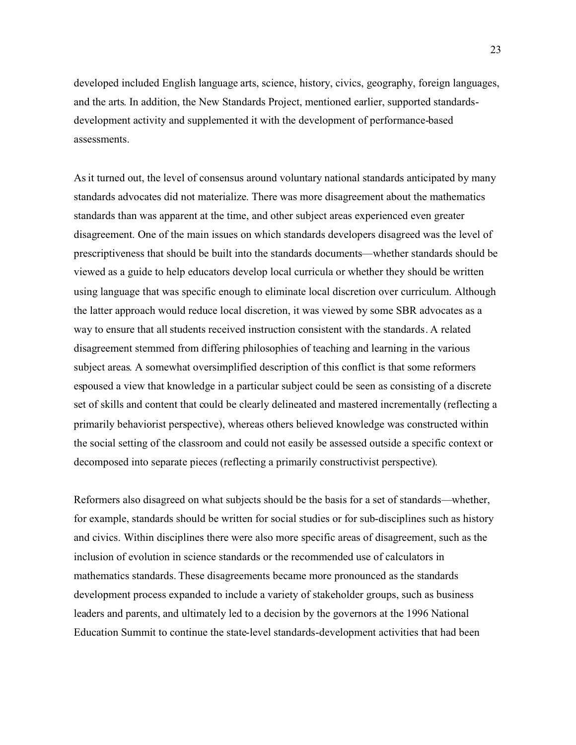developed included English language arts, science, history, civics, geography, foreign languages, and the arts. In addition, the New Standards Project, mentioned earlier, supported standards-development activity and supplemented it with the development of performance-based assessments.

As it turned out, the level of consensus around voluntary national standards anticipated by many standards advocates did not materialize. There was more disagreement about the mathematics standards than was apparent at the time, and other subject areas experienced even greater disagreement. One of the main issues on which standards developers disagreed was the level of prescriptiveness that should be built into the standards documents—whether standards should be viewed as a guide to help educators develop local curricula or whether they should be written using language that was specific enough to eliminate local discretion over curriculum. Although the latter approach would reduce local discretion, it was viewed by some SBR advocates as a way to ensure that all students received instruction consistent with the standards. A related disagreement stemmed from differing philosophies of teaching and learning in the various subject areas. A somewhat oversimplified description of this conflict is that some reformers espoused a view that knowledge in a particular subject could be seen as consisting of a discrete set of skills and content that could be clearly delineated and mastered incrementally (reflecting a primarily behaviorist perspective), whereas others believed knowledge was constructed within the social setting of the classroom and could not easily be assessed outside a specific context or decomposed into separate pieces (reflecting a primarily constructivist perspective).

Reformers also disagreed on what subjects should be the basis for a set of standards—whether, for example, standards should be written for social studies or for sub-disciplines such as history and civics. Within disciplines there were also more specific areas of disagreement, such as the inclusion of evolution in science standards or the recommended use of calculators in mathematics standards. These disagreements became more pronounced as the standards development process expanded to include a variety of stakeholder groups, such as business leaders and parents, and ultimately led to a decision by the governors at the 1996 National Education Summit to continue the state-level standards-development activities that had been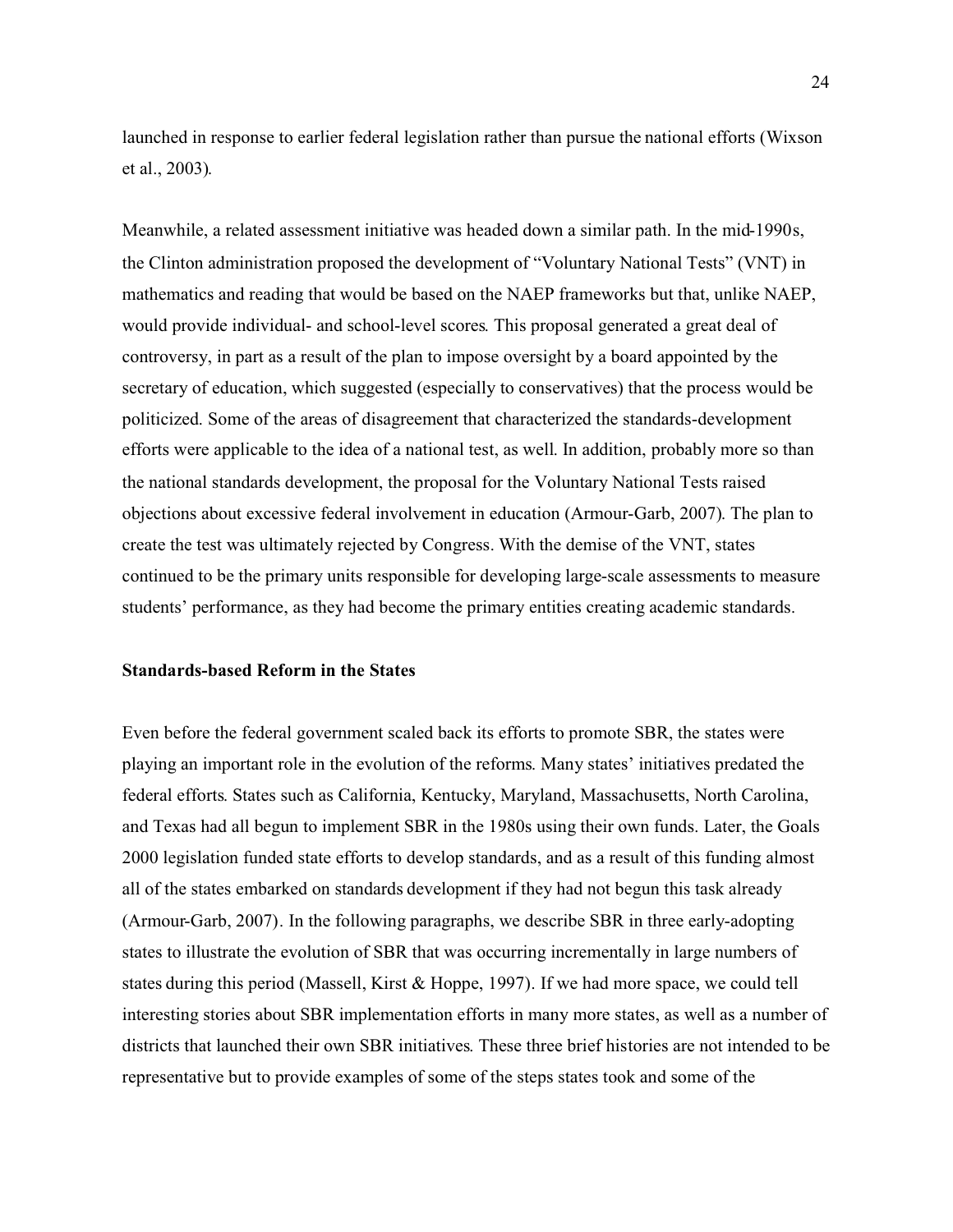launched in response to earlier federal legislation rather than pursue the national efforts (Wixson et al., 2003).

Meanwhile, a related assessment initiative was headed down a similar path. In the mid-1990s, the Clinton administration proposed the development of "Voluntary National Tests" (VNT) in mathematics and reading that would be based on the NAEP frameworks but that, unlike NAEP, would provide individual- and school-level scores. This proposal generated a great deal of controversy, in part as a result of the plan to impose oversight by a board appointed by the secretary of education, which suggested (especially to conservatives) that the process would be politicized. Some of the areas of disagreement that characterized the standards-development efforts were applicable to the idea of a national test, as well. In addition, probably more so than the national standards development, the proposal for the Voluntary National Tests raised objections about excessive federal involvement in education (Armour-Garb, 2007). The plan to create the test was ultimately rejected by Congress. With the demise of the VNT, states continued to be the primary units responsible for developing large-scale assessments to measure students' performance, as they had become the primary entities creating academic standards.

**Standards-based Reform in the States**

Even before the federal government scaled back its efforts to promote SBR, the states were playing an important role in the evolution of the reforms. Many states' initiatives predated the federal efforts. States such as California, Kentucky, Maryland, Massachusetts, North Carolina, and Texas had all begun to implement SBR in the 1980s using their own funds. Later, the Goals 2000 legislation funded state efforts to develop standards, and as a result of this funding almost all of the states embarked on standards development if they had not begun this task already (Armour-Garb, 2007). In the following paragraphs, we describe SBR in three early-adopting states to illustrate the evolution of SBR that was occurring incrementally in large numbers of states during this period (Massell, Kirst & Hoppe, 1997). If we had more space, we could tell interesting stories about SBR implementation efforts in many more states, as well as a number of districts that launched their own SBR initiatives. These three brief histories are not intended to be representative but to provide examples of some of the steps states took and some of the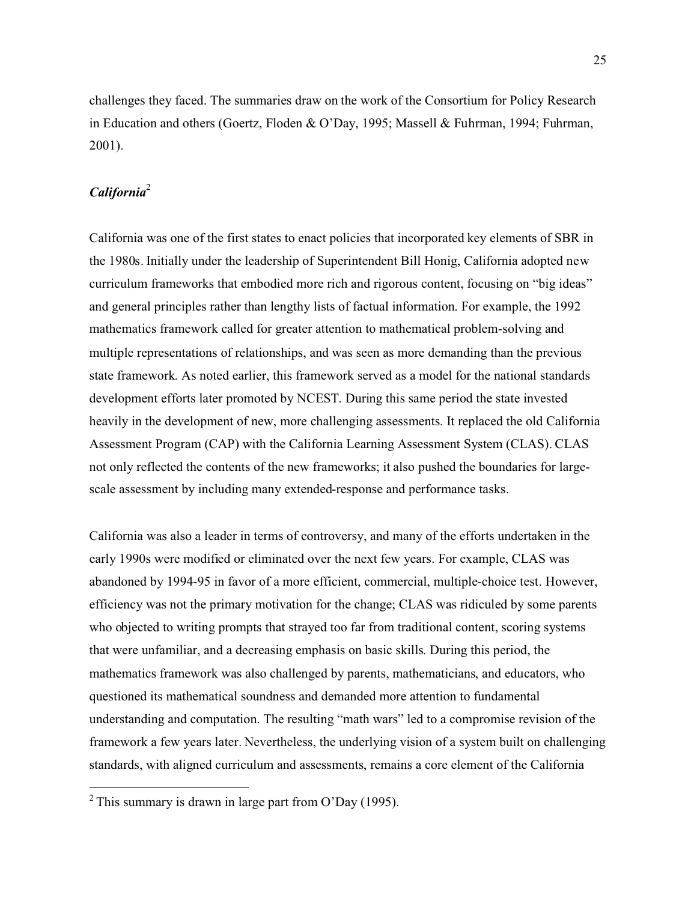challenges they faced. The summaries draw on the work of the Consortium for Policy Research in Education and others (Goertz, Floden & O'Day, 1995; Massell & Fuhrman, 1994; Fuhrman, 2001).

### *California*[2]

California was one of the first states to enact policies that incorporated key elements of SBR in the 1980s. Initially under the leadership of Superintendent Bill Honig, California adopted new curriculum frameworks that embodied more rich and rigorous content, focusing on "big ideas" and general principles rather than lengthy lists of factual information. For example, the 1992 mathematics framework called for greater attention to mathematical problem-solving and multiple representations of relationships, and was seen as more demanding than the previous state framework. As noted earlier, this framework served as a model for the national standards development efforts later promoted by NCEST. During this same period the state invested heavily in the development of new, more challenging assessments. It replaced the old California Assessment Program (CAP) with the California Learning Assessment System (CLAS). CLAS not only reflected the contents of the new frameworks; it also pushed the boundaries for large-scale assessment by including many extended-response and performance tasks.

California was also a leader in terms of controversy, and many of the efforts undertaken in the early 1990s were modified or eliminated over the next few years. For example, CLAS was abandoned by 1994-95 in favor of a more efficient, commercial, multiple-choice test. However, efficiency was not the primary motivation for the change; CLAS was ridiculed by some parents who objected to writing prompts that strayed too far from traditional content, scoring systems that were unfamiliar, and a decreasing emphasis on basic skills. During this period, the mathematics framework was also challenged by parents, mathematicians, and educators, who questioned its mathematical soundness and demanded more attention to fundamental understanding and computation. The resulting "math wars" led to a compromise revision of the framework a few years later. Nevertheless, the underlying vision of a system built on challenging standards, with aligned curriculum and assessments, remains a core element of the California

[2] This summary is drawn in large part from O'Day (1995).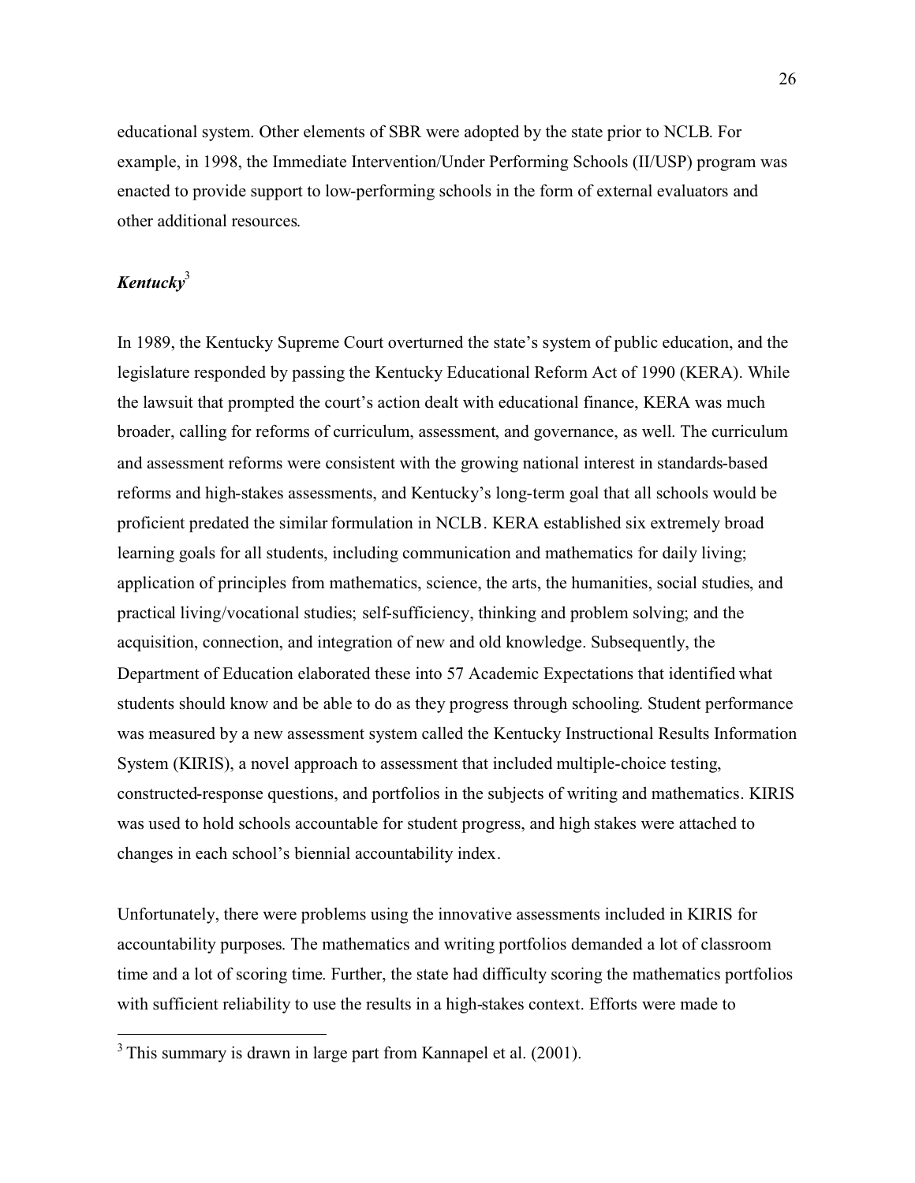educational system. Other elements of SBR were adopted by the state prior to NCLB. For example, in 1998, the Immediate Intervention/Under Performing Schools (II/USP) program was enacted to provide support to low-performing schools in the form of external evaluators and other additional resources.

### *Kentucky*[3]

In 1989, the Kentucky Supreme Court overturned the state's system of public education, and the legislature responded by passing the Kentucky Educational Reform Act of 1990 (KERA). While the lawsuit that prompted the court's action dealt with educational finance, KERA was much broader, calling for reforms of curriculum, assessment, and governance, as well. The curriculum and assessment reforms were consistent with the growing national interest in standards-based reforms and high-stakes assessments, and Kentucky's long-term goal that all schools would be proficient predated the similar formulation in NCLB. KERA established six extremely broad learning goals for all students, including communication and mathematics for daily living; application of principles from mathematics, science, the arts, the humanities, social studies, and practical living/vocational studies; self-sufficiency, thinking and problem solving; and the acquisition, connection, and integration of new and old knowledge. Subsequently, the Department of Education elaborated these into 57 Academic Expectations that identified what students should know and be able to do as they progress through schooling. Student performance was measured by a new assessment system called the Kentucky Instructional Results Information System (KIRIS), a novel approach to assessment that included multiple-choice testing, constructed-response questions, and portfolios in the subjects of writing and mathematics. KIRIS was used to hold schools accountable for student progress, and high stakes were attached to changes in each school's biennial accountability index.

Unfortunately, there were problems using the innovative assessments included in KIRIS for accountability purposes. The mathematics and writing portfolios demanded a lot of classroom time and a lot of scoring time. Further, the state had difficulty scoring the mathematics portfolios with sufficient reliability to use the results in a high-stakes context. Efforts were made to

---

[3] This summary is drawn in large part from Kannapel et al. (2001).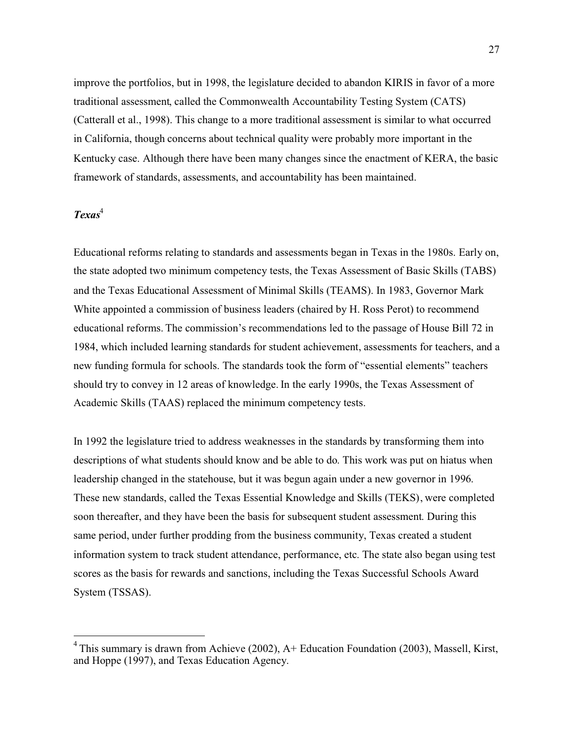improve the portfolios, but in 1998, the legislature decided to abandon KIRIS in favor of a more traditional assessment, called the Commonwealth Accountability Testing System (CATS) (Catterall et al., 1998). This change to a more traditional assessment is similar to what occurred in California, though concerns about technical quality were probably more important in the Kentucky case. Although there have been many changes since the enactment of KERA, the basic framework of standards, assessments, and accountability has been maintained.

### *Texas*[4]

Educational reforms relating to standards and assessments began in Texas in the 1980s. Early on, the state adopted two minimum competency tests, the Texas Assessment of Basic Skills (TABS) and the Texas Educational Assessment of Minimal Skills (TEAMS). In 1983, Governor Mark White appointed a commission of business leaders (chaired by H. Ross Perot) to recommend educational reforms. The commission's recommendations led to the passage of House Bill 72 in 1984, which included learning standards for student achievement, assessments for teachers, and a new funding formula for schools. The standards took the form of "essential elements" teachers should try to convey in 12 areas of knowledge. In the early 1990s, the Texas Assessment of Academic Skills (TAAS) replaced the minimum competency tests.

In 1992 the legislature tried to address weaknesses in the standards by transforming them into descriptions of what students should know and be able to do. This work was put on hiatus when leadership changed in the statehouse, but it was begun again under a new governor in 1996. These new standards, called the Texas Essential Knowledge and Skills (TEKS), were completed soon thereafter, and they have been the basis for subsequent student assessment. During this same period, under further prodding from the business community, Texas created a student information system to track student attendance, performance, etc. The state also began using test scores as the basis for rewards and sanctions, including the Texas Successful Schools Award System (TSSAS).

---

[4] This summary is drawn from Achieve (2002), A+ Education Foundation (2003), Massell, Kirst, and Hoppe (1997), and Texas Education Agency.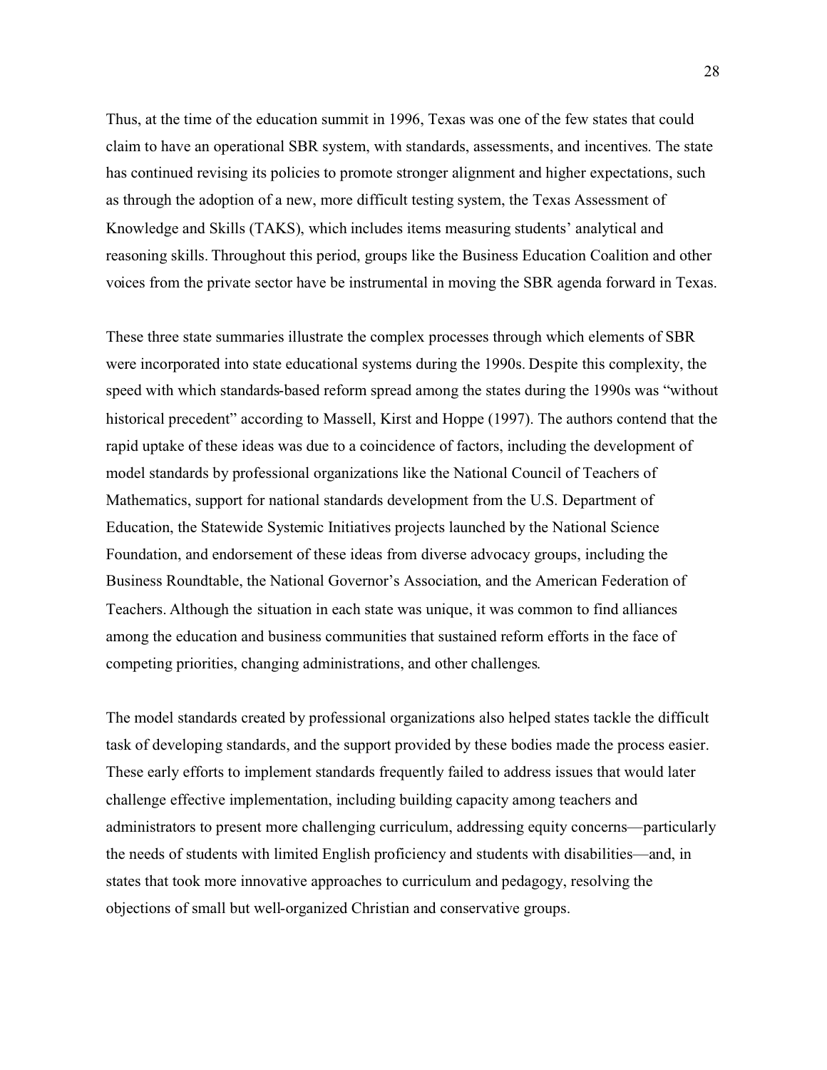Thus, at the time of the education summit in 1996, Texas was one of the few states that could claim to have an operational SBR system, with standards, assessments, and incentives. The state has continued revising its policies to promote stronger alignment and higher expectations, such as through the adoption of a new, more difficult testing system, the Texas Assessment of Knowledge and Skills (TAKS), which includes items measuring students' analytical and reasoning skills. Throughout this period, groups like the Business Education Coalition and other voices from the private sector have be instrumental in moving the SBR agenda forward in Texas.

These three state summaries illustrate the complex processes through which elements of SBR were incorporated into state educational systems during the 1990s. Despite this complexity, the speed with which standards-based reform spread among the states during the 1990s was "without historical precedent" according to Massell, Kirst and Hoppe (1997). The authors contend that the rapid uptake of these ideas was due to a coincidence of factors, including the development of model standards by professional organizations like the National Council of Teachers of Mathematics, support for national standards development from the U.S. Department of Education, the Statewide Systemic Initiatives projects launched by the National Science Foundation, and endorsement of these ideas from diverse advocacy groups, including the Business Roundtable, the National Governor's Association, and the American Federation of Teachers. Although the situation in each state was unique, it was common to find alliances among the education and business communities that sustained reform efforts in the face of competing priorities, changing administrations, and other challenges.

The model standards created by professional organizations also helped states tackle the difficult task of developing standards, and the support provided by these bodies made the process easier. These early efforts to implement standards frequently failed to address issues that would later challenge effective implementation, including building capacity among teachers and administrators to present more challenging curriculum, addressing equity concerns—particularly the needs of students with limited English proficiency and students with disabilities—and, in states that took more innovative approaches to curriculum and pedagogy, resolving the objections of small but well-organized Christian and conservative groups.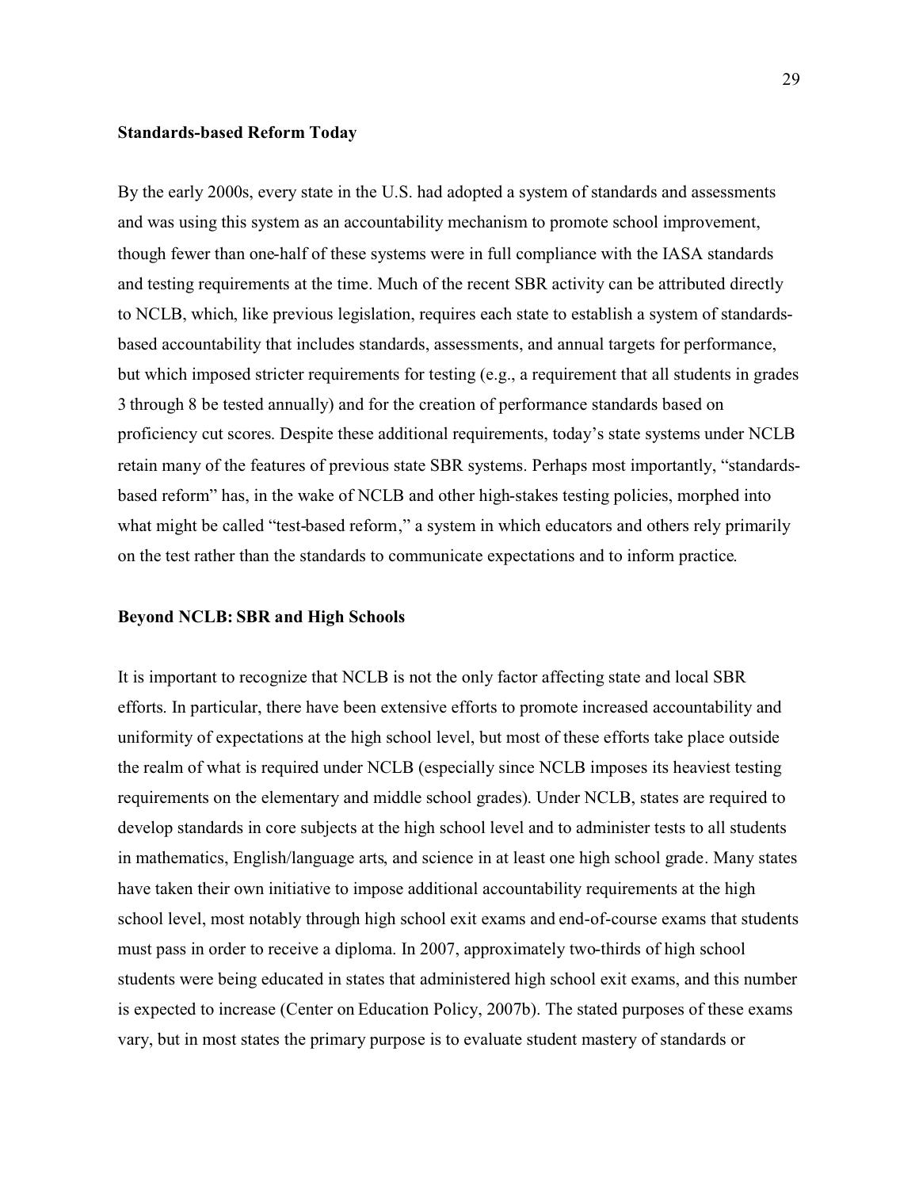### Standards-based Reform Today

By the early 2000s, every state in the U.S. had adopted a system of standards and assessments and was using this system as an accountability mechanism to promote school improvement, though fewer than one-half of these systems were in full compliance with the IASA standards and testing requirements at the time. Much of the recent SBR activity can be attributed directly to NCLB, which, like previous legislation, requires each state to establish a system of standards-based accountability that includes standards, assessments, and annual targets for performance, but which imposed stricter requirements for testing (e.g., a requirement that all students in grades 3 through 8 be tested annually) and for the creation of performance standards based on proficiency cut scores. Despite these additional requirements, today's state systems under NCLB retain many of the features of previous state SBR systems. Perhaps most importantly, "standards-based reform" has, in the wake of NCLB and other high-stakes testing policies, morphed into what might be called "test-based reform," a system in which educators and others rely primarily on the test rather than the standards to communicate expectations and to inform practice.

### Beyond NCLB: SBR and High Schools

It is important to recognize that NCLB is not the only factor affecting state and local SBR efforts. In particular, there have been extensive efforts to promote increased accountability and uniformity of expectations at the high school level, but most of these efforts take place outside the realm of what is required under NCLB (especially since NCLB imposes its heaviest testing requirements on the elementary and middle school grades). Under NCLB, states are required to develop standards in core subjects at the high school level and to administer tests to all students in mathematics, English/language arts, and science in at least one high school grade. Many states have taken their own initiative to impose additional accountability requirements at the high school level, most notably through high school exit exams and end-of-course exams that students must pass in order to receive a diploma. In 2007, approximately two-thirds of high school students were being educated in states that administered high school exit exams, and this number is expected to increase (Center on Education Policy, 2007b). The stated purposes of these exams vary, but in most states the primary purpose is to evaluate student mastery of standards or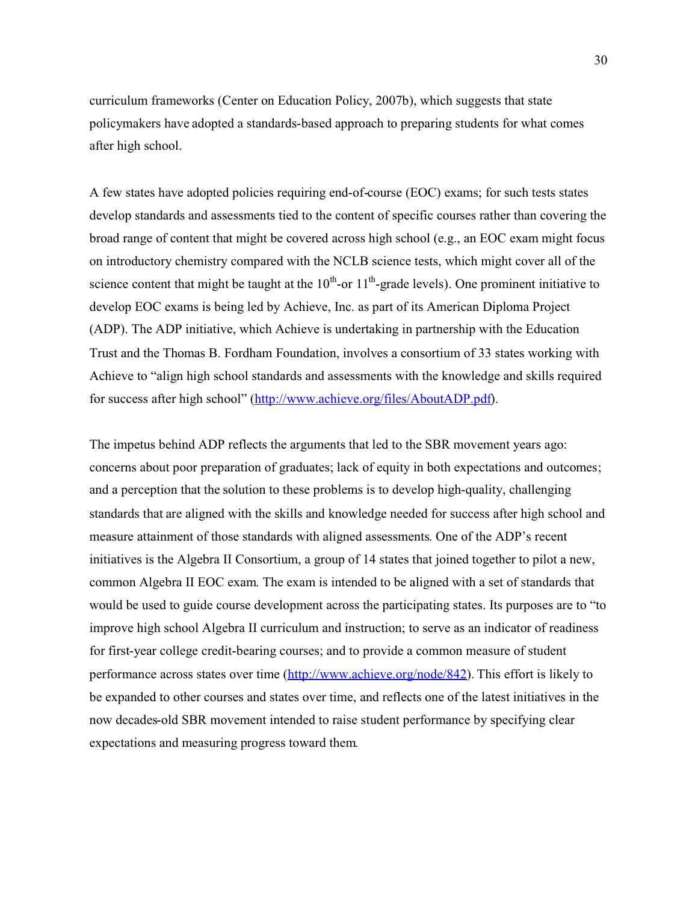curriculum frameworks (Center on Education Policy, 2007b), which suggests that state policymakers have adopted a standards-based approach to preparing students for what comes after high school.

A few states have adopted policies requiring end-of-course (EOC) exams; for such tests states develop standards and assessments tied to the content of specific courses rather than covering the broad range of content that might be covered across high school (e.g., an EOC exam might focus on introductory chemistry compared with the NCLB science tests, which might cover all of the science content that might be taught at the 10th-or 11th-grade levels). One prominent initiative to develop EOC exams is being led by Achieve, Inc. as part of its American Diploma Project (ADP). The ADP initiative, which Achieve is undertaking in partnership with the Education Trust and the Thomas B. Fordham Foundation, involves a consortium of 33 states working with Achieve to "align high school standards and assessments with the knowledge and skills required for success after high school" (http://www.achieve.org/files/AboutADP.pdf).

The impetus behind ADP reflects the arguments that led to the SBR movement years ago: concerns about poor preparation of graduates; lack of equity in both expectations and outcomes; and a perception that the solution to these problems is to develop high-quality, challenging standards that are aligned with the skills and knowledge needed for success after high school and measure attainment of those standards with aligned assessments. One of the ADP's recent initiatives is the Algebra II Consortium, a group of 14 states that joined together to pilot a new, common Algebra II EOC exam. The exam is intended to be aligned with a set of standards that would be used to guide course development across the participating states. Its purposes are to "to improve high school Algebra II curriculum and instruction; to serve as an indicator of readiness for first-year college credit-bearing courses; and to provide a common measure of student performance across states over time (http://www.achieve.org/node/842). This effort is likely to be expanded to other courses and states over time, and reflects one of the latest initiatives in the now decades-old SBR movement intended to raise student performance by specifying clear expectations and measuring progress toward them.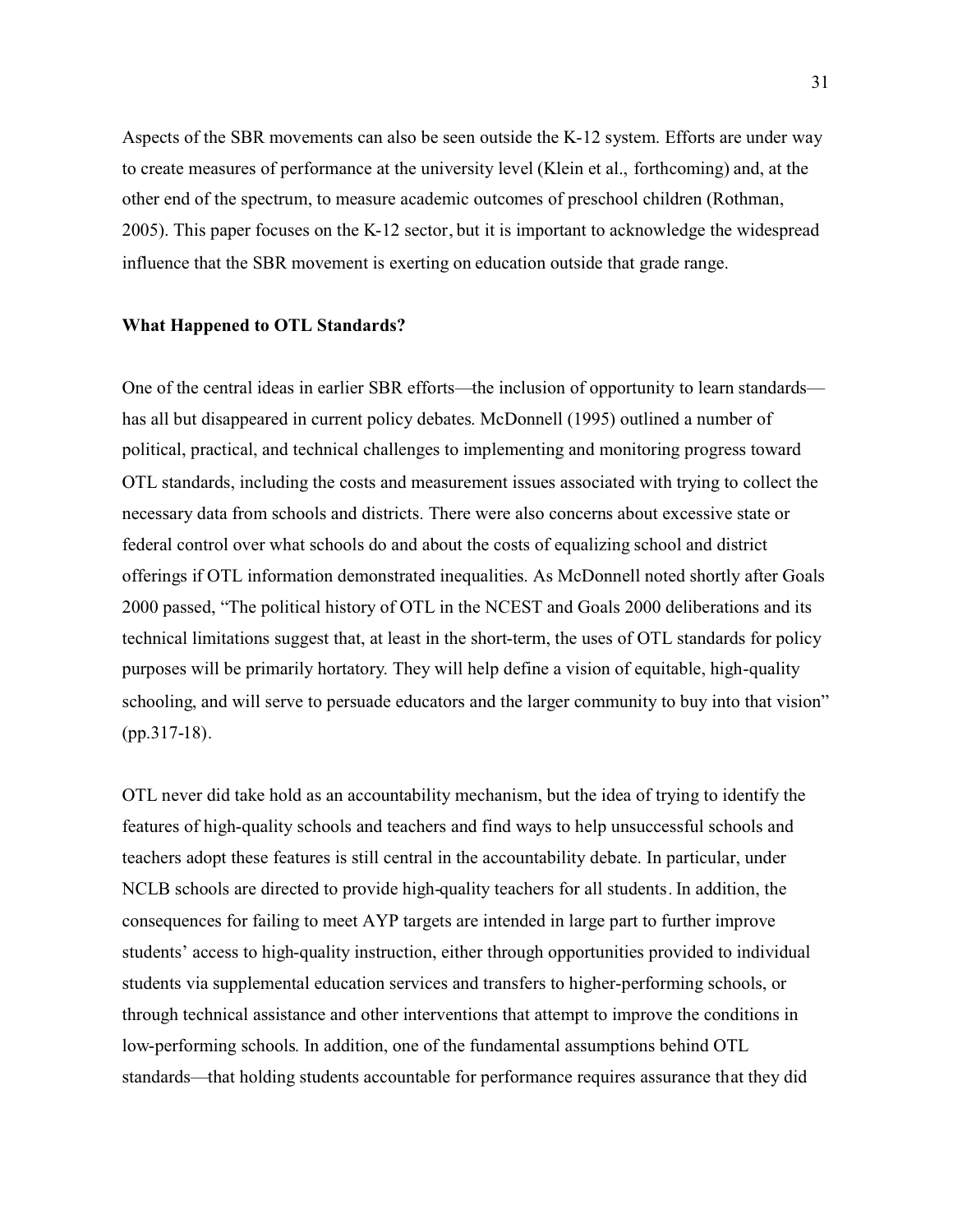Aspects of the SBR movements can also be seen outside the K-12 system. Efforts are under way to create measures of performance at the university level (Klein et al., forthcoming) and, at the other end of the spectrum, to measure academic outcomes of preschool children (Rothman, 2005). This paper focuses on the K-12 sector, but it is important to acknowledge the widespread influence that the SBR movement is exerting on education outside that grade range.

**What Happened to OTL Standards?**

One of the central ideas in earlier SBR efforts—the inclusion of opportunity to learn standards—has all but disappeared in current policy debates. McDonnell (1995) outlined a number of political, practical, and technical challenges to implementing and monitoring progress toward OTL standards, including the costs and measurement issues associated with trying to collect the necessary data from schools and districts. There were also concerns about excessive state or federal control over what schools do and about the costs of equalizing school and district offerings if OTL information demonstrated inequalities. As McDonnell noted shortly after Goals 2000 passed, "The political history of OTL in the NCEST and Goals 2000 deliberations and its technical limitations suggest that, at least in the short-term, the uses of OTL standards for policy purposes will be primarily hortatory. They will help define a vision of equitable, high-quality schooling, and will serve to persuade educators and the larger community to buy into that vision" (pp.317-18).

OTL never did take hold as an accountability mechanism, but the idea of trying to identify the features of high-quality schools and teachers and find ways to help unsuccessful schools and teachers adopt these features is still central in the accountability debate. In particular, under NCLB schools are directed to provide high-quality teachers for all students. In addition, the consequences for failing to meet AYP targets are intended in large part to further improve students' access to high-quality instruction, either through opportunities provided to individual students via supplemental education services and transfers to higher-performing schools, or through technical assistance and other interventions that attempt to improve the conditions in low-performing schools. In addition, one of the fundamental assumptions behind OTL standards—that holding students accountable for performance requires assurance that they did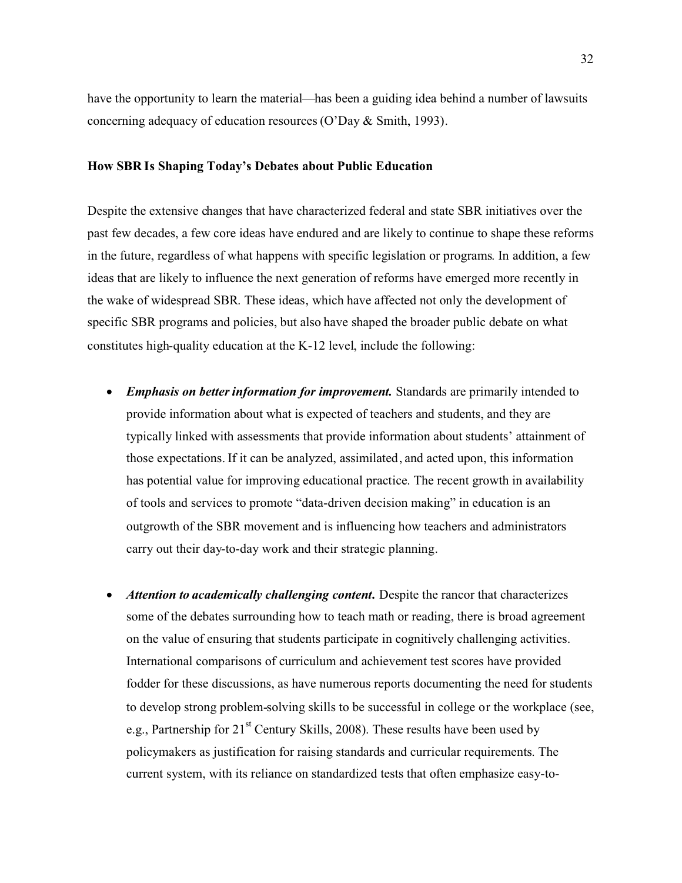have the opportunity to learn the material—has been a guiding idea behind a number of lawsuits concerning adequacy of education resources (O'Day & Smith, 1993).

### How SBR Is Shaping Today's Debates about Public Education

Despite the extensive changes that have characterized federal and state SBR initiatives over the past few decades, a few core ideas have endured and are likely to continue to shape these reforms in the future, regardless of what happens with specific legislation or programs. In addition, a few ideas that are likely to influence the next generation of reforms have emerged more recently in the wake of widespread SBR. These ideas, which have affected not only the development of specific SBR programs and policies, but also have shaped the broader public debate on what constitutes high-quality education at the K-12 level, include the following:

- ***Emphasis on better information for improvement.*** Standards are primarily intended to provide information about what is expected of teachers and students, and they are typically linked with assessments that provide information about students' attainment of those expectations. If it can be analyzed, assimilated, and acted upon, this information has potential value for improving educational practice. The recent growth in availability of tools and services to promote "data-driven decision making" in education is an outgrowth of the SBR movement and is influencing how teachers and administrators carry out their day-to-day work and their strategic planning.

- ***Attention to academically challenging content.*** Despite the rancor that characterizes some of the debates surrounding how to teach math or reading, there is broad agreement on the value of ensuring that students participate in cognitively challenging activities. International comparisons of curriculum and achievement test scores have provided fodder for these discussions, as have numerous reports documenting the need for students to develop strong problem-solving skills to be successful in college or the workplace (see, e.g., Partnership for 21st Century Skills, 2008). These results have been used by policymakers as justification for raising standards and curricular requirements. The current system, with its reliance on standardized tests that often emphasize easy-to-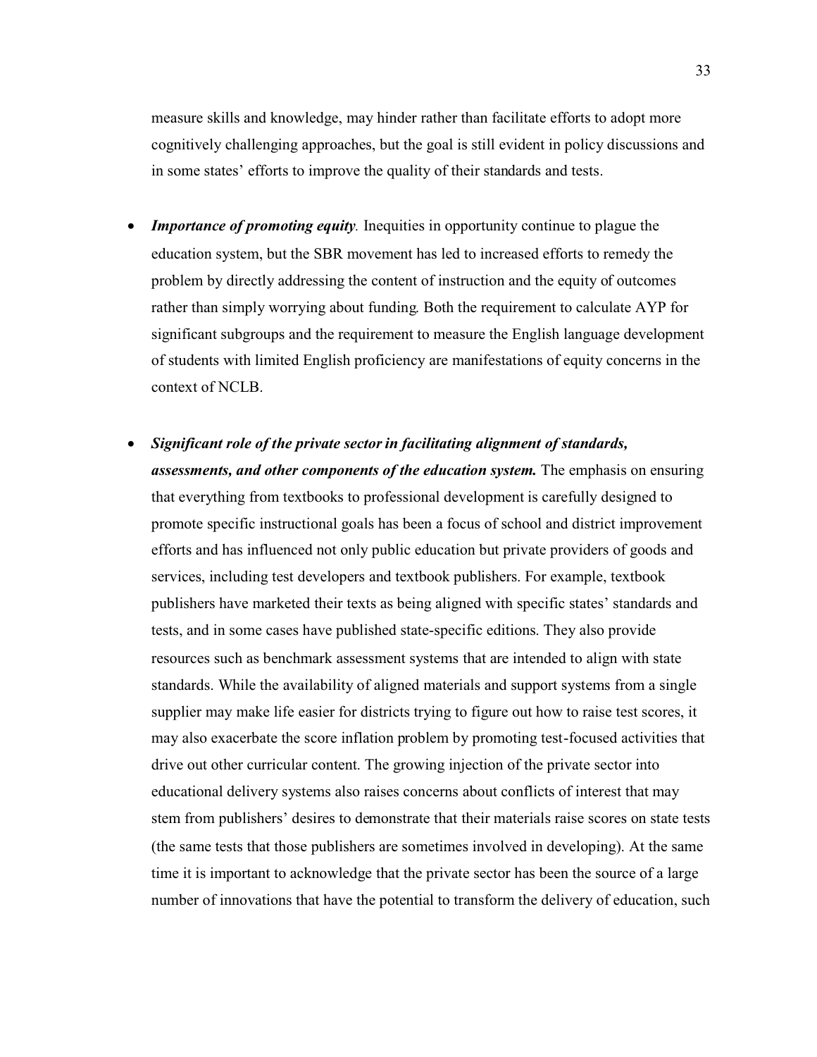measure skills and knowledge, may hinder rather than facilitate efforts to adopt more cognitively challenging approaches, but the goal is still evident in policy discussions and in some states' efforts to improve the quality of their standards and tests.

- ***Importance of promoting equity***. Inequities in opportunity continue to plague the education system, but the SBR movement has led to increased efforts to remedy the problem by directly addressing the content of instruction and the equity of outcomes rather than simply worrying about funding. Both the requirement to calculate AYP for significant subgroups and the requirement to measure the English language development of students with limited English proficiency are manifestations of equity concerns in the context of NCLB.

- ***Significant role of the private sector in facilitating alignment of standards, assessments, and other components of the education system.*** The emphasis on ensuring that everything from textbooks to professional development is carefully designed to promote specific instructional goals has been a focus of school and district improvement efforts and has influenced not only public education but private providers of goods and services, including test developers and textbook publishers. For example, textbook publishers have marketed their texts as being aligned with specific states' standards and tests, and in some cases have published state-specific editions. They also provide resources such as benchmark assessment systems that are intended to align with state standards. While the availability of aligned materials and support systems from a single supplier may make life easier for districts trying to figure out how to raise test scores, it may also exacerbate the score inflation problem by promoting test-focused activities that drive out other curricular content. The growing injection of the private sector into educational delivery systems also raises concerns about conflicts of interest that may stem from publishers' desires to demonstrate that their materials raise scores on state tests (the same tests that those publishers are sometimes involved in developing). At the same time it is important to acknowledge that the private sector has been the source of a large number of innovations that have the potential to transform the delivery of education, such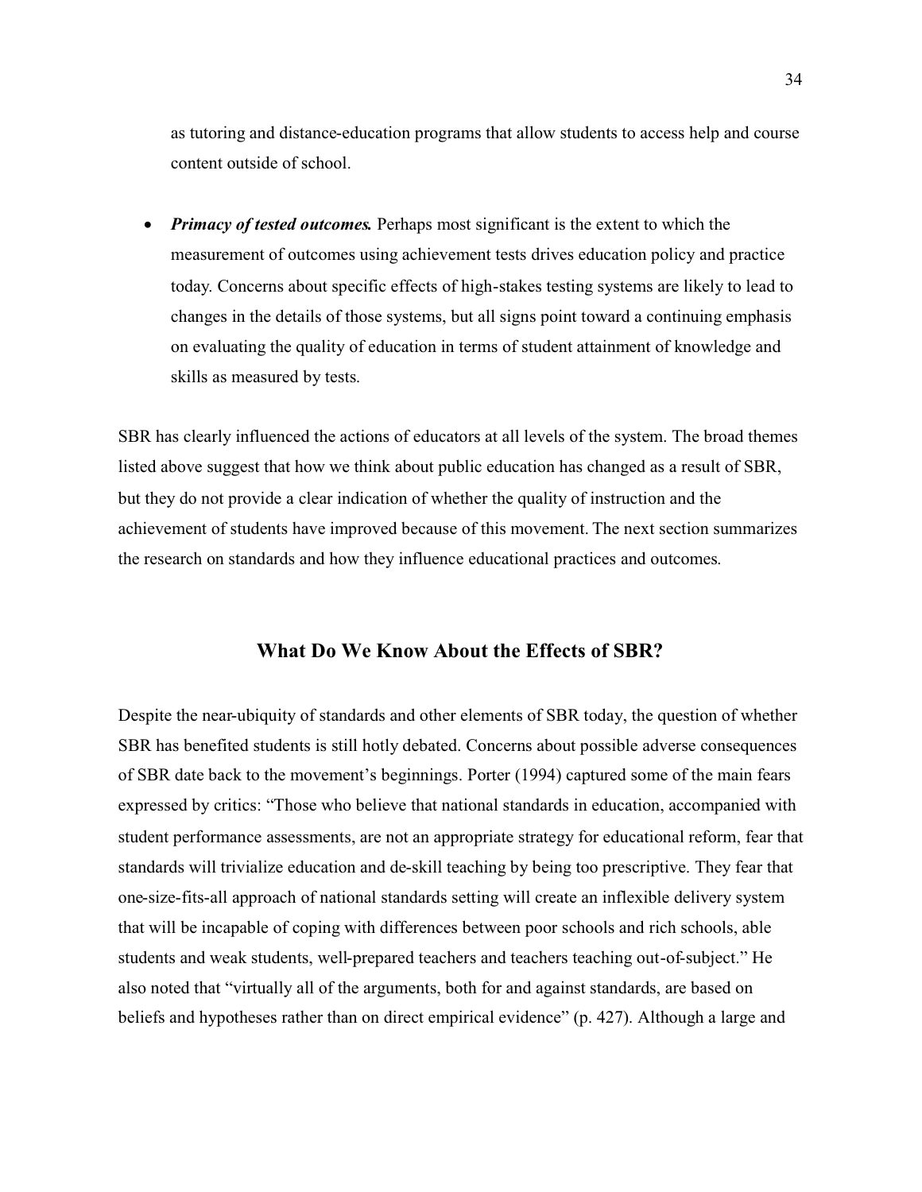as tutoring and distance-education programs that allow students to access help and course content outside of school.

- ***Primacy of tested outcomes.*** Perhaps most significant is the extent to which the measurement of outcomes using achievement tests drives education policy and practice today. Concerns about specific effects of high-stakes testing systems are likely to lead to changes in the details of those systems, but all signs point toward a continuing emphasis on evaluating the quality of education in terms of student attainment of knowledge and skills as measured by tests.

SBR has clearly influenced the actions of educators at all levels of the system. The broad themes listed above suggest that how we think about public education has changed as a result of SBR, but they do not provide a clear indication of whether the quality of instruction and the achievement of students have improved because of this movement. The next section summarizes the research on standards and how they influence educational practices and outcomes.

## What Do We Know About the Effects of SBR?

Despite the near-ubiquity of standards and other elements of SBR today, the question of whether SBR has benefited students is still hotly debated. Concerns about possible adverse consequences of SBR date back to the movement's beginnings. Porter (1994) captured some of the main fears expressed by critics: "Those who believe that national standards in education, accompanied with student performance assessments, are not an appropriate strategy for educational reform, fear that standards will trivialize education and de-skill teaching by being too prescriptive. They fear that one-size-fits-all approach of national standards setting will create an inflexible delivery system that will be incapable of coping with differences between poor schools and rich schools, able students and weak students, well-prepared teachers and teachers teaching out-of-subject." He also noted that "virtually all of the arguments, both for and against standards, are based on beliefs and hypotheses rather than on direct empirical evidence" (p. 427). Although a large and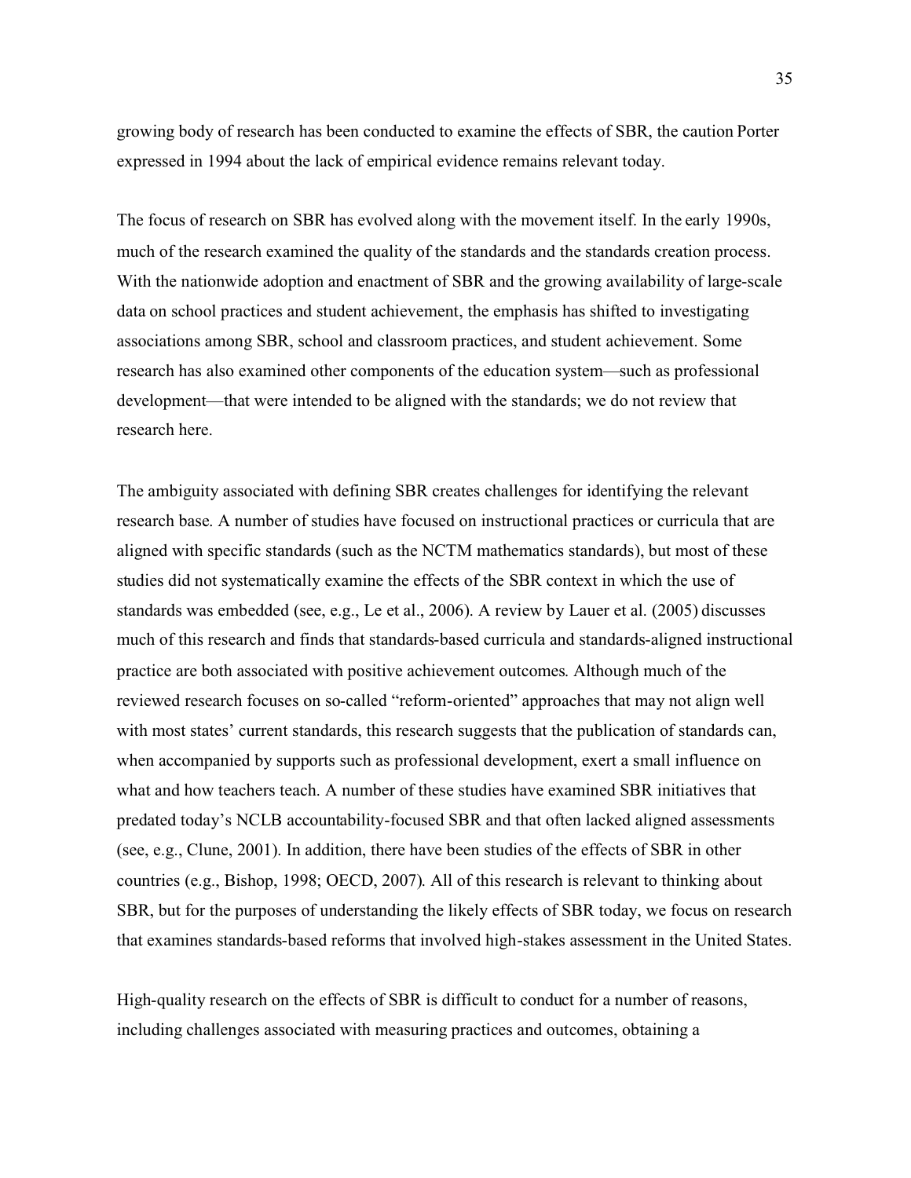growing body of research has been conducted to examine the effects of SBR, the caution Porter expressed in 1994 about the lack of empirical evidence remains relevant today.

The focus of research on SBR has evolved along with the movement itself. In the early 1990s, much of the research examined the quality of the standards and the standards creation process. With the nationwide adoption and enactment of SBR and the growing availability of large-scale data on school practices and student achievement, the emphasis has shifted to investigating associations among SBR, school and classroom practices, and student achievement. Some research has also examined other components of the education system—such as professional development—that were intended to be aligned with the standards; we do not review that research here.

The ambiguity associated with defining SBR creates challenges for identifying the relevant research base. A number of studies have focused on instructional practices or curricula that are aligned with specific standards (such as the NCTM mathematics standards), but most of these studies did not systematically examine the effects of the SBR context in which the use of standards was embedded (see, e.g., Le et al., 2006). A review by Lauer et al. (2005) discusses much of this research and finds that standards-based curricula and standards-aligned instructional practice are both associated with positive achievement outcomes. Although much of the reviewed research focuses on so-called "reform-oriented" approaches that may not align well with most states' current standards, this research suggests that the publication of standards can, when accompanied by supports such as professional development, exert a small influence on what and how teachers teach. A number of these studies have examined SBR initiatives that predated today's NCLB accountability-focused SBR and that often lacked aligned assessments (see, e.g., Clune, 2001). In addition, there have been studies of the effects of SBR in other countries (e.g., Bishop, 1998; OECD, 2007). All of this research is relevant to thinking about SBR, but for the purposes of understanding the likely effects of SBR today, we focus on research that examines standards-based reforms that involved high-stakes assessment in the United States.

High-quality research on the effects of SBR is difficult to conduct for a number of reasons, including challenges associated with measuring practices and outcomes, obtaining a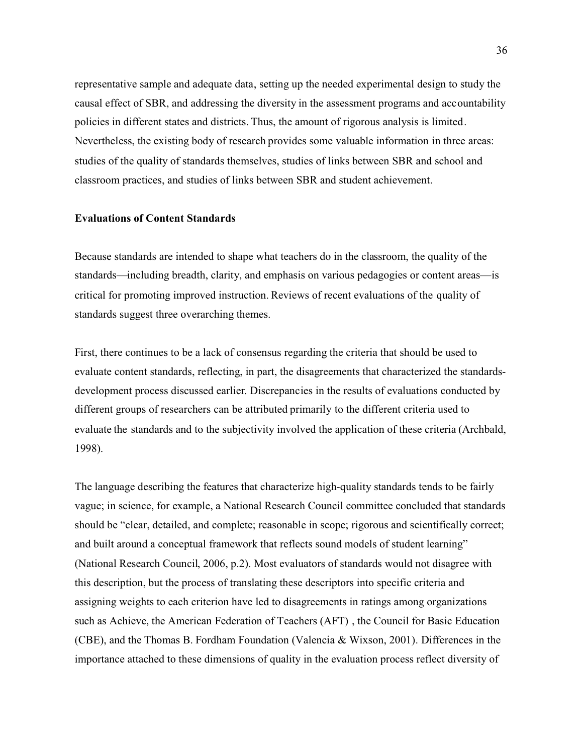representative sample and adequate data, setting up the needed experimental design to study the causal effect of SBR, and addressing the diversity in the assessment programs and accountability policies in different states and districts. Thus, the amount of rigorous analysis is limited. Nevertheless, the existing body of research provides some valuable information in three areas: studies of the quality of standards themselves, studies of links between SBR and school and classroom practices, and studies of links between SBR and student achievement.

**Evaluations of Content Standards**

Because standards are intended to shape what teachers do in the classroom, the quality of the standards—including breadth, clarity, and emphasis on various pedagogies or content areas—is critical for promoting improved instruction. Reviews of recent evaluations of the quality of standards suggest three overarching themes.

First, there continues to be a lack of consensus regarding the criteria that should be used to evaluate content standards, reflecting, in part, the disagreements that characterized the standards-development process discussed earlier. Discrepancies in the results of evaluations conducted by different groups of researchers can be attributed primarily to the different criteria used to evaluate the standards and to the subjectivity involved the application of these criteria (Archbald, 1998).

The language describing the features that characterize high-quality standards tends to be fairly vague; in science, for example, a National Research Council committee concluded that standards should be "clear, detailed, and complete; reasonable in scope; rigorous and scientifically correct; and built around a conceptual framework that reflects sound models of student learning" (National Research Council, 2006, p.2). Most evaluators of standards would not disagree with this description, but the process of translating these descriptors into specific criteria and assigning weights to each criterion have led to disagreements in ratings among organizations such as Achieve, the American Federation of Teachers (AFT) , the Council for Basic Education (CBE), and the Thomas B. Fordham Foundation (Valencia & Wixson, 2001). Differences in the importance attached to these dimensions of quality in the evaluation process reflect diversity of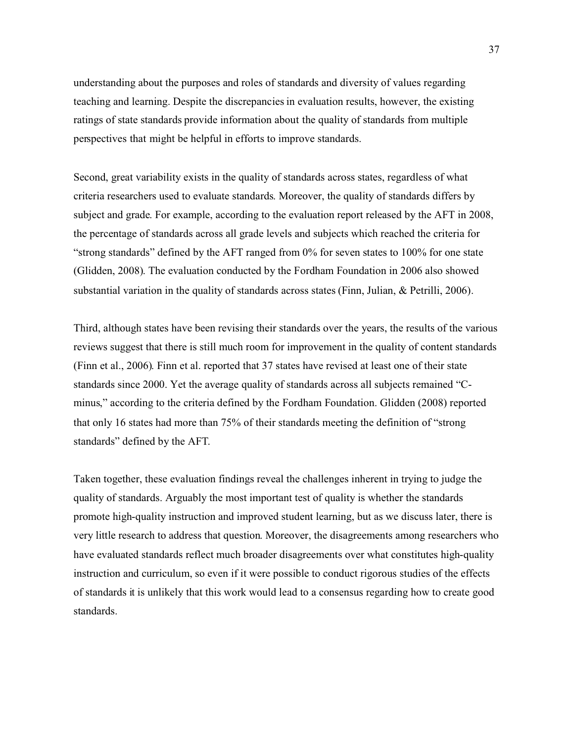understanding about the purposes and roles of standards and diversity of values regarding teaching and learning. Despite the discrepancies in evaluation results, however, the existing ratings of state standards provide information about the quality of standards from multiple perspectives that might be helpful in efforts to improve standards.

Second, great variability exists in the quality of standards across states, regardless of what criteria researchers used to evaluate standards. Moreover, the quality of standards differs by subject and grade. For example, according to the evaluation report released by the AFT in 2008, the percentage of standards across all grade levels and subjects which reached the criteria for "strong standards" defined by the AFT ranged from 0% for seven states to 100% for one state (Glidden, 2008). The evaluation conducted by the Fordham Foundation in 2006 also showed substantial variation in the quality of standards across states (Finn, Julian, & Petrilli, 2006).

Third, although states have been revising their standards over the years, the results of the various reviews suggest that there is still much room for improvement in the quality of content standards (Finn et al., 2006). Finn et al. reported that 37 states have revised at least one of their state standards since 2000. Yet the average quality of standards across all subjects remained "C-minus," according to the criteria defined by the Fordham Foundation. Glidden (2008) reported that only 16 states had more than 75% of their standards meeting the definition of "strong standards" defined by the AFT.

Taken together, these evaluation findings reveal the challenges inherent in trying to judge the quality of standards. Arguably the most important test of quality is whether the standards promote high-quality instruction and improved student learning, but as we discuss later, there is very little research to address that question. Moreover, the disagreements among researchers who have evaluated standards reflect much broader disagreements over what constitutes high-quality instruction and curriculum, so even if it were possible to conduct rigorous studies of the effects of standards it is unlikely that this work would lead to a consensus regarding how to create good standards.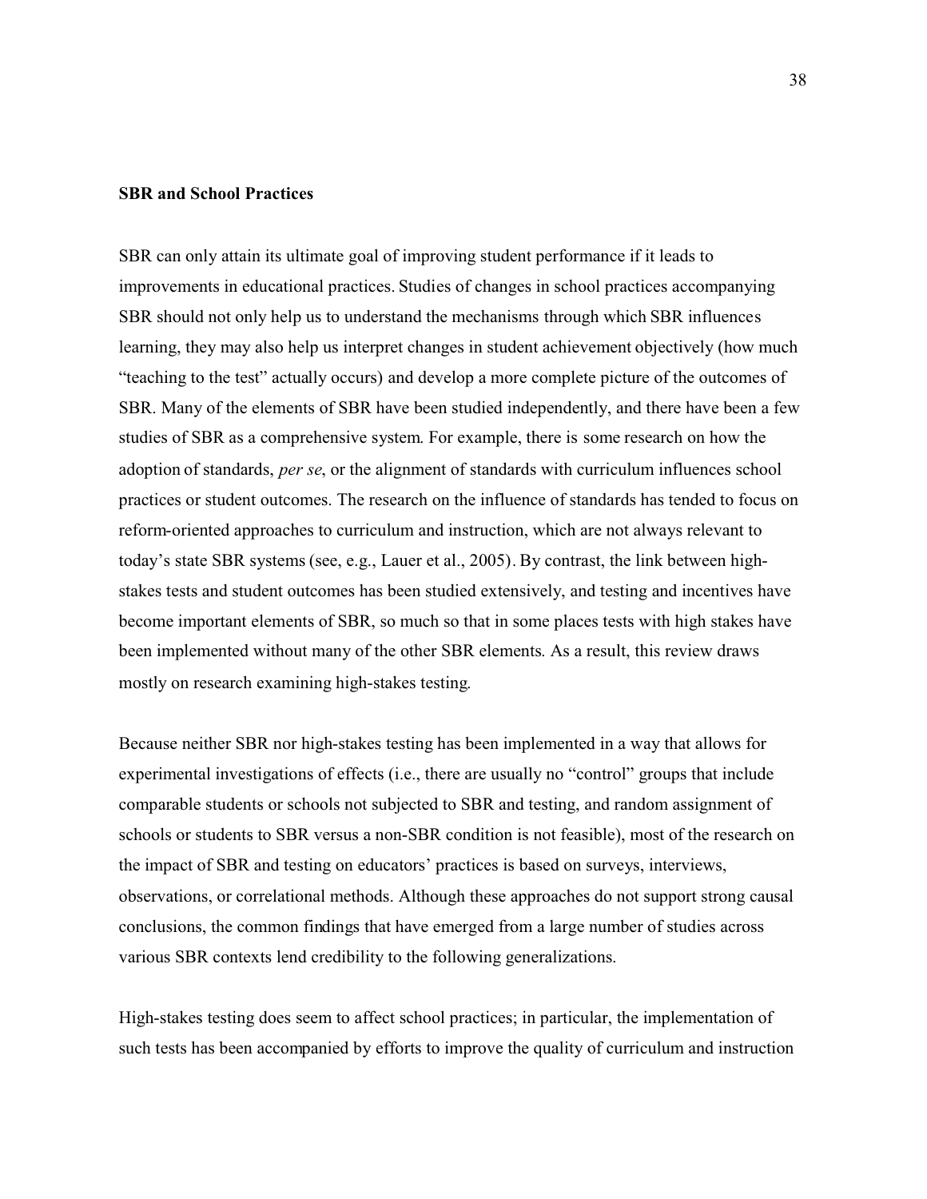**SBR and School Practices**

SBR can only attain its ultimate goal of improving student performance if it leads to improvements in educational practices. Studies of changes in school practices accompanying SBR should not only help us to understand the mechanisms through which SBR influences learning, they may also help us interpret changes in student achievement objectively (how much "teaching to the test" actually occurs) and develop a more complete picture of the outcomes of SBR. Many of the elements of SBR have been studied independently, and there have been a few studies of SBR as a comprehensive system. For example, there is some research on how the adoption of standards, *per se*, or the alignment of standards with curriculum influences school practices or student outcomes. The research on the influence of standards has tended to focus on reform-oriented approaches to curriculum and instruction, which are not always relevant to today's state SBR systems (see, e.g., Lauer et al., 2005). By contrast, the link between high-stakes tests and student outcomes has been studied extensively, and testing and incentives have become important elements of SBR, so much so that in some places tests with high stakes have been implemented without many of the other SBR elements. As a result, this review draws mostly on research examining high-stakes testing.

Because neither SBR nor high-stakes testing has been implemented in a way that allows for experimental investigations of effects (i.e., there are usually no "control" groups that include comparable students or schools not subjected to SBR and testing, and random assignment of schools or students to SBR versus a non-SBR condition is not feasible), most of the research on the impact of SBR and testing on educators' practices is based on surveys, interviews, observations, or correlational methods. Although these approaches do not support strong causal conclusions, the common findings that have emerged from a large number of studies across various SBR contexts lend credibility to the following generalizations.

High-stakes testing does seem to affect school practices; in particular, the implementation of such tests has been accompanied by efforts to improve the quality of curriculum and instruction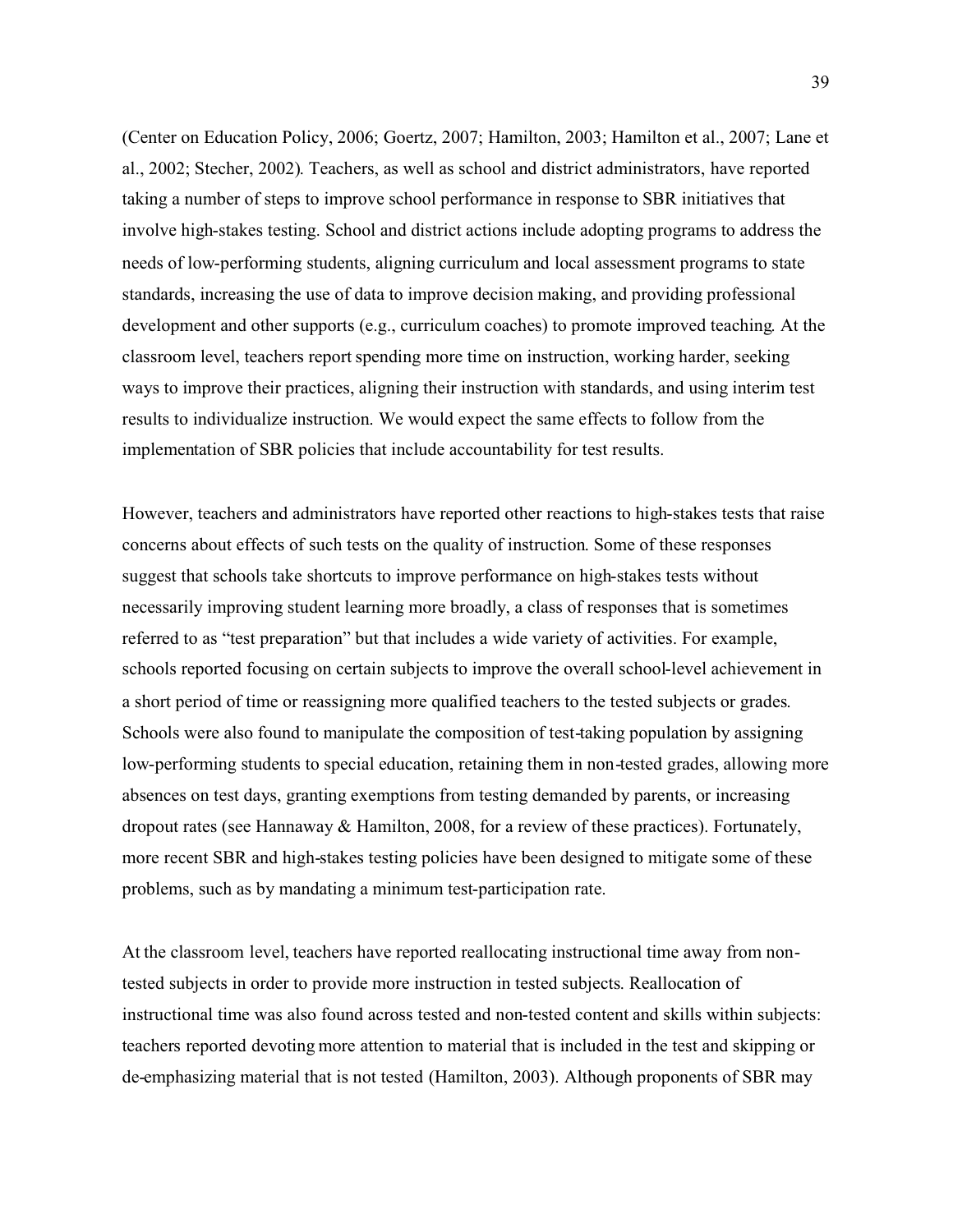(Center on Education Policy, 2006; Goertz, 2007; Hamilton, 2003; Hamilton et al., 2007; Lane et al., 2002; Stecher, 2002). Teachers, as well as school and district administrators, have reported taking a number of steps to improve school performance in response to SBR initiatives that involve high-stakes testing. School and district actions include adopting programs to address the needs of low-performing students, aligning curriculum and local assessment programs to state standards, increasing the use of data to improve decision making, and providing professional development and other supports (e.g., curriculum coaches) to promote improved teaching. At the classroom level, teachers report spending more time on instruction, working harder, seeking ways to improve their practices, aligning their instruction with standards, and using interim test results to individualize instruction. We would expect the same effects to follow from the implementation of SBR policies that include accountability for test results.

However, teachers and administrators have reported other reactions to high-stakes tests that raise concerns about effects of such tests on the quality of instruction. Some of these responses suggest that schools take shortcuts to improve performance on high-stakes tests without necessarily improving student learning more broadly, a class of responses that is sometimes referred to as "test preparation" but that includes a wide variety of activities. For example, schools reported focusing on certain subjects to improve the overall school-level achievement in a short period of time or reassigning more qualified teachers to the tested subjects or grades. Schools were also found to manipulate the composition of test-taking population by assigning low-performing students to special education, retaining them in non-tested grades, allowing more absences on test days, granting exemptions from testing demanded by parents, or increasing dropout rates (see Hannaway & Hamilton, 2008, for a review of these practices). Fortunately, more recent SBR and high-stakes testing policies have been designed to mitigate some of these problems, such as by mandating a minimum test-participation rate.

At the classroom level, teachers have reported reallocating instructional time away from non-tested subjects in order to provide more instruction in tested subjects. Reallocation of instructional time was also found across tested and non-tested content and skills within subjects: teachers reported devoting more attention to material that is included in the test and skipping or de-emphasizing material that is not tested (Hamilton, 2003). Although proponents of SBR may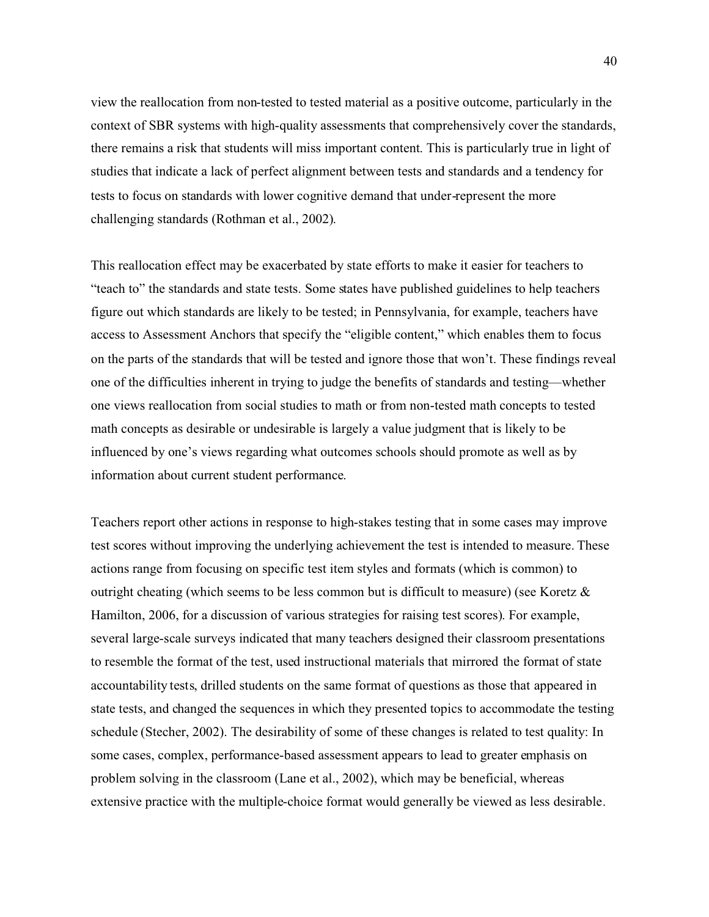view the reallocation from non-tested to tested material as a positive outcome, particularly in the context of SBR systems with high-quality assessments that comprehensively cover the standards, there remains a risk that students will miss important content. This is particularly true in light of studies that indicate a lack of perfect alignment between tests and standards and a tendency for tests to focus on standards with lower cognitive demand that under-represent the more challenging standards (Rothman et al., 2002).

This reallocation effect may be exacerbated by state efforts to make it easier for teachers to "teach to" the standards and state tests. Some states have published guidelines to help teachers figure out which standards are likely to be tested; in Pennsylvania, for example, teachers have access to Assessment Anchors that specify the "eligible content," which enables them to focus on the parts of the standards that will be tested and ignore those that won't. These findings reveal one of the difficulties inherent in trying to judge the benefits of standards and testing—whether one views reallocation from social studies to math or from non-tested math concepts to tested math concepts as desirable or undesirable is largely a value judgment that is likely to be influenced by one's views regarding what outcomes schools should promote as well as by information about current student performance.

Teachers report other actions in response to high-stakes testing that in some cases may improve test scores without improving the underlying achievement the test is intended to measure. These actions range from focusing on specific test item styles and formats (which is common) to outright cheating (which seems to be less common but is difficult to measure) (see Koretz & Hamilton, 2006, for a discussion of various strategies for raising test scores). For example, several large-scale surveys indicated that many teachers designed their classroom presentations to resemble the format of the test, used instructional materials that mirrored the format of state accountability tests, drilled students on the same format of questions as those that appeared in state tests, and changed the sequences in which they presented topics to accommodate the testing schedule (Stecher, 2002). The desirability of some of these changes is related to test quality: In some cases, complex, performance-based assessment appears to lead to greater emphasis on problem solving in the classroom (Lane et al., 2002), which may be beneficial, whereas extensive practice with the multiple-choice format would generally be viewed as less desirable.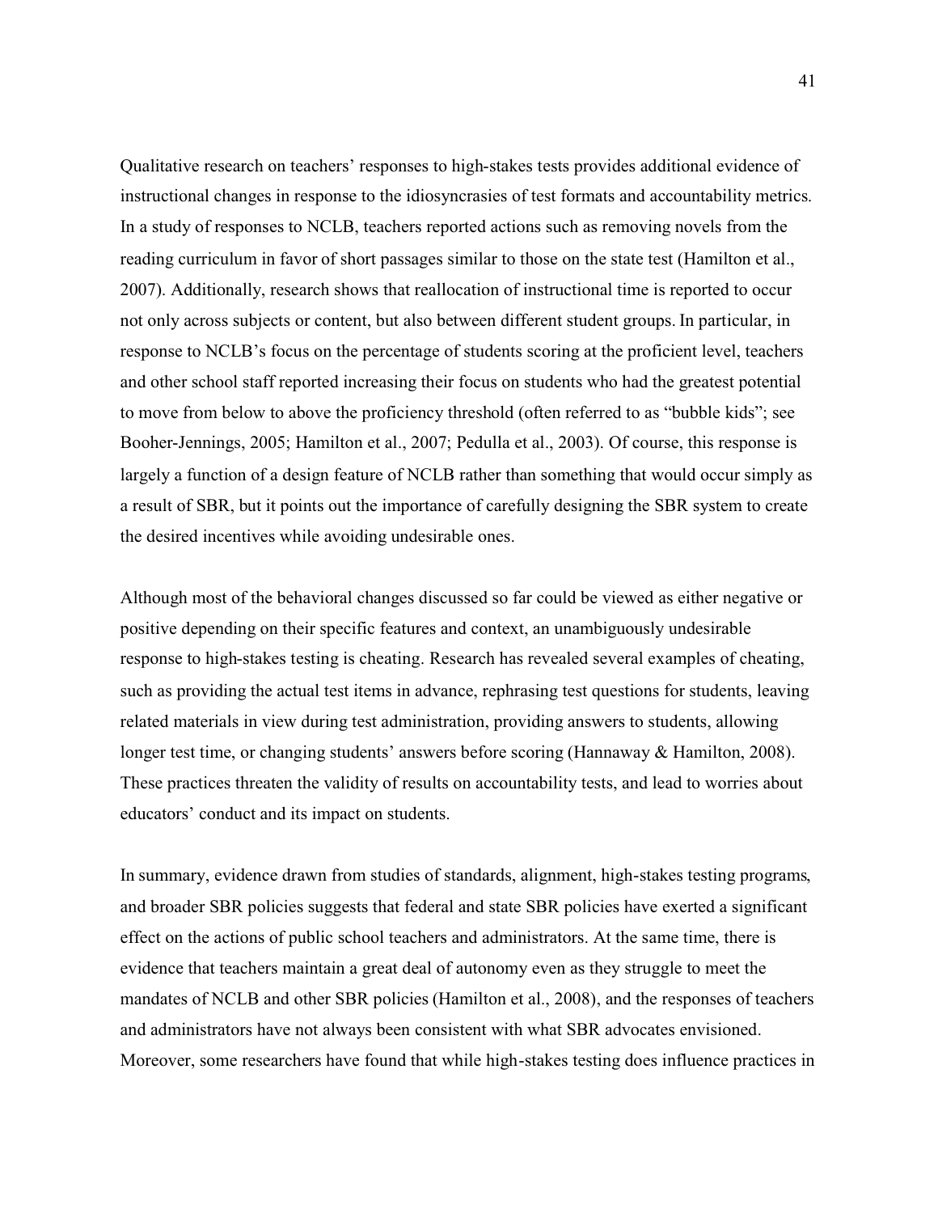Qualitative research on teachers' responses to high-stakes tests provides additional evidence of instructional changes in response to the idiosyncrasies of test formats and accountability metrics. In a study of responses to NCLB, teachers reported actions such as removing novels from the reading curriculum in favor of short passages similar to those on the state test (Hamilton et al., 2007). Additionally, research shows that reallocation of instructional time is reported to occur not only across subjects or content, but also between different student groups. In particular, in response to NCLB's focus on the percentage of students scoring at the proficient level, teachers and other school staff reported increasing their focus on students who had the greatest potential to move from below to above the proficiency threshold (often referred to as "bubble kids"; see Booher-Jennings, 2005; Hamilton et al., 2007; Pedulla et al., 2003). Of course, this response is largely a function of a design feature of NCLB rather than something that would occur simply as a result of SBR, but it points out the importance of carefully designing the SBR system to create the desired incentives while avoiding undesirable ones.

Although most of the behavioral changes discussed so far could be viewed as either negative or positive depending on their specific features and context, an unambiguously undesirable response to high-stakes testing is cheating. Research has revealed several examples of cheating, such as providing the actual test items in advance, rephrasing test questions for students, leaving related materials in view during test administration, providing answers to students, allowing longer test time, or changing students' answers before scoring (Hannaway & Hamilton, 2008). These practices threaten the validity of results on accountability tests, and lead to worries about educators' conduct and its impact on students.

In summary, evidence drawn from studies of standards, alignment, high-stakes testing programs, and broader SBR policies suggests that federal and state SBR policies have exerted a significant effect on the actions of public school teachers and administrators. At the same time, there is evidence that teachers maintain a great deal of autonomy even as they struggle to meet the mandates of NCLB and other SBR policies (Hamilton et al., 2008), and the responses of teachers and administrators have not always been consistent with what SBR advocates envisioned. Moreover, some researchers have found that while high-stakes testing does influence practices in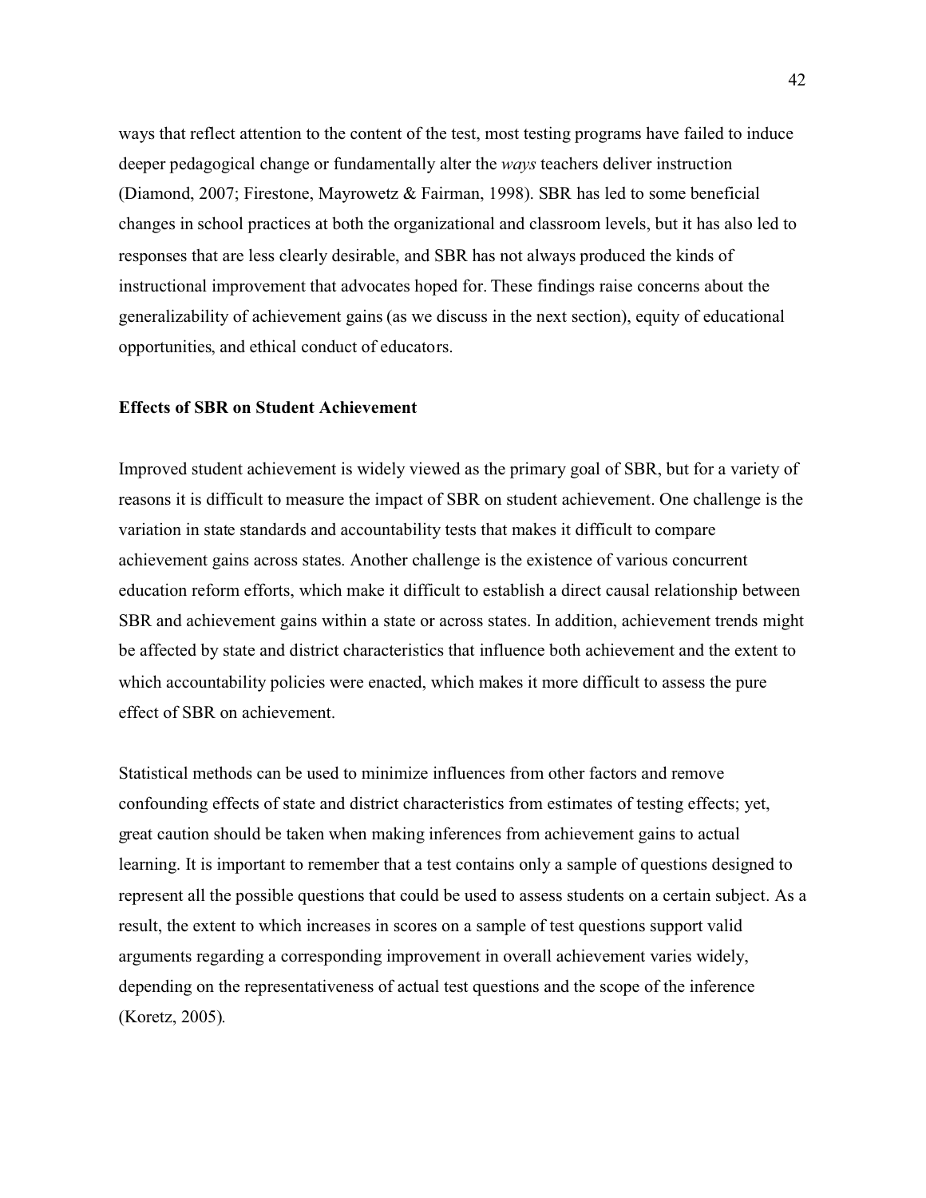ways that reflect attention to the content of the test, most testing programs have failed to induce deeper pedagogical change or fundamentally alter the *ways* teachers deliver instruction (Diamond, 2007; Firestone, Mayrowetz & Fairman, 1998). SBR has led to some beneficial changes in school practices at both the organizational and classroom levels, but it has also led to responses that are less clearly desirable, and SBR has not always produced the kinds of instructional improvement that advocates hoped for. These findings raise concerns about the generalizability of achievement gains (as we discuss in the next section), equity of educational opportunities, and ethical conduct of educators.

**Effects of SBR on Student Achievement**

Improved student achievement is widely viewed as the primary goal of SBR, but for a variety of reasons it is difficult to measure the impact of SBR on student achievement. One challenge is the variation in state standards and accountability tests that makes it difficult to compare achievement gains across states. Another challenge is the existence of various concurrent education reform efforts, which make it difficult to establish a direct causal relationship between SBR and achievement gains within a state or across states. In addition, achievement trends might be affected by state and district characteristics that influence both achievement and the extent to which accountability policies were enacted, which makes it more difficult to assess the pure effect of SBR on achievement.

Statistical methods can be used to minimize influences from other factors and remove confounding effects of state and district characteristics from estimates of testing effects; yet, great caution should be taken when making inferences from achievement gains to actual learning. It is important to remember that a test contains only a sample of questions designed to represent all the possible questions that could be used to assess students on a certain subject. As a result, the extent to which increases in scores on a sample of test questions support valid arguments regarding a corresponding improvement in overall achievement varies widely, depending on the representativeness of actual test questions and the scope of the inference (Koretz, 2005).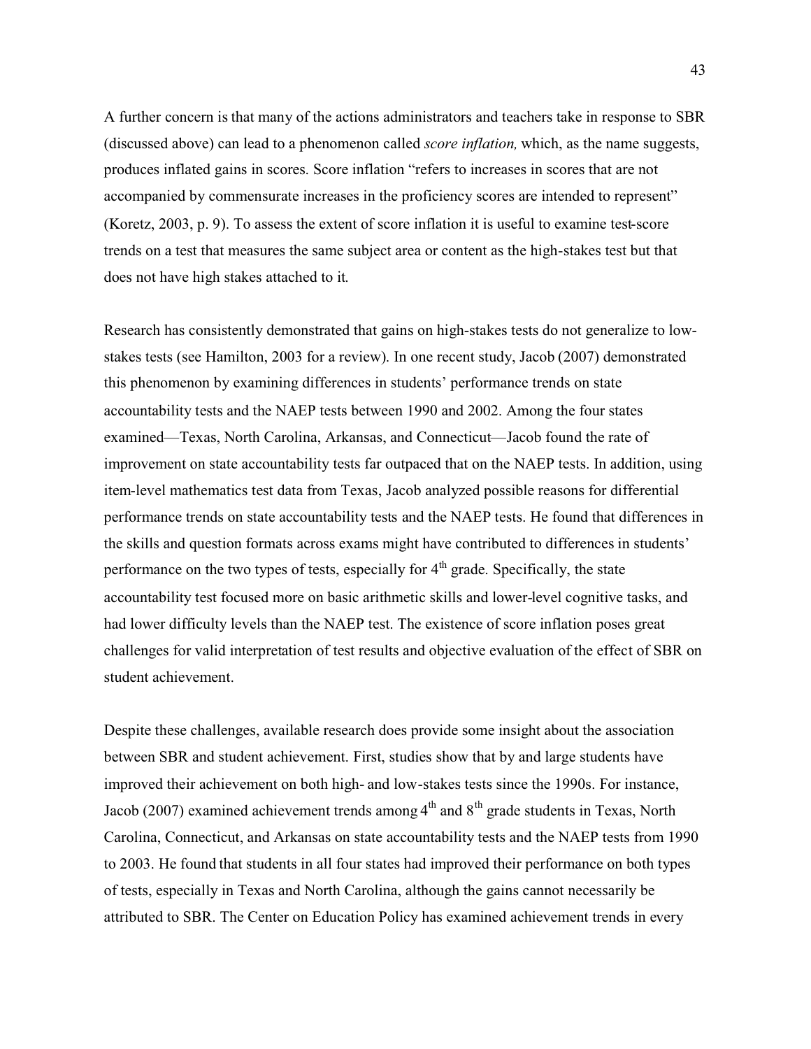A further concern is that many of the actions administrators and teachers take in response to SBR (discussed above) can lead to a phenomenon called *score inflation,* which, as the name suggests, produces inflated gains in scores. Score inflation "refers to increases in scores that are not accompanied by commensurate increases in the proficiency scores are intended to represent" (Koretz, 2003, p. 9). To assess the extent of score inflation it is useful to examine test-score trends on a test that measures the same subject area or content as the high-stakes test but that does not have high stakes attached to it.

Research has consistently demonstrated that gains on high-stakes tests do not generalize to low-stakes tests (see Hamilton, 2003 for a review). In one recent study, Jacob (2007) demonstrated this phenomenon by examining differences in students' performance trends on state accountability tests and the NAEP tests between 1990 and 2002. Among the four states examined—Texas, North Carolina, Arkansas, and Connecticut—Jacob found the rate of improvement on state accountability tests far outpaced that on the NAEP tests. In addition, using item-level mathematics test data from Texas, Jacob analyzed possible reasons for differential performance trends on state accountability tests and the NAEP tests. He found that differences in the skills and question formats across exams might have contributed to differences in students' performance on the two types of tests, especially for 4th grade. Specifically, the state accountability test focused more on basic arithmetic skills and lower-level cognitive tasks, and had lower difficulty levels than the NAEP test. The existence of score inflation poses great challenges for valid interpretation of test results and objective evaluation of the effect of SBR on student achievement.

Despite these challenges, available research does provide some insight about the association between SBR and student achievement. First, studies show that by and large students have improved their achievement on both high- and low-stakes tests since the 1990s. For instance, Jacob (2007) examined achievement trends among 4th and 8th grade students in Texas, North Carolina, Connecticut, and Arkansas on state accountability tests and the NAEP tests from 1990 to 2003. He found that students in all four states had improved their performance on both types of tests, especially in Texas and North Carolina, although the gains cannot necessarily be attributed to SBR. The Center on Education Policy has examined achievement trends in every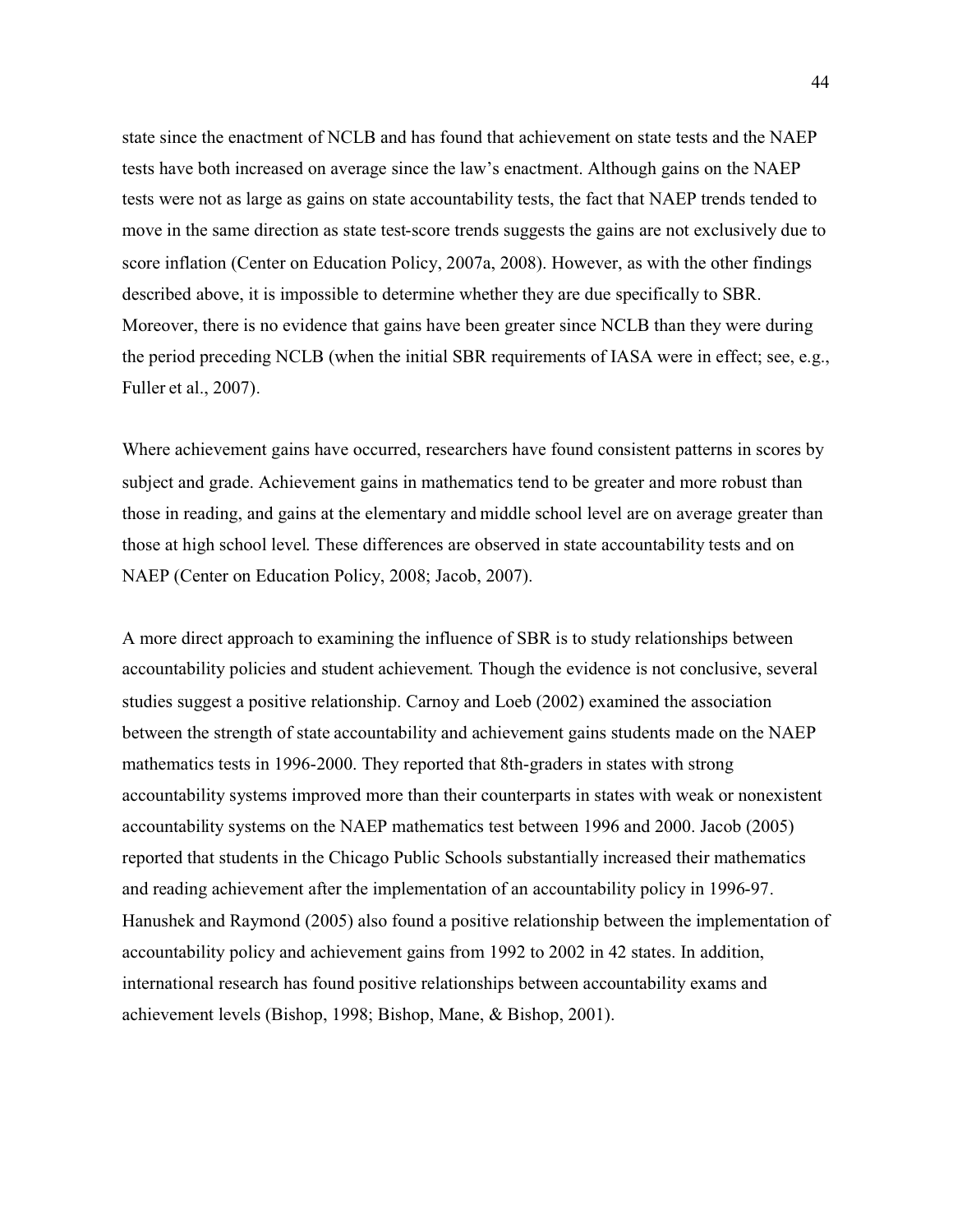state since the enactment of NCLB and has found that achievement on state tests and the NAEP tests have both increased on average since the law's enactment. Although gains on the NAEP tests were not as large as gains on state accountability tests, the fact that NAEP trends tended to move in the same direction as state test-score trends suggests the gains are not exclusively due to score inflation (Center on Education Policy, 2007a, 2008). However, as with the other findings described above, it is impossible to determine whether they are due specifically to SBR. Moreover, there is no evidence that gains have been greater since NCLB than they were during the period preceding NCLB (when the initial SBR requirements of IASA were in effect; see, e.g., Fuller et al., 2007).

Where achievement gains have occurred, researchers have found consistent patterns in scores by subject and grade. Achievement gains in mathematics tend to be greater and more robust than those in reading, and gains at the elementary and middle school level are on average greater than those at high school level. These differences are observed in state accountability tests and on NAEP (Center on Education Policy, 2008; Jacob, 2007).

A more direct approach to examining the influence of SBR is to study relationships between accountability policies and student achievement. Though the evidence is not conclusive, several studies suggest a positive relationship. Carnoy and Loeb (2002) examined the association between the strength of state accountability and achievement gains students made on the NAEP mathematics tests in 1996-2000. They reported that 8th-graders in states with strong accountability systems improved more than their counterparts in states with weak or nonexistent accountability systems on the NAEP mathematics test between 1996 and 2000. Jacob (2005) reported that students in the Chicago Public Schools substantially increased their mathematics and reading achievement after the implementation of an accountability policy in 1996-97. Hanushek and Raymond (2005) also found a positive relationship between the implementation of accountability policy and achievement gains from 1992 to 2002 in 42 states. In addition, international research has found positive relationships between accountability exams and achievement levels (Bishop, 1998; Bishop, Mane, & Bishop, 2001).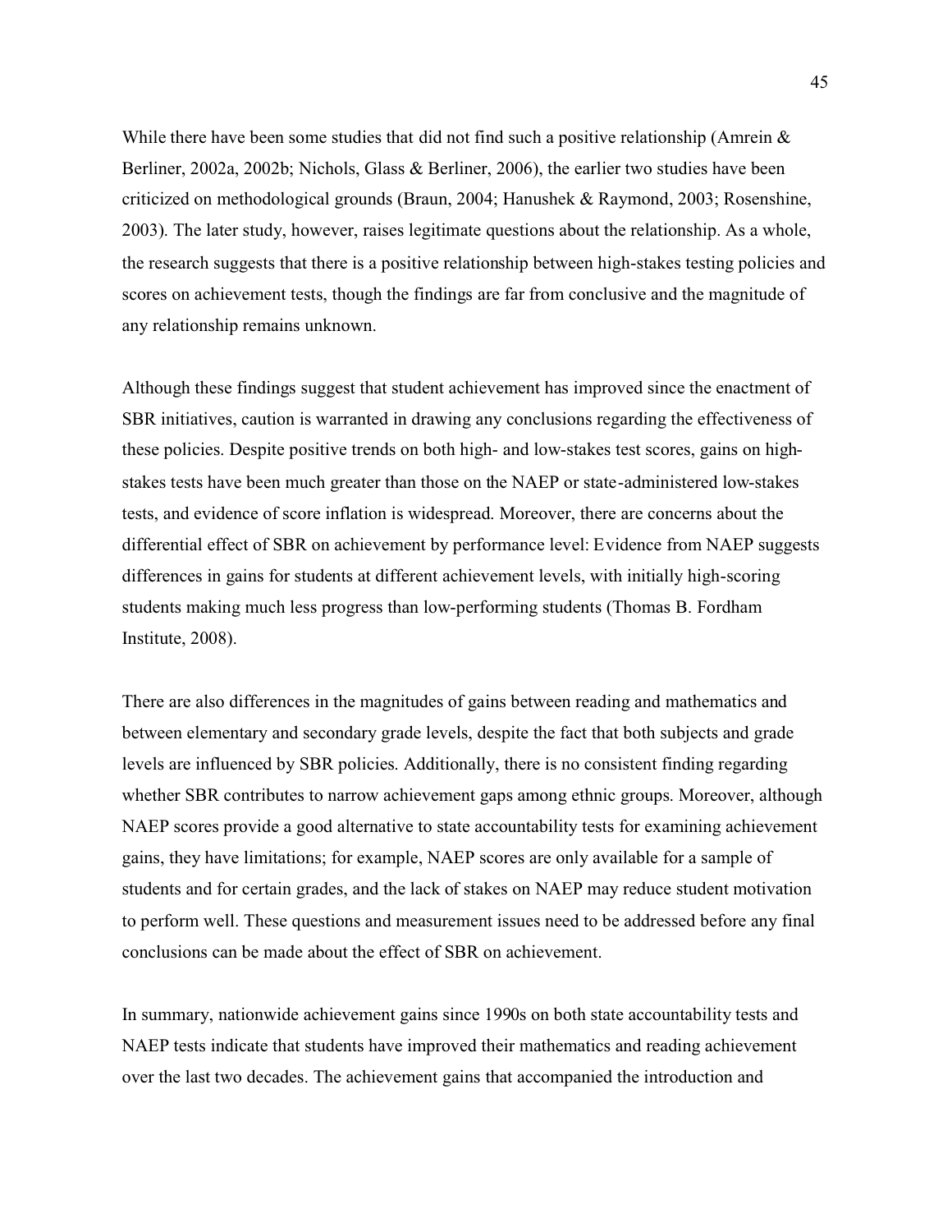While there have been some studies that did not find such a positive relationship (Amrein & Berliner, 2002a, 2002b; Nichols, Glass & Berliner, 2006), the earlier two studies have been criticized on methodological grounds (Braun, 2004; Hanushek & Raymond, 2003; Rosenshine, 2003). The later study, however, raises legitimate questions about the relationship. As a whole, the research suggests that there is a positive relationship between high-stakes testing policies and scores on achievement tests, though the findings are far from conclusive and the magnitude of any relationship remains unknown.

Although these findings suggest that student achievement has improved since the enactment of SBR initiatives, caution is warranted in drawing any conclusions regarding the effectiveness of these policies. Despite positive trends on both high- and low-stakes test scores, gains on high-stakes tests have been much greater than those on the NAEP or state-administered low-stakes tests, and evidence of score inflation is widespread. Moreover, there are concerns about the differential effect of SBR on achievement by performance level: Evidence from NAEP suggests differences in gains for students at different achievement levels, with initially high-scoring students making much less progress than low-performing students (Thomas B. Fordham Institute, 2008).

There are also differences in the magnitudes of gains between reading and mathematics and between elementary and secondary grade levels, despite the fact that both subjects and grade levels are influenced by SBR policies. Additionally, there is no consistent finding regarding whether SBR contributes to narrow achievement gaps among ethnic groups. Moreover, although NAEP scores provide a good alternative to state accountability tests for examining achievement gains, they have limitations; for example, NAEP scores are only available for a sample of students and for certain grades, and the lack of stakes on NAEP may reduce student motivation to perform well. These questions and measurement issues need to be addressed before any final conclusions can be made about the effect of SBR on achievement.

In summary, nationwide achievement gains since 1990s on both state accountability tests and NAEP tests indicate that students have improved their mathematics and reading achievement over the last two decades. The achievement gains that accompanied the introduction and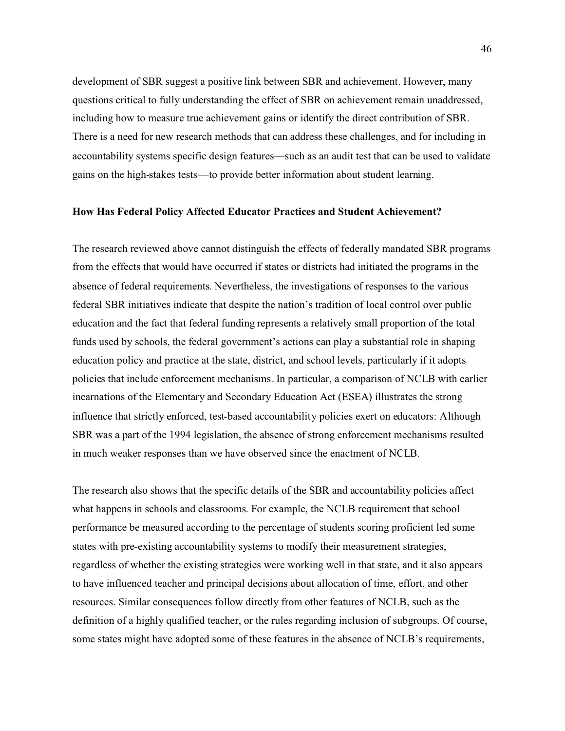development of SBR suggest a positive link between SBR and achievement. However, many questions critical to fully understanding the effect of SBR on achievement remain unaddressed, including how to measure true achievement gains or identify the direct contribution of SBR. There is a need for new research methods that can address these challenges, and for including in accountability systems specific design features—such as an audit test that can be used to validate gains on the high-stakes tests—to provide better information about student learning.

**How Has Federal Policy Affected Educator Practices and Student Achievement?**

The research reviewed above cannot distinguish the effects of federally mandated SBR programs from the effects that would have occurred if states or districts had initiated the programs in the absence of federal requirements. Nevertheless, the investigations of responses to the various federal SBR initiatives indicate that despite the nation's tradition of local control over public education and the fact that federal funding represents a relatively small proportion of the total funds used by schools, the federal government's actions can play a substantial role in shaping education policy and practice at the state, district, and school levels, particularly if it adopts policies that include enforcement mechanisms. In particular, a comparison of NCLB with earlier incarnations of the Elementary and Secondary Education Act (ESEA) illustrates the strong influence that strictly enforced, test-based accountability policies exert on educators: Although SBR was a part of the 1994 legislation, the absence of strong enforcement mechanisms resulted in much weaker responses than we have observed since the enactment of NCLB.

The research also shows that the specific details of the SBR and accountability policies affect what happens in schools and classrooms. For example, the NCLB requirement that school performance be measured according to the percentage of students scoring proficient led some states with pre-existing accountability systems to modify their measurement strategies, regardless of whether the existing strategies were working well in that state, and it also appears to have influenced teacher and principal decisions about allocation of time, effort, and other resources. Similar consequences follow directly from other features of NCLB, such as the definition of a highly qualified teacher, or the rules regarding inclusion of subgroups. Of course, some states might have adopted some of these features in the absence of NCLB's requirements,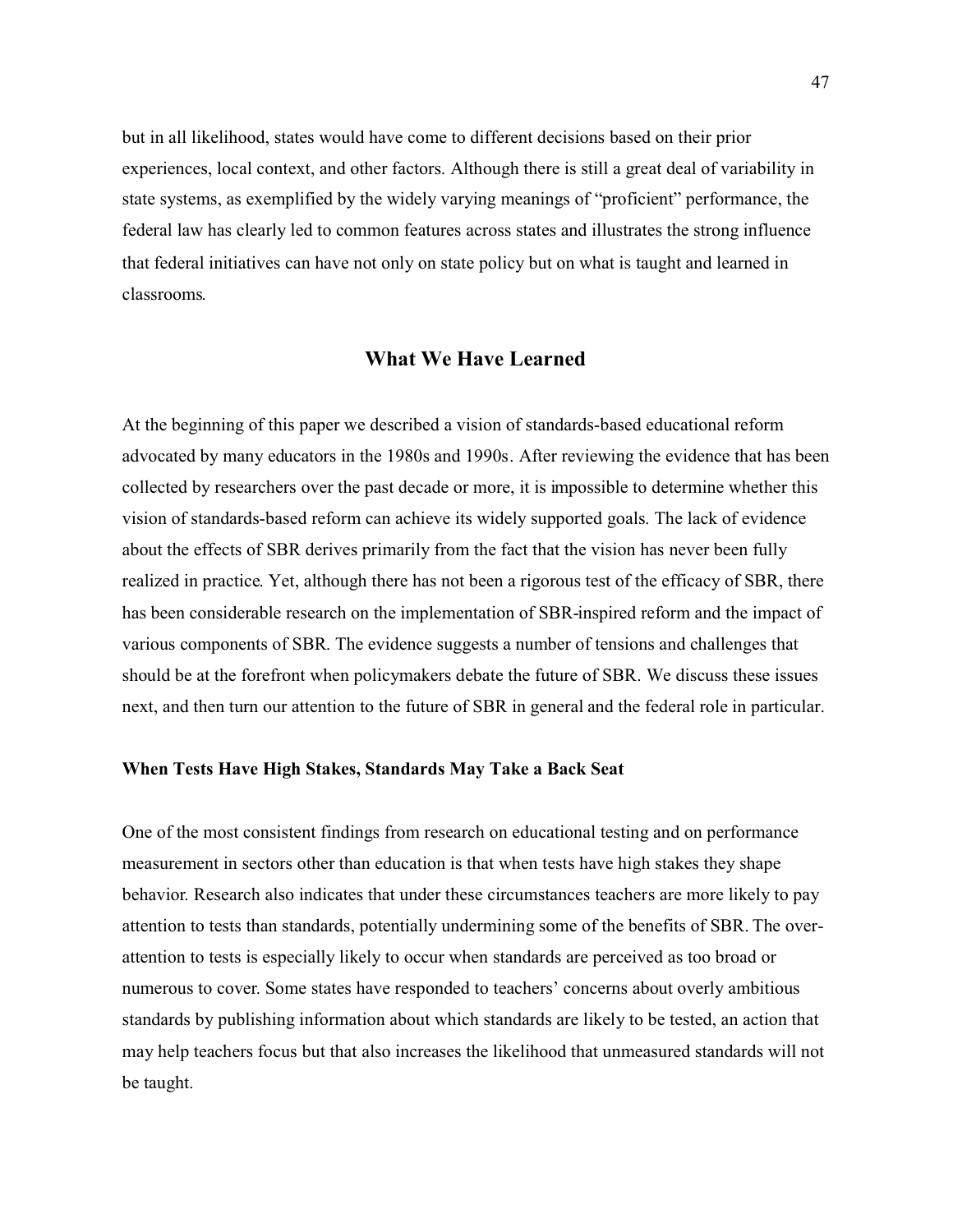but in all likelihood, states would have come to different decisions based on their prior experiences, local context, and other factors. Although there is still a great deal of variability in state systems, as exemplified by the widely varying meanings of "proficient" performance, the federal law has clearly led to common features across states and illustrates the strong influence that federal initiatives can have not only on state policy but on what is taught and learned in classrooms.

## What We Have Learned

At the beginning of this paper we described a vision of standards-based educational reform advocated by many educators in the 1980s and 1990s. After reviewing the evidence that has been collected by researchers over the past decade or more, it is impossible to determine whether this vision of standards-based reform can achieve its widely supported goals. The lack of evidence about the effects of SBR derives primarily from the fact that the vision has never been fully realized in practice. Yet, although there has not been a rigorous test of the efficacy of SBR, there has been considerable research on the implementation of SBR-inspired reform and the impact of various components of SBR. The evidence suggests a number of tensions and challenges that should be at the forefront when policymakers debate the future of SBR. We discuss these issues next, and then turn our attention to the future of SBR in general and the federal role in particular.

### When Tests Have High Stakes, Standards May Take a Back Seat

One of the most consistent findings from research on educational testing and on performance measurement in sectors other than education is that when tests have high stakes they shape behavior. Research also indicates that under these circumstances teachers are more likely to pay attention to tests than standards, potentially undermining some of the benefits of SBR. The over-attention to tests is especially likely to occur when standards are perceived as too broad or numerous to cover. Some states have responded to teachers' concerns about overly ambitious standards by publishing information about which standards are likely to be tested, an action that may help teachers focus but that also increases the likelihood that unmeasured standards will not be taught.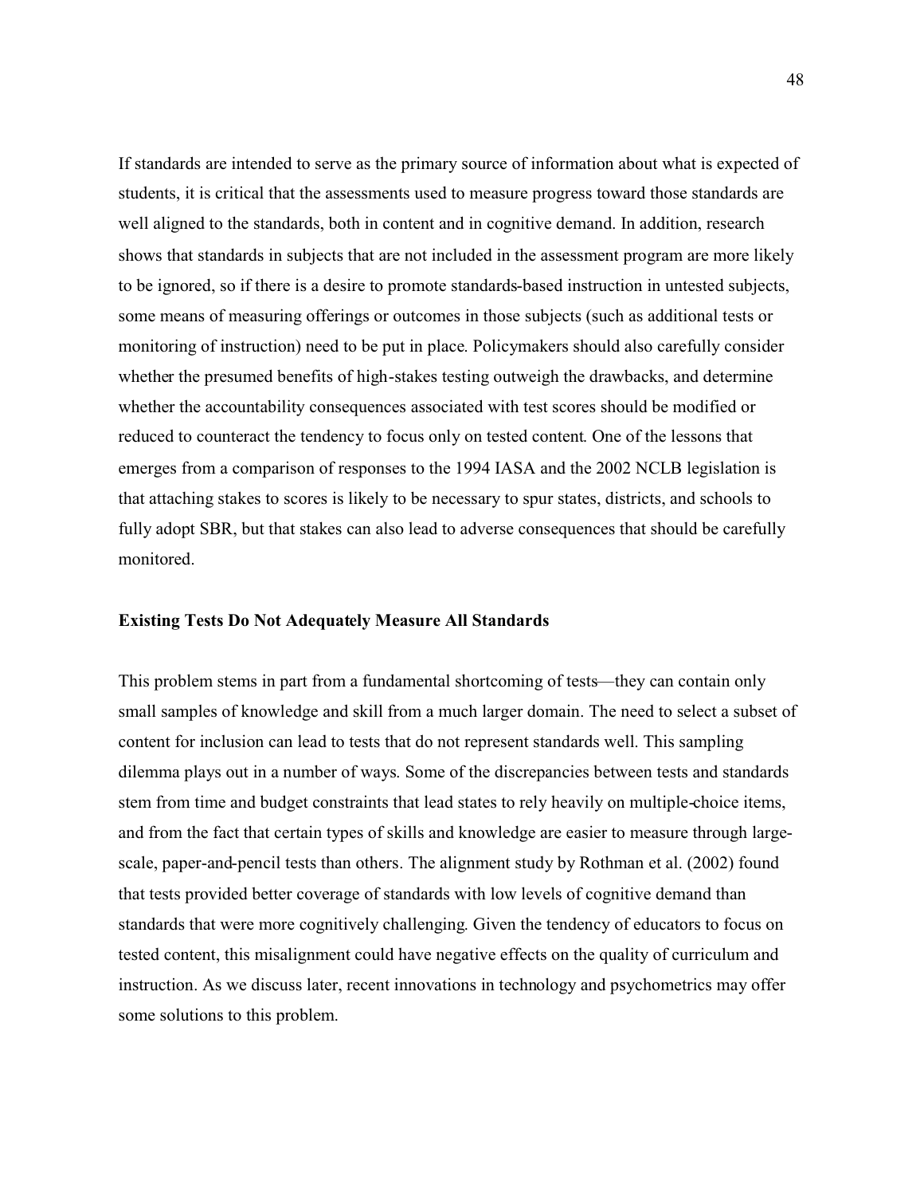If standards are intended to serve as the primary source of information about what is expected of students, it is critical that the assessments used to measure progress toward those standards are well aligned to the standards, both in content and in cognitive demand. In addition, research shows that standards in subjects that are not included in the assessment program are more likely to be ignored, so if there is a desire to promote standards-based instruction in untested subjects, some means of measuring offerings or outcomes in those subjects (such as additional tests or monitoring of instruction) need to be put in place. Policymakers should also carefully consider whether the presumed benefits of high-stakes testing outweigh the drawbacks, and determine whether the accountability consequences associated with test scores should be modified or reduced to counteract the tendency to focus only on tested content. One of the lessons that emerges from a comparison of responses to the 1994 IASA and the 2002 NCLB legislation is that attaching stakes to scores is likely to be necessary to spur states, districts, and schools to fully adopt SBR, but that stakes can also lead to adverse consequences that should be carefully monitored.

### Existing Tests Do Not Adequately Measure All Standards

This problem stems in part from a fundamental shortcoming of tests—they can contain only small samples of knowledge and skill from a much larger domain. The need to select a subset of content for inclusion can lead to tests that do not represent standards well. This sampling dilemma plays out in a number of ways. Some of the discrepancies between tests and standards stem from time and budget constraints that lead states to rely heavily on multiple-choice items, and from the fact that certain types of skills and knowledge are easier to measure through large-scale, paper-and-pencil tests than others. The alignment study by Rothman et al. (2002) found that tests provided better coverage of standards with low levels of cognitive demand than standards that were more cognitively challenging. Given the tendency of educators to focus on tested content, this misalignment could have negative effects on the quality of curriculum and instruction. As we discuss later, recent innovations in technology and psychometrics may offer some solutions to this problem.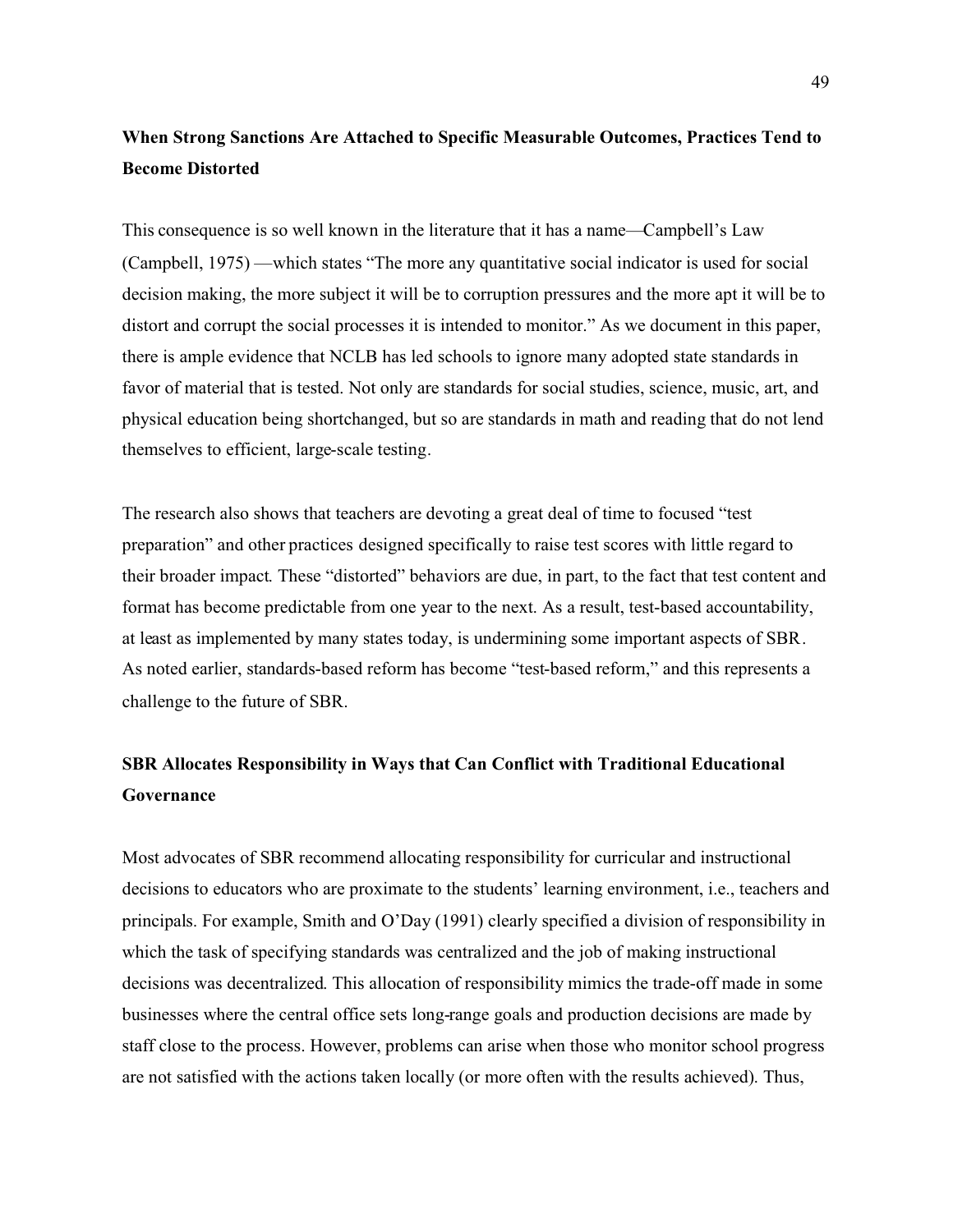## When Strong Sanctions Are Attached to Specific Measurable Outcomes, Practices Tend to Become Distorted

This consequence is so well known in the literature that it has a name—Campbell's Law (Campbell, 1975) —which states "The more any quantitative social indicator is used for social decision making, the more subject it will be to corruption pressures and the more apt it will be to distort and corrupt the social processes it is intended to monitor." As we document in this paper, there is ample evidence that NCLB has led schools to ignore many adopted state standards in favor of material that is tested. Not only are standards for social studies, science, music, art, and physical education being shortchanged, but so are standards in math and reading that do not lend themselves to efficient, large-scale testing.

The research also shows that teachers are devoting a great deal of time to focused "test preparation" and other practices designed specifically to raise test scores with little regard to their broader impact. These "distorted" behaviors are due, in part, to the fact that test content and format has become predictable from one year to the next. As a result, test-based accountability, at least as implemented by many states today, is undermining some important aspects of SBR. As noted earlier, standards-based reform has become "test-based reform," and this represents a challenge to the future of SBR.

## SBR Allocates Responsibility in Ways that Can Conflict with Traditional Educational Governance

Most advocates of SBR recommend allocating responsibility for curricular and instructional decisions to educators who are proximate to the students' learning environment, i.e., teachers and principals. For example, Smith and O'Day (1991) clearly specified a division of responsibility in which the task of specifying standards was centralized and the job of making instructional decisions was decentralized. This allocation of responsibility mimics the trade-off made in some businesses where the central office sets long-range goals and production decisions are made by staff close to the process. However, problems can arise when those who monitor school progress are not satisfied with the actions taken locally (or more often with the results achieved). Thus,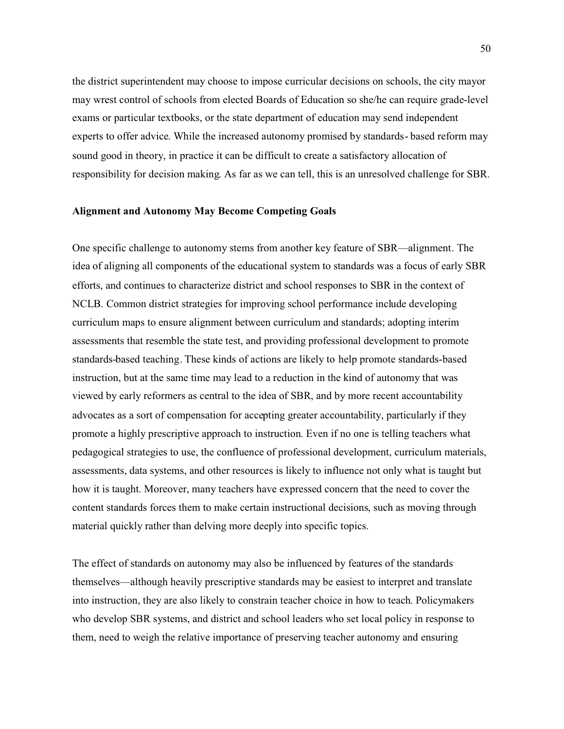the district superintendent may choose to impose curricular decisions on schools, the city mayor may wrest control of schools from elected Boards of Education so she/he can require grade-level exams or particular textbooks, or the state department of education may send independent experts to offer advice. While the increased autonomy promised by standards- based reform may sound good in theory, in practice it can be difficult to create a satisfactory allocation of responsibility for decision making. As far as we can tell, this is an unresolved challenge for SBR.

**Alignment and Autonomy May Become Competing Goals**

One specific challenge to autonomy stems from another key feature of SBR—alignment. The idea of aligning all components of the educational system to standards was a focus of early SBR efforts, and continues to characterize district and school responses to SBR in the context of NCLB. Common district strategies for improving school performance include developing curriculum maps to ensure alignment between curriculum and standards; adopting interim assessments that resemble the state test, and providing professional development to promote standards-based teaching. These kinds of actions are likely to help promote standards-based instruction, but at the same time may lead to a reduction in the kind of autonomy that was viewed by early reformers as central to the idea of SBR, and by more recent accountability advocates as a sort of compensation for accepting greater accountability, particularly if they promote a highly prescriptive approach to instruction. Even if no one is telling teachers what pedagogical strategies to use, the confluence of professional development, curriculum materials, assessments, data systems, and other resources is likely to influence not only what is taught but how it is taught. Moreover, many teachers have expressed concern that the need to cover the content standards forces them to make certain instructional decisions, such as moving through material quickly rather than delving more deeply into specific topics.

The effect of standards on autonomy may also be influenced by features of the standards themselves—although heavily prescriptive standards may be easiest to interpret and translate into instruction, they are also likely to constrain teacher choice in how to teach. Policymakers who develop SBR systems, and district and school leaders who set local policy in response to them, need to weigh the relative importance of preserving teacher autonomy and ensuring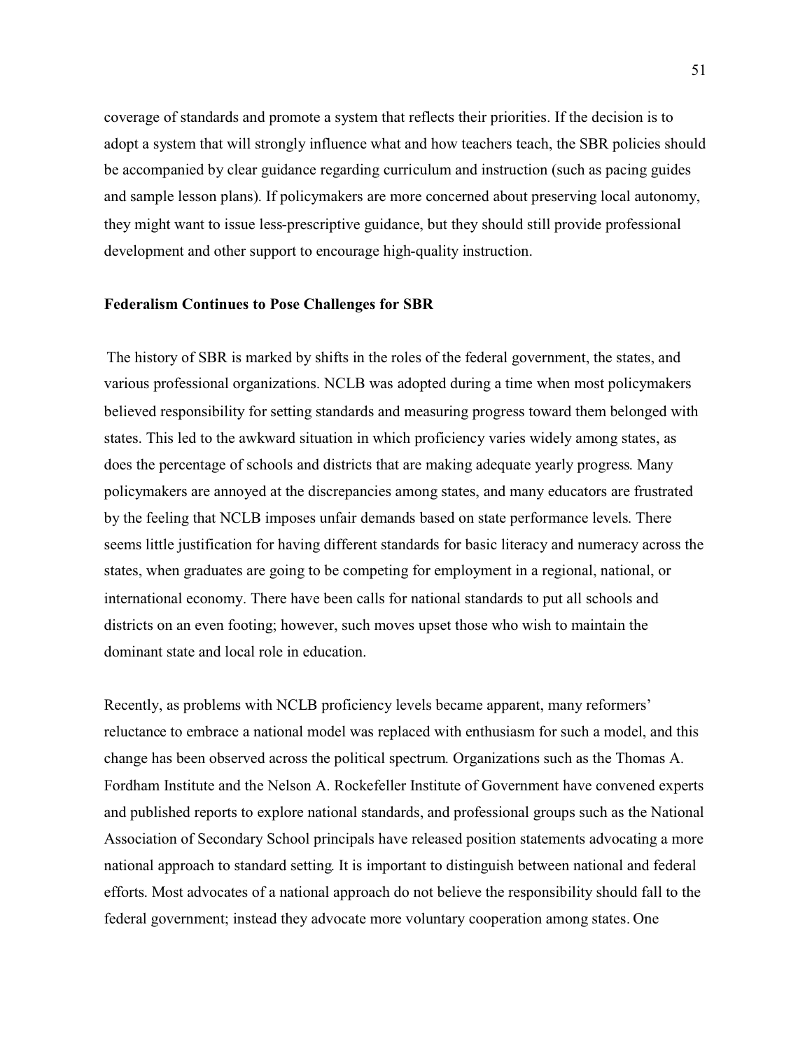coverage of standards and promote a system that reflects their priorities. If the decision is to adopt a system that will strongly influence what and how teachers teach, the SBR policies should be accompanied by clear guidance regarding curriculum and instruction (such as pacing guides and sample lesson plans). If policymakers are more concerned about preserving local autonomy, they might want to issue less-prescriptive guidance, but they should still provide professional development and other support to encourage high-quality instruction.

**Federalism Continues to Pose Challenges for SBR**

The history of SBR is marked by shifts in the roles of the federal government, the states, and various professional organizations. NCLB was adopted during a time when most policymakers believed responsibility for setting standards and measuring progress toward them belonged with states. This led to the awkward situation in which proficiency varies widely among states, as does the percentage of schools and districts that are making adequate yearly progress. Many policymakers are annoyed at the discrepancies among states, and many educators are frustrated by the feeling that NCLB imposes unfair demands based on state performance levels. There seems little justification for having different standards for basic literacy and numeracy across the states, when graduates are going to be competing for employment in a regional, national, or international economy. There have been calls for national standards to put all schools and districts on an even footing; however, such moves upset those who wish to maintain the dominant state and local role in education.

Recently, as problems with NCLB proficiency levels became apparent, many reformers' reluctance to embrace a national model was replaced with enthusiasm for such a model, and this change has been observed across the political spectrum. Organizations such as the Thomas A. Fordham Institute and the Nelson A. Rockefeller Institute of Government have convened experts and published reports to explore national standards, and professional groups such as the National Association of Secondary School principals have released position statements advocating a more national approach to standard setting. It is important to distinguish between national and federal efforts. Most advocates of a national approach do not believe the responsibility should fall to the federal government; instead they advocate more voluntary cooperation among states. One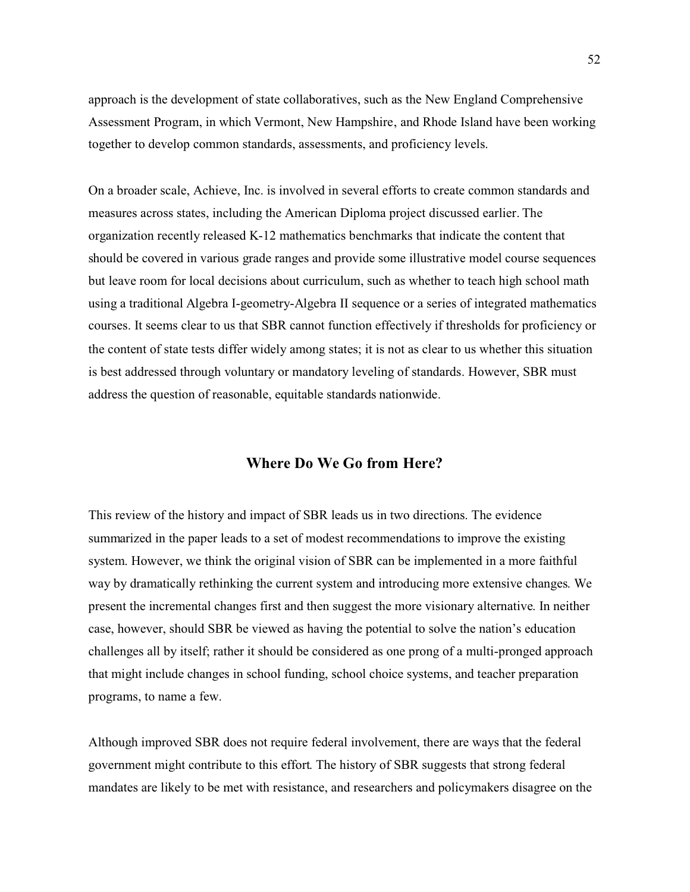approach is the development of state collaboratives, such as the New England Comprehensive Assessment Program, in which Vermont, New Hampshire, and Rhode Island have been working together to develop common standards, assessments, and proficiency levels.

On a broader scale, Achieve, Inc. is involved in several efforts to create common standards and measures across states, including the American Diploma project discussed earlier. The organization recently released K-12 mathematics benchmarks that indicate the content that should be covered in various grade ranges and provide some illustrative model course sequences but leave room for local decisions about curriculum, such as whether to teach high school math using a traditional Algebra I-geometry-Algebra II sequence or a series of integrated mathematics courses. It seems clear to us that SBR cannot function effectively if thresholds for proficiency or the content of state tests differ widely among states; it is not as clear to us whether this situation is best addressed through voluntary or mandatory leveling of standards. However, SBR must address the question of reasonable, equitable standards nationwide.

## Where Do We Go from Here?

This review of the history and impact of SBR leads us in two directions. The evidence summarized in the paper leads to a set of modest recommendations to improve the existing system. However, we think the original vision of SBR can be implemented in a more faithful way by dramatically rethinking the current system and introducing more extensive changes. We present the incremental changes first and then suggest the more visionary alternative. In neither case, however, should SBR be viewed as having the potential to solve the nation's education challenges all by itself; rather it should be considered as one prong of a multi-pronged approach that might include changes in school funding, school choice systems, and teacher preparation programs, to name a few.

Although improved SBR does not require federal involvement, there are ways that the federal government might contribute to this effort. The history of SBR suggests that strong federal mandates are likely to be met with resistance, and researchers and policymakers disagree on the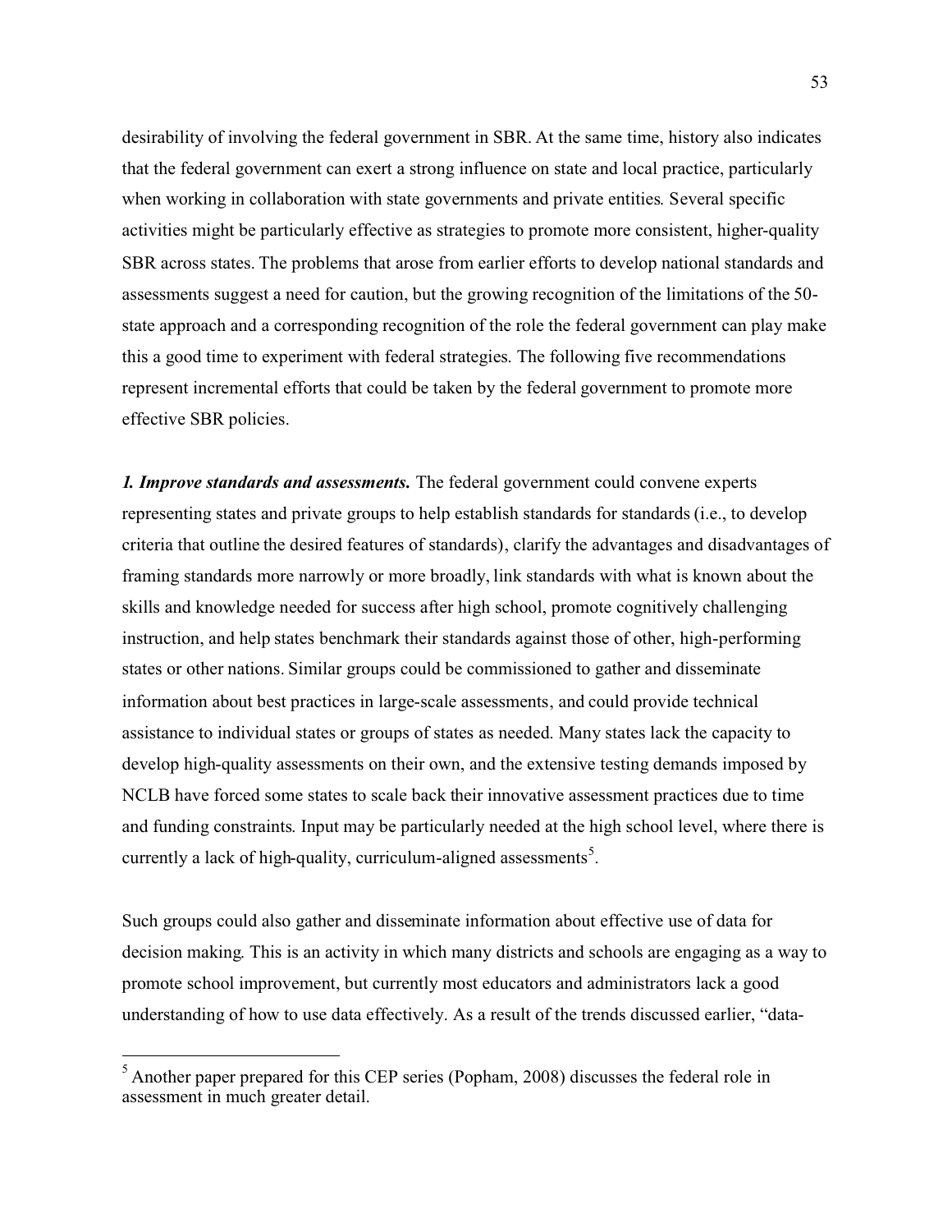desirability of involving the federal government in SBR. At the same time, history also indicates that the federal government can exert a strong influence on state and local practice, particularly when working in collaboration with state governments and private entities. Several specific activities might be particularly effective as strategies to promote more consistent, higher-quality SBR across states. The problems that arose from earlier efforts to develop national standards and assessments suggest a need for caution, but the growing recognition of the limitations of the 50-state approach and a corresponding recognition of the role the federal government can play make this a good time to experiment with federal strategies. The following five recommendations represent incremental efforts that could be taken by the federal government to promote more effective SBR policies.

***1. Improve standards and assessments.*** The federal government could convene experts representing states and private groups to help establish standards for standards (i.e., to develop criteria that outline the desired features of standards), clarify the advantages and disadvantages of framing standards more narrowly or more broadly, link standards with what is known about the skills and knowledge needed for success after high school, promote cognitively challenging instruction, and help states benchmark their standards against those of other, high-performing states or other nations. Similar groups could be commissioned to gather and disseminate information about best practices in large-scale assessments, and could provide technical assistance to individual states or groups of states as needed. Many states lack the capacity to develop high-quality assessments on their own, and the extensive testing demands imposed by NCLB have forced some states to scale back their innovative assessment practices due to time and funding constraints. Input may be particularly needed at the high school level, where there is currently a lack of high-quality, curriculum-aligned assessments[5].

Such groups could also gather and disseminate information about effective use of data for decision making. This is an activity in which many districts and schools are engaging as a way to promote school improvement, but currently most educators and administrators lack a good understanding of how to use data effectively. As a result of the trends discussed earlier, "data-

[5] Another paper prepared for this CEP series (Popham, 2008) discusses the federal role in assessment in much greater detail.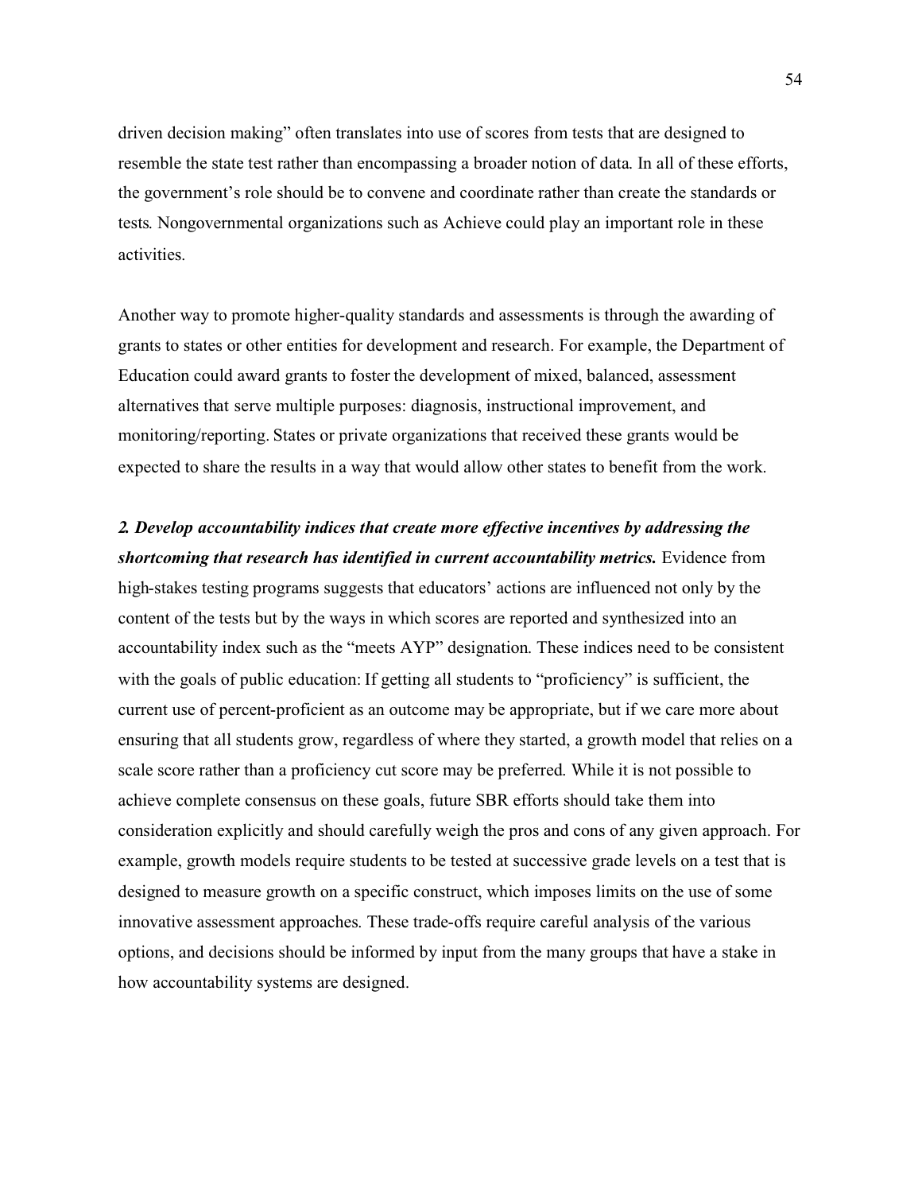driven decision making" often translates into use of scores from tests that are designed to resemble the state test rather than encompassing a broader notion of data. In all of these efforts, the government's role should be to convene and coordinate rather than create the standards or tests. Nongovernmental organizations such as Achieve could play an important role in these activities.

Another way to promote higher-quality standards and assessments is through the awarding of grants to states or other entities for development and research. For example, the Department of Education could award grants to foster the development of mixed, balanced, assessment alternatives that serve multiple purposes: diagnosis, instructional improvement, and monitoring/reporting. States or private organizations that received these grants would be expected to share the results in a way that would allow other states to benefit from the work.

***2. Develop accountability indices that create more effective incentives by addressing the shortcoming that research has identified in current accountability metrics.*** Evidence from high-stakes testing programs suggests that educators' actions are influenced not only by the content of the tests but by the ways in which scores are reported and synthesized into an accountability index such as the "meets AYP" designation. These indices need to be consistent with the goals of public education: If getting all students to "proficiency" is sufficient, the current use of percent-proficient as an outcome may be appropriate, but if we care more about ensuring that all students grow, regardless of where they started, a growth model that relies on a scale score rather than a proficiency cut score may be preferred. While it is not possible to achieve complete consensus on these goals, future SBR efforts should take them into consideration explicitly and should carefully weigh the pros and cons of any given approach. For example, growth models require students to be tested at successive grade levels on a test that is designed to measure growth on a specific construct, which imposes limits on the use of some innovative assessment approaches. These trade-offs require careful analysis of the various options, and decisions should be informed by input from the many groups that have a stake in how accountability systems are designed.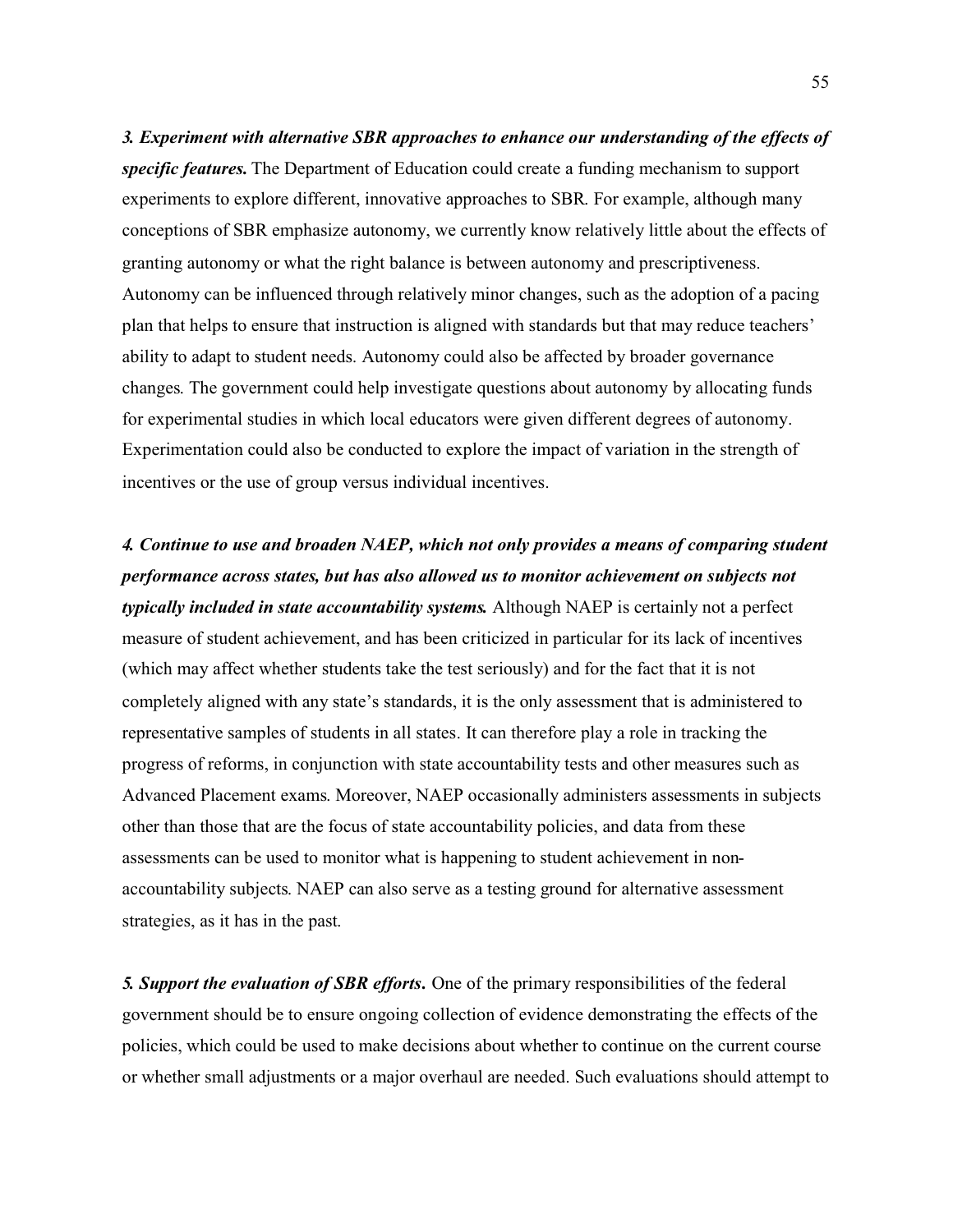***3. Experiment with alternative SBR approaches to enhance our understanding of the effects of specific features.*** The Department of Education could create a funding mechanism to support experiments to explore different, innovative approaches to SBR. For example, although many conceptions of SBR emphasize autonomy, we currently know relatively little about the effects of granting autonomy or what the right balance is between autonomy and prescriptiveness. Autonomy can be influenced through relatively minor changes, such as the adoption of a pacing plan that helps to ensure that instruction is aligned with standards but that may reduce teachers' ability to adapt to student needs. Autonomy could also be affected by broader governance changes. The government could help investigate questions about autonomy by allocating funds for experimental studies in which local educators were given different degrees of autonomy. Experimentation could also be conducted to explore the impact of variation in the strength of incentives or the use of group versus individual incentives.

***4. Continue to use and broaden NAEP, which not only provides a means of comparing student performance across states, but has also allowed us to monitor achievement on subjects not typically included in state accountability systems.*** Although NAEP is certainly not a perfect measure of student achievement, and has been criticized in particular for its lack of incentives (which may affect whether students take the test seriously) and for the fact that it is not completely aligned with any state's standards, it is the only assessment that is administered to representative samples of students in all states. It can therefore play a role in tracking the progress of reforms, in conjunction with state accountability tests and other measures such as Advanced Placement exams. Moreover, NAEP occasionally administers assessments in subjects other than those that are the focus of state accountability policies, and data from these assessments can be used to monitor what is happening to student achievement in non-accountability subjects. NAEP can also serve as a testing ground for alternative assessment strategies, as it has in the past.

***5. Support the evaluation of SBR efforts.*** One of the primary responsibilities of the federal government should be to ensure ongoing collection of evidence demonstrating the effects of the policies, which could be used to make decisions about whether to continue on the current course or whether small adjustments or a major overhaul are needed. Such evaluations should attempt to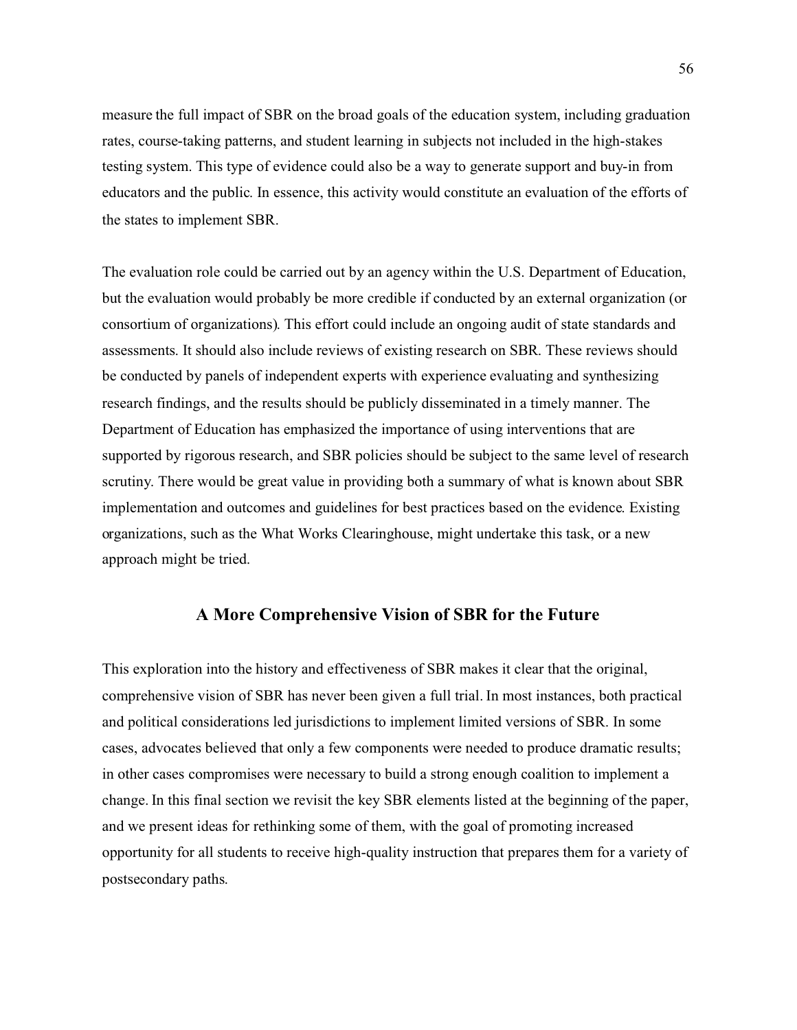measure the full impact of SBR on the broad goals of the education system, including graduation rates, course-taking patterns, and student learning in subjects not included in the high-stakes testing system. This type of evidence could also be a way to generate support and buy-in from educators and the public. In essence, this activity would constitute an evaluation of the efforts of the states to implement SBR.

The evaluation role could be carried out by an agency within the U.S. Department of Education, but the evaluation would probably be more credible if conducted by an external organization (or consortium of organizations). This effort could include an ongoing audit of state standards and assessments. It should also include reviews of existing research on SBR. These reviews should be conducted by panels of independent experts with experience evaluating and synthesizing research findings, and the results should be publicly disseminated in a timely manner. The Department of Education has emphasized the importance of using interventions that are supported by rigorous research, and SBR policies should be subject to the same level of research scrutiny. There would be great value in providing both a summary of what is known about SBR implementation and outcomes and guidelines for best practices based on the evidence. Existing organizations, such as the What Works Clearinghouse, might undertake this task, or a new approach might be tried.

## A More Comprehensive Vision of SBR for the Future

This exploration into the history and effectiveness of SBR makes it clear that the original, comprehensive vision of SBR has never been given a full trial. In most instances, both practical and political considerations led jurisdictions to implement limited versions of SBR. In some cases, advocates believed that only a few components were needed to produce dramatic results; in other cases compromises were necessary to build a strong enough coalition to implement a change. In this final section we revisit the key SBR elements listed at the beginning of the paper, and we present ideas for rethinking some of them, with the goal of promoting increased opportunity for all students to receive high-quality instruction that prepares them for a variety of postsecondary paths.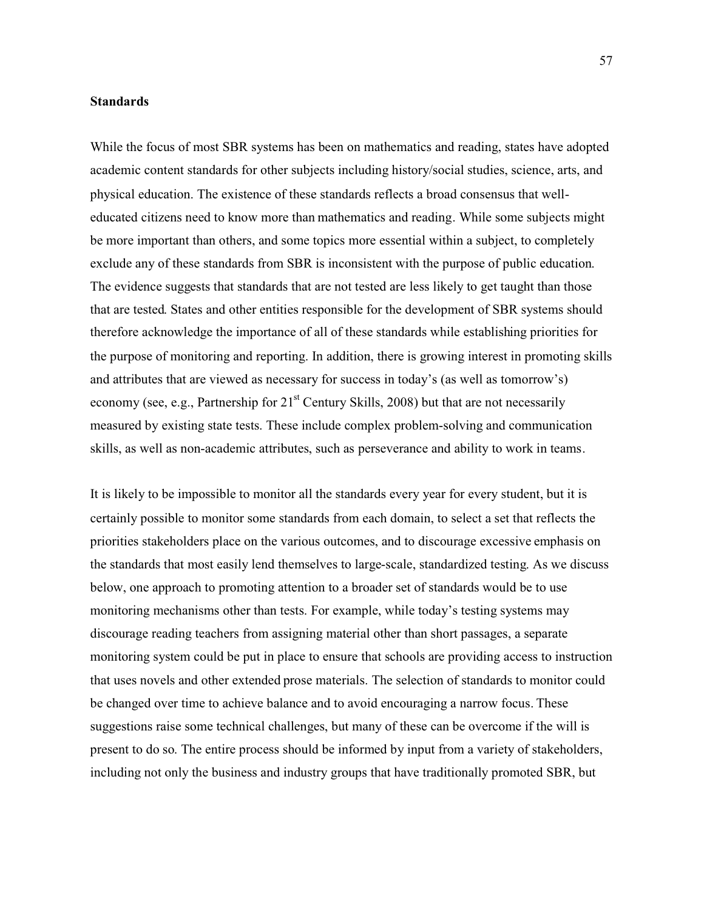**Standards**

While the focus of most SBR systems has been on mathematics and reading, states have adopted academic content standards for other subjects including history/social studies, science, arts, and physical education. The existence of these standards reflects a broad consensus that well-educated citizens need to know more than mathematics and reading. While some subjects might be more important than others, and some topics more essential within a subject, to completely exclude any of these standards from SBR is inconsistent with the purpose of public education. The evidence suggests that standards that are not tested are less likely to get taught than those that are tested. States and other entities responsible for the development of SBR systems should therefore acknowledge the importance of all of these standards while establishing priorities for the purpose of monitoring and reporting. In addition, there is growing interest in promoting skills and attributes that are viewed as necessary for success in today's (as well as tomorrow's) economy (see, e.g., Partnership for 21st Century Skills, 2008) but that are not necessarily measured by existing state tests. These include complex problem-solving and communication skills, as well as non-academic attributes, such as perseverance and ability to work in teams.

It is likely to be impossible to monitor all the standards every year for every student, but it is certainly possible to monitor some standards from each domain, to select a set that reflects the priorities stakeholders place on the various outcomes, and to discourage excessive emphasis on the standards that most easily lend themselves to large-scale, standardized testing. As we discuss below, one approach to promoting attention to a broader set of standards would be to use monitoring mechanisms other than tests. For example, while today's testing systems may discourage reading teachers from assigning material other than short passages, a separate monitoring system could be put in place to ensure that schools are providing access to instruction that uses novels and other extended prose materials. The selection of standards to monitor could be changed over time to achieve balance and to avoid encouraging a narrow focus. These suggestions raise some technical challenges, but many of these can be overcome if the will is present to do so. The entire process should be informed by input from a variety of stakeholders, including not only the business and industry groups that have traditionally promoted SBR, but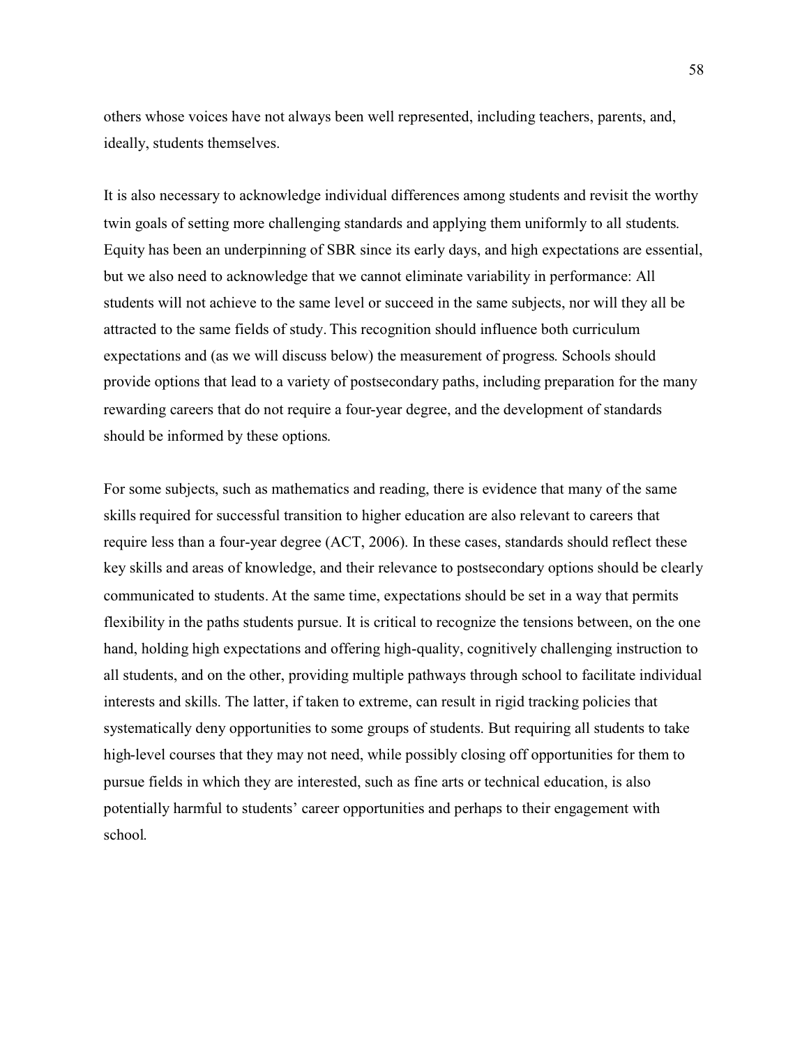others whose voices have not always been well represented, including teachers, parents, and, ideally, students themselves.

It is also necessary to acknowledge individual differences among students and revisit the worthy twin goals of setting more challenging standards and applying them uniformly to all students. Equity has been an underpinning of SBR since its early days, and high expectations are essential, but we also need to acknowledge that we cannot eliminate variability in performance: All students will not achieve to the same level or succeed in the same subjects, nor will they all be attracted to the same fields of study. This recognition should influence both curriculum expectations and (as we will discuss below) the measurement of progress. Schools should provide options that lead to a variety of postsecondary paths, including preparation for the many rewarding careers that do not require a four-year degree, and the development of standards should be informed by these options.

For some subjects, such as mathematics and reading, there is evidence that many of the same skills required for successful transition to higher education are also relevant to careers that require less than a four-year degree (ACT, 2006). In these cases, standards should reflect these key skills and areas of knowledge, and their relevance to postsecondary options should be clearly communicated to students. At the same time, expectations should be set in a way that permits flexibility in the paths students pursue. It is critical to recognize the tensions between, on the one hand, holding high expectations and offering high-quality, cognitively challenging instruction to all students, and on the other, providing multiple pathways through school to facilitate individual interests and skills. The latter, if taken to extreme, can result in rigid tracking policies that systematically deny opportunities to some groups of students. But requiring all students to take high-level courses that they may not need, while possibly closing off opportunities for them to pursue fields in which they are interested, such as fine arts or technical education, is also potentially harmful to students' career opportunities and perhaps to their engagement with school.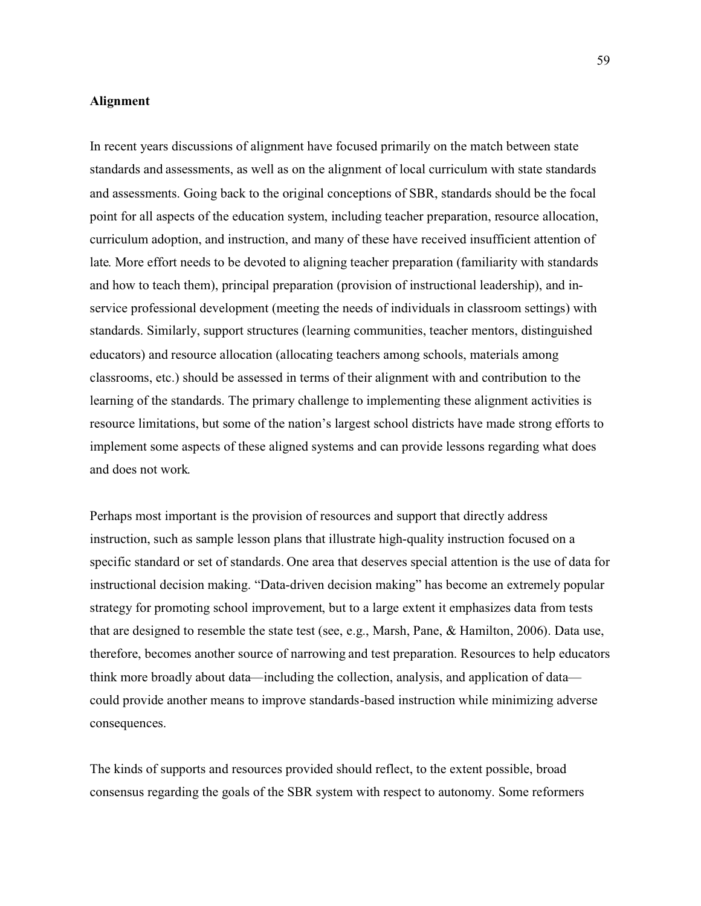**Alignment**

In recent years discussions of alignment have focused primarily on the match between state standards and assessments, as well as on the alignment of local curriculum with state standards and assessments. Going back to the original conceptions of SBR, standards should be the focal point for all aspects of the education system, including teacher preparation, resource allocation, curriculum adoption, and instruction, and many of these have received insufficient attention of late. More effort needs to be devoted to aligning teacher preparation (familiarity with standards and how to teach them), principal preparation (provision of instructional leadership), and in-service professional development (meeting the needs of individuals in classroom settings) with standards. Similarly, support structures (learning communities, teacher mentors, distinguished educators) and resource allocation (allocating teachers among schools, materials among classrooms, etc.) should be assessed in terms of their alignment with and contribution to the learning of the standards. The primary challenge to implementing these alignment activities is resource limitations, but some of the nation's largest school districts have made strong efforts to implement some aspects of these aligned systems and can provide lessons regarding what does and does not work.

Perhaps most important is the provision of resources and support that directly address instruction, such as sample lesson plans that illustrate high-quality instruction focused on a specific standard or set of standards. One area that deserves special attention is the use of data for instructional decision making. "Data-driven decision making" has become an extremely popular strategy for promoting school improvement, but to a large extent it emphasizes data from tests that are designed to resemble the state test (see, e.g., Marsh, Pane, & Hamilton, 2006). Data use, therefore, becomes another source of narrowing and test preparation. Resources to help educators think more broadly about data—including the collection, analysis, and application of data—could provide another means to improve standards-based instruction while minimizing adverse consequences.

The kinds of supports and resources provided should reflect, to the extent possible, broad consensus regarding the goals of the SBR system with respect to autonomy. Some reformers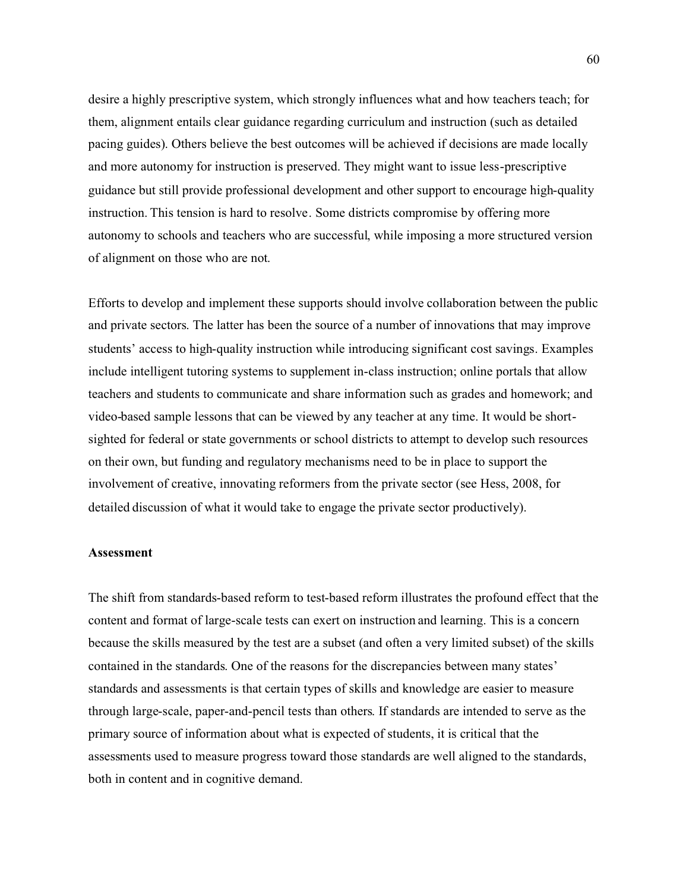desire a highly prescriptive system, which strongly influences what and how teachers teach; for them, alignment entails clear guidance regarding curriculum and instruction (such as detailed pacing guides). Others believe the best outcomes will be achieved if decisions are made locally and more autonomy for instruction is preserved. They might want to issue less-prescriptive guidance but still provide professional development and other support to encourage high-quality instruction. This tension is hard to resolve. Some districts compromise by offering more autonomy to schools and teachers who are successful, while imposing a more structured version of alignment on those who are not.

Efforts to develop and implement these supports should involve collaboration between the public and private sectors. The latter has been the source of a number of innovations that may improve students' access to high-quality instruction while introducing significant cost savings. Examples include intelligent tutoring systems to supplement in-class instruction; online portals that allow teachers and students to communicate and share information such as grades and homework; and video-based sample lessons that can be viewed by any teacher at any time. It would be short-sighted for federal or state governments or school districts to attempt to develop such resources on their own, but funding and regulatory mechanisms need to be in place to support the involvement of creative, innovating reformers from the private sector (see Hess, 2008, for detailed discussion of what it would take to engage the private sector productively).

**Assessment**

The shift from standards-based reform to test-based reform illustrates the profound effect that the content and format of large-scale tests can exert on instruction and learning. This is a concern because the skills measured by the test are a subset (and often a very limited subset) of the skills contained in the standards. One of the reasons for the discrepancies between many states' standards and assessments is that certain types of skills and knowledge are easier to measure through large-scale, paper-and-pencil tests than others. If standards are intended to serve as the primary source of information about what is expected of students, it is critical that the assessments used to measure progress toward those standards are well aligned to the standards, both in content and in cognitive demand.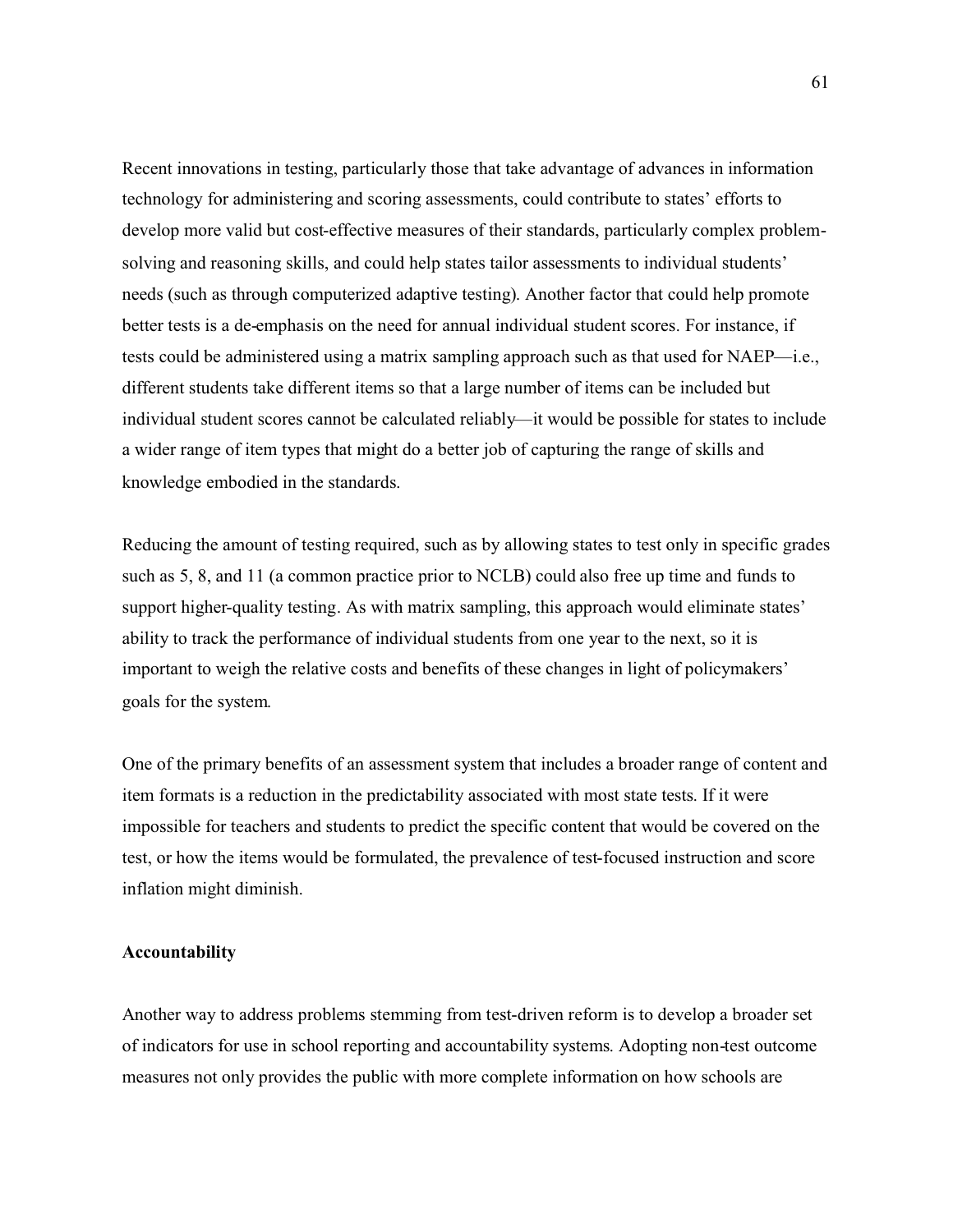Recent innovations in testing, particularly those that take advantage of advances in information technology for administering and scoring assessments, could contribute to states' efforts to develop more valid but cost-effective measures of their standards, particularly complex problem-solving and reasoning skills, and could help states tailor assessments to individual students' needs (such as through computerized adaptive testing). Another factor that could help promote better tests is a de-emphasis on the need for annual individual student scores. For instance, if tests could be administered using a matrix sampling approach such as that used for NAEP—i.e., different students take different items so that a large number of items can be included but individual student scores cannot be calculated reliably—it would be possible for states to include a wider range of item types that might do a better job of capturing the range of skills and knowledge embodied in the standards.

Reducing the amount of testing required, such as by allowing states to test only in specific grades such as 5, 8, and 11 (a common practice prior to NCLB) could also free up time and funds to support higher-quality testing. As with matrix sampling, this approach would eliminate states' ability to track the performance of individual students from one year to the next, so it is important to weigh the relative costs and benefits of these changes in light of policymakers' goals for the system.

One of the primary benefits of an assessment system that includes a broader range of content and item formats is a reduction in the predictability associated with most state tests. If it were impossible for teachers and students to predict the specific content that would be covered on the test, or how the items would be formulated, the prevalence of test-focused instruction and score inflation might diminish.

**Accountability**

Another way to address problems stemming from test-driven reform is to develop a broader set of indicators for use in school reporting and accountability systems. Adopting non-test outcome measures not only provides the public with more complete information on how schools are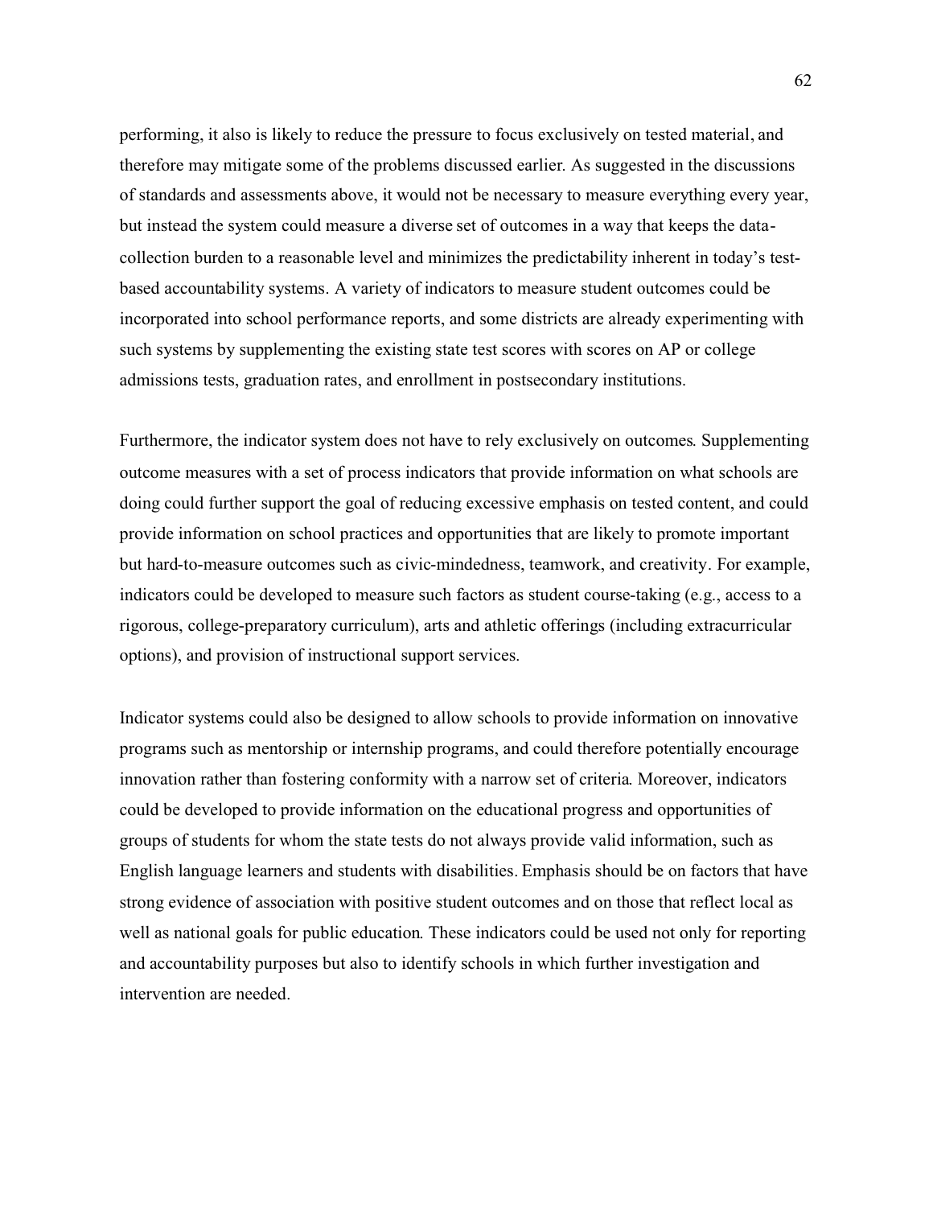performing, it also is likely to reduce the pressure to focus exclusively on tested material, and therefore may mitigate some of the problems discussed earlier. As suggested in the discussions of standards and assessments above, it would not be necessary to measure everything every year, but instead the system could measure a diverse set of outcomes in a way that keeps the data-collection burden to a reasonable level and minimizes the predictability inherent in today's test-based accountability systems. A variety of indicators to measure student outcomes could be incorporated into school performance reports, and some districts are already experimenting with such systems by supplementing the existing state test scores with scores on AP or college admissions tests, graduation rates, and enrollment in postsecondary institutions.

Furthermore, the indicator system does not have to rely exclusively on outcomes. Supplementing outcome measures with a set of process indicators that provide information on what schools are doing could further support the goal of reducing excessive emphasis on tested content, and could provide information on school practices and opportunities that are likely to promote important but hard-to-measure outcomes such as civic-mindedness, teamwork, and creativity. For example, indicators could be developed to measure such factors as student course-taking (e.g., access to a rigorous, college-preparatory curriculum), arts and athletic offerings (including extracurricular options), and provision of instructional support services.

Indicator systems could also be designed to allow schools to provide information on innovative programs such as mentorship or internship programs, and could therefore potentially encourage innovation rather than fostering conformity with a narrow set of criteria. Moreover, indicators could be developed to provide information on the educational progress and opportunities of groups of students for whom the state tests do not always provide valid information, such as English language learners and students with disabilities. Emphasis should be on factors that have strong evidence of association with positive student outcomes and on those that reflect local as well as national goals for public education. These indicators could be used not only for reporting and accountability purposes but also to identify schools in which further investigation and intervention are needed.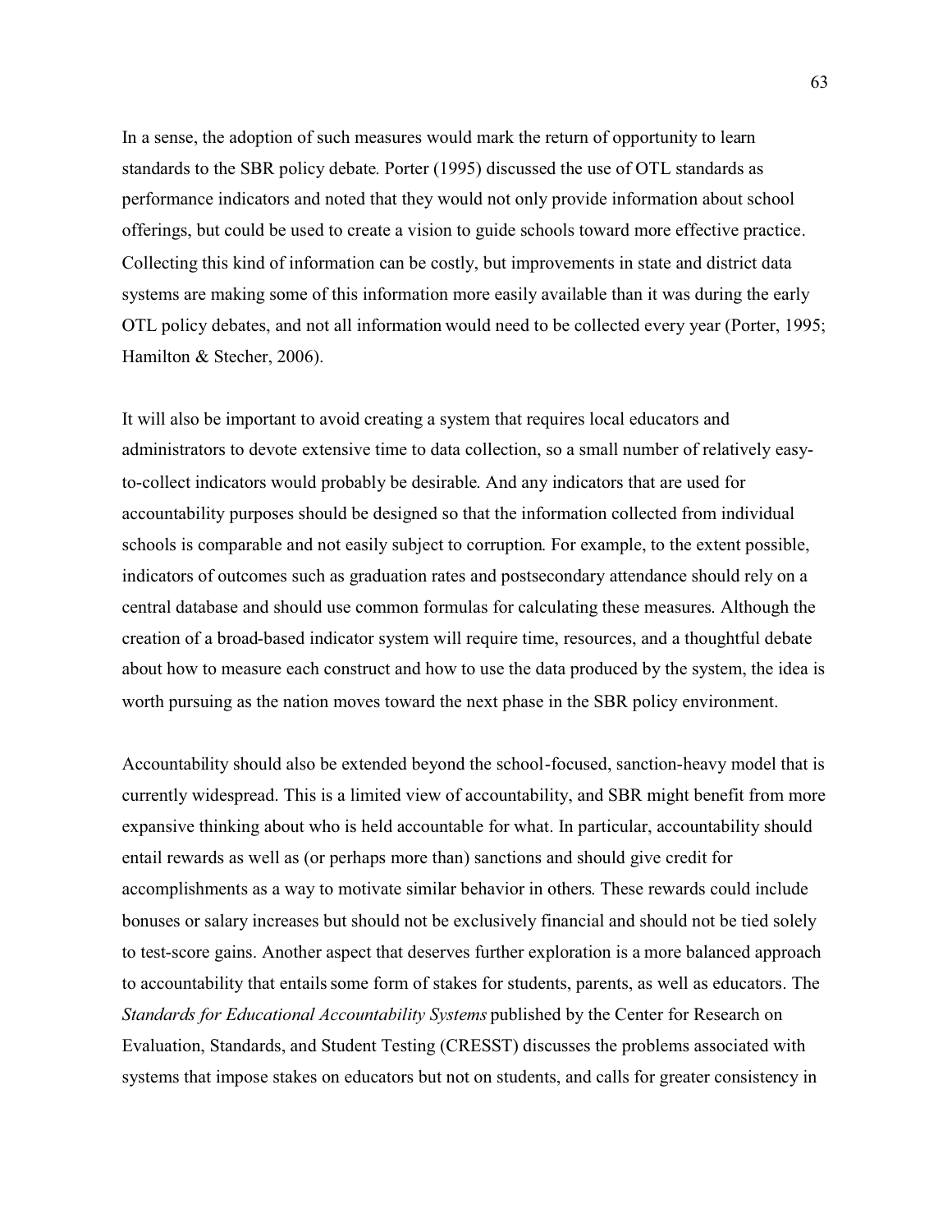In a sense, the adoption of such measures would mark the return of opportunity to learn standards to the SBR policy debate. Porter (1995) discussed the use of OTL standards as performance indicators and noted that they would not only provide information about school offerings, but could be used to create a vision to guide schools toward more effective practice. Collecting this kind of information can be costly, but improvements in state and district data systems are making some of this information more easily available than it was during the early OTL policy debates, and not all information would need to be collected every year (Porter, 1995; Hamilton & Stecher, 2006).

It will also be important to avoid creating a system that requires local educators and administrators to devote extensive time to data collection, so a small number of relatively easy-to-collect indicators would probably be desirable. And any indicators that are used for accountability purposes should be designed so that the information collected from individual schools is comparable and not easily subject to corruption. For example, to the extent possible, indicators of outcomes such as graduation rates and postsecondary attendance should rely on a central database and should use common formulas for calculating these measures. Although the creation of a broad-based indicator system will require time, resources, and a thoughtful debate about how to measure each construct and how to use the data produced by the system, the idea is worth pursuing as the nation moves toward the next phase in the SBR policy environment.

Accountability should also be extended beyond the school-focused, sanction-heavy model that is currently widespread. This is a limited view of accountability, and SBR might benefit from more expansive thinking about who is held accountable for what. In particular, accountability should entail rewards as well as (or perhaps more than) sanctions and should give credit for accomplishments as a way to motivate similar behavior in others. These rewards could include bonuses or salary increases but should not be exclusively financial and should not be tied solely to test-score gains. Another aspect that deserves further exploration is a more balanced approach to accountability that entails some form of stakes for students, parents, as well as educators. The *Standards for Educational Accountability Systems* published by the Center for Research on Evaluation, Standards, and Student Testing (CRESST) discusses the problems associated with systems that impose stakes on educators but not on students, and calls for greater consistency in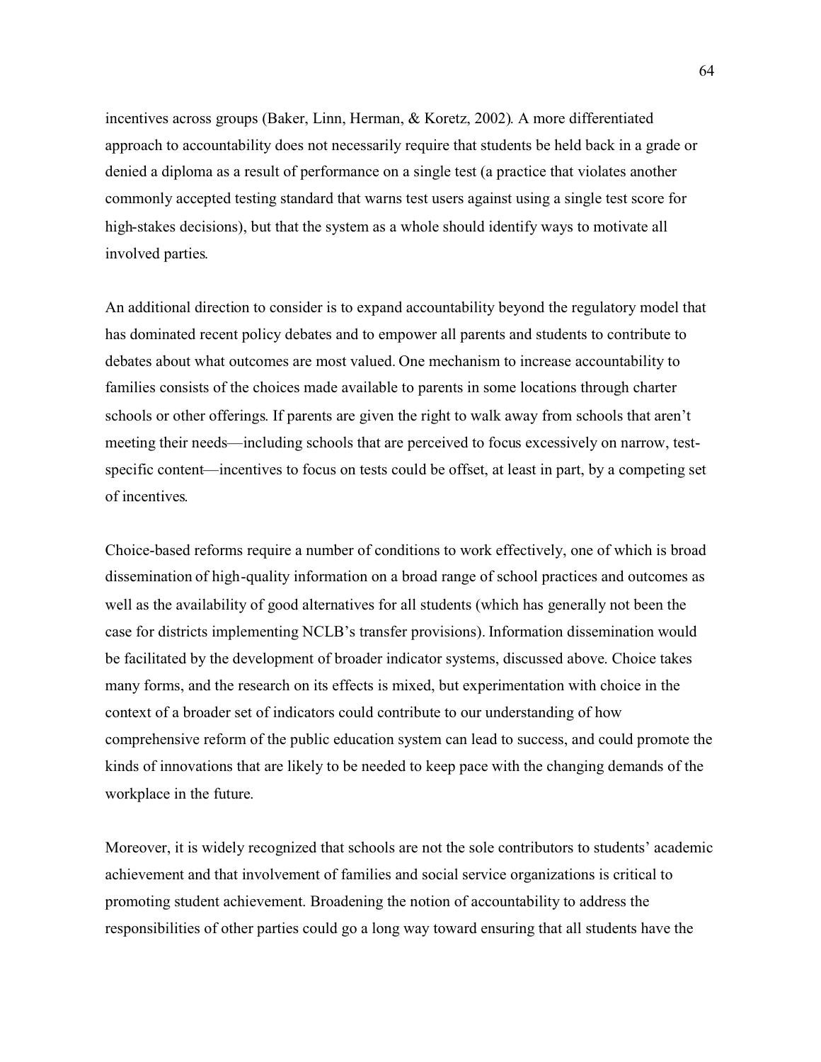incentives across groups (Baker, Linn, Herman, & Koretz, 2002). A more differentiated approach to accountability does not necessarily require that students be held back in a grade or denied a diploma as a result of performance on a single test (a practice that violates another commonly accepted testing standard that warns test users against using a single test score for high-stakes decisions), but that the system as a whole should identify ways to motivate all involved parties.

An additional direction to consider is to expand accountability beyond the regulatory model that has dominated recent policy debates and to empower all parents and students to contribute to debates about what outcomes are most valued. One mechanism to increase accountability to families consists of the choices made available to parents in some locations through charter schools or other offerings. If parents are given the right to walk away from schools that aren't meeting their needs—including schools that are perceived to focus excessively on narrow, test-specific content—incentives to focus on tests could be offset, at least in part, by a competing set of incentives.

Choice-based reforms require a number of conditions to work effectively, one of which is broad dissemination of high-quality information on a broad range of school practices and outcomes as well as the availability of good alternatives for all students (which has generally not been the case for districts implementing NCLB's transfer provisions). Information dissemination would be facilitated by the development of broader indicator systems, discussed above. Choice takes many forms, and the research on its effects is mixed, but experimentation with choice in the context of a broader set of indicators could contribute to our understanding of how comprehensive reform of the public education system can lead to success, and could promote the kinds of innovations that are likely to be needed to keep pace with the changing demands of the workplace in the future.

Moreover, it is widely recognized that schools are not the sole contributors to students' academic achievement and that involvement of families and social service organizations is critical to promoting student achievement. Broadening the notion of accountability to address the responsibilities of other parties could go a long way toward ensuring that all students have the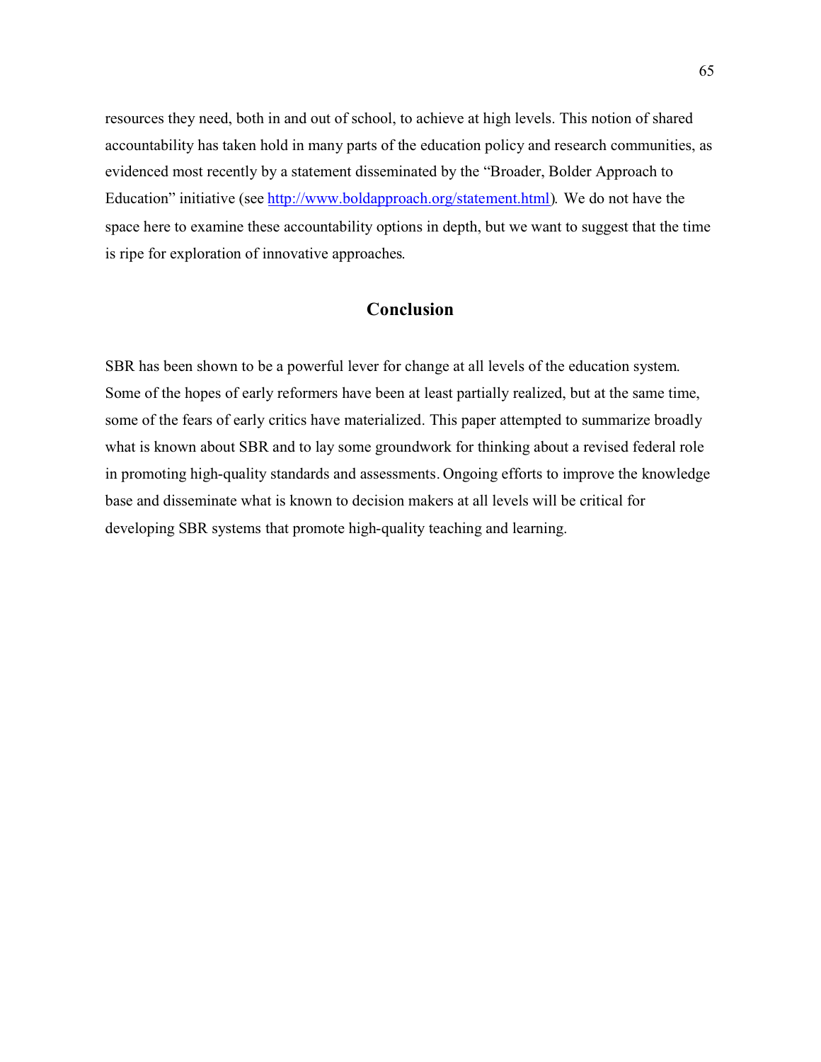resources they need, both in and out of school, to achieve at high levels. This notion of shared accountability has taken hold in many parts of the education policy and research communities, as evidenced most recently by a statement disseminated by the "Broader, Bolder Approach to Education" initiative (see [http://www.boldapproach.org/statement.html](http://www.boldapproach.org/statement.html)). We do not have the space here to examine these accountability options in depth, but we want to suggest that the time is ripe for exploration of innovative approaches.

## Conclusion

SBR has been shown to be a powerful lever for change at all levels of the education system. Some of the hopes of early reformers have been at least partially realized, but at the same time, some of the fears of early critics have materialized. This paper attempted to summarize broadly what is known about SBR and to lay some groundwork for thinking about a revised federal role in promoting high-quality standards and assessments. Ongoing efforts to improve the knowledge base and disseminate what is known to decision makers at all levels will be critical for developing SBR systems that promote high-quality teaching and learning.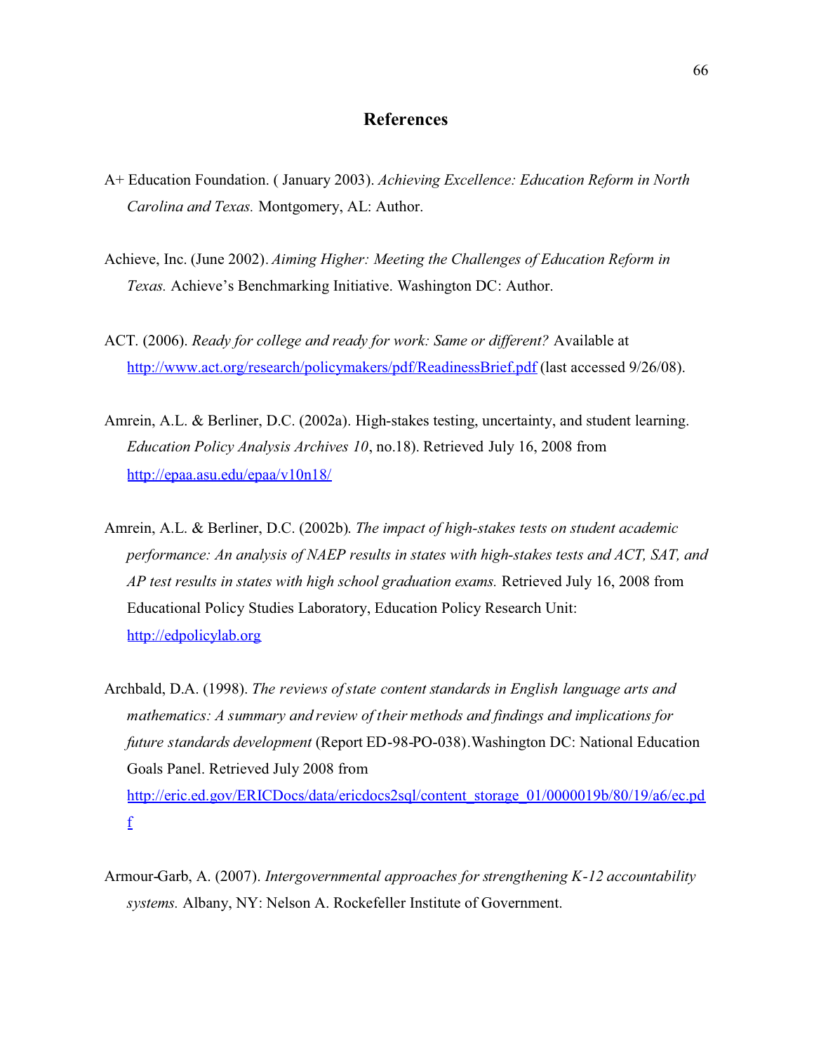# References

A+ Education Foundation. ( January 2003). *Achieving Excellence: Education Reform in North Carolina and Texas.* Montgomery, AL: Author.

Achieve, Inc. (June 2002). *Aiming Higher: Meeting the Challenges of Education Reform in Texas.* Achieve's Benchmarking Initiative. Washington DC: Author.

ACT. (2006). *Ready for college and ready for work: Same or different?* Available at http://www.act.org/research/policymakers/pdf/ReadinessBrief.pdf (last accessed 9/26/08).

Amrein, A.L. & Berliner, D.C. (2002a). High-stakes testing, uncertainty, and student learning. *Education Policy Analysis Archives 10*, no.18). Retrieved July 16, 2008 from http://epaa.asu.edu/epaa/v10n18/

Amrein, A.L. & Berliner, D.C. (2002b). *The impact of high-stakes tests on student academic performance: An analysis of NAEP results in states with high-stakes tests and ACT, SAT, and AP test results in states with high school graduation exams.* Retrieved July 16, 2008 from Educational Policy Studies Laboratory, Education Policy Research Unit: http://edpolicylab.org

Archbald, D.A. (1998). *The reviews of state content standards in English language arts and mathematics: A summary and review of their methods and findings and implications for future standards development* (Report ED-98-PO-038).Washington DC: National Education Goals Panel. Retrieved July 2008 from http://eric.ed.gov/ERICDocs/data/ericdocs2sql/content_storage_01/0000019b/80/19/a6/ec.pdf

Armour-Garb, A. (2007). *Intergovernmental approaches for strengthening K-12 accountability systems.* Albany, NY: Nelson A. Rockefeller Institute of Government.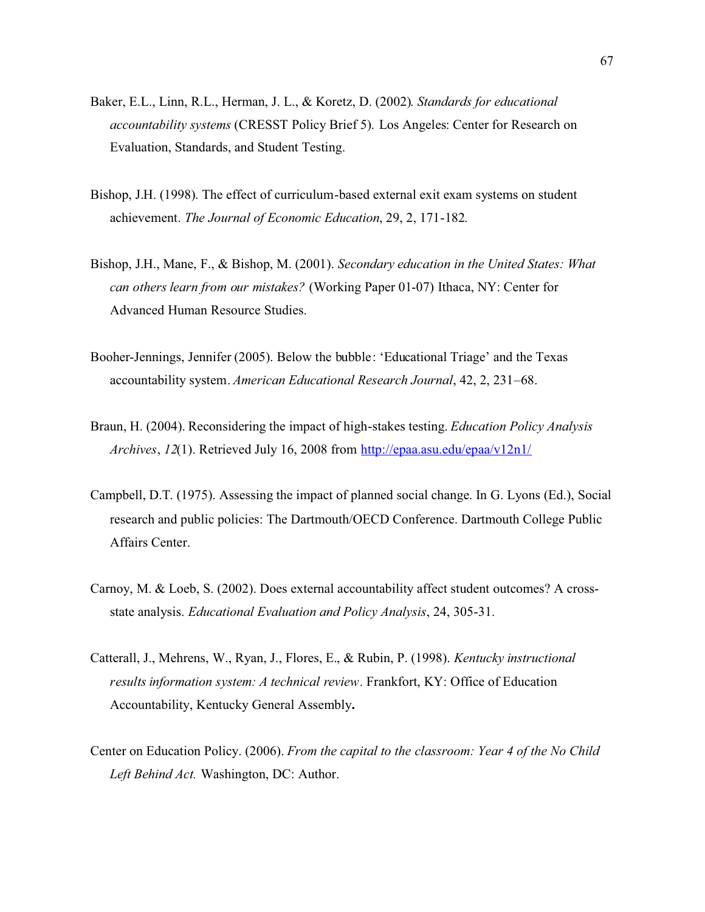Baker, E.L., Linn, R.L., Herman, J. L., & Koretz, D. (2002). *Standards for educational accountability systems* (CRESST Policy Brief 5). Los Angeles: Center for Research on Evaluation, Standards, and Student Testing.

Bishop, J.H. (1998). The effect of curriculum-based external exit exam systems on student achievement. *The Journal of Economic Education*, 29, 2, 171-182.

Bishop, J.H., Mane, F., & Bishop, M. (2001). *Secondary education in the United States: What can others learn from our mistakes?* (Working Paper 01-07) Ithaca, NY: Center for Advanced Human Resource Studies.

Booher-Jennings, Jennifer (2005). Below the bubble: 'Educational Triage' and the Texas accountability system. *American Educational Research Journal*, 42, 2, 231–68.

Braun, H. (2004). Reconsidering the impact of high-stakes testing. *Education Policy Analysis Archives*, *12*(1). Retrieved July 16, 2008 from http://epaa.asu.edu/epaa/v12n1/

Campbell, D.T. (1975). Assessing the impact of planned social change. In G. Lyons (Ed.), Social research and public policies: The Dartmouth/OECD Conference. Dartmouth College Public Affairs Center.

Carnoy, M. & Loeb, S. (2002). Does external accountability affect student outcomes? A cross-state analysis. *Educational Evaluation and Policy Analysis*, 24, 305-31.

Catterall, J., Mehrens, W., Ryan, J., Flores, E., & Rubin, P. (1998). *Kentucky instructional results information system: A technical review*. Frankfort, KY: Office of Education Accountability, Kentucky General Assembly.

Center on Education Policy. (2006). *From the capital to the classroom: Year 4 of the No Child Left Behind Act.* Washington, DC: Author.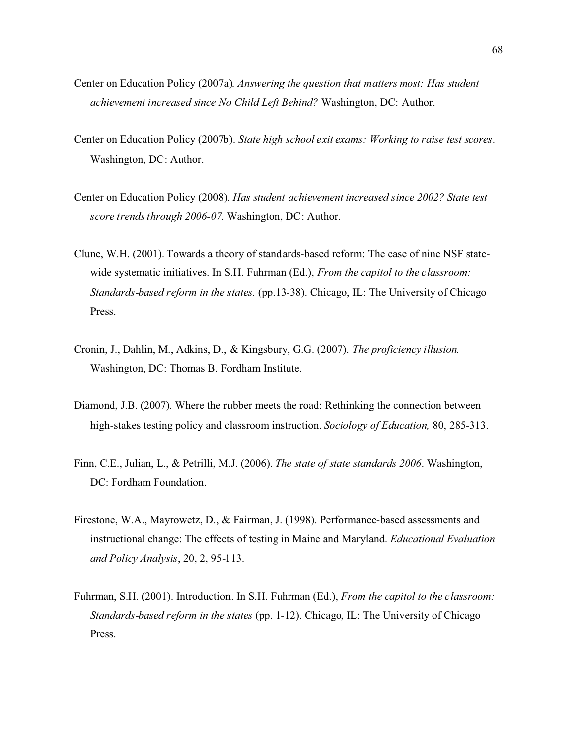Center on Education Policy (2007a). *Answering the question that matters most: Has student achievement increased since No Child Left Behind?* Washington, DC: Author.

Center on Education Policy (2007b). *State high school exit exams: Working to raise test scores*. Washington, DC: Author.

Center on Education Policy (2008). *Has student achievement increased since 2002? State test score trends through 2006-07*. Washington, DC: Author.

Clune, W.H. (2001). Towards a theory of standards-based reform: The case of nine NSF statewide systematic initiatives. In S.H. Fuhrman (Ed.), *From the capitol to the classroom: Standards-based reform in the states.* (pp.13-38). Chicago, IL: The University of Chicago Press.

Cronin, J., Dahlin, M., Adkins, D., & Kingsbury, G.G. (2007). *The proficiency illusion.* Washington, DC: Thomas B. Fordham Institute.

Diamond, J.B. (2007). Where the rubber meets the road: Rethinking the connection between high-stakes testing policy and classroom instruction. *Sociology of Education,* 80, 285-313.

Finn, C.E., Julian, L., & Petrilli, M.J. (2006). *The state of state standards 2006*. Washington, DC: Fordham Foundation.

Firestone, W.A., Mayrowetz, D., & Fairman, J. (1998). Performance-based assessments and instructional change: The effects of testing in Maine and Maryland. *Educational Evaluation and Policy Analysis*, 20, 2, 95-113.

Fuhrman, S.H. (2001). Introduction. In S.H. Fuhrman (Ed.), *From the capitol to the classroom: Standards-based reform in the states* (pp. 1-12). Chicago, IL: The University of Chicago Press.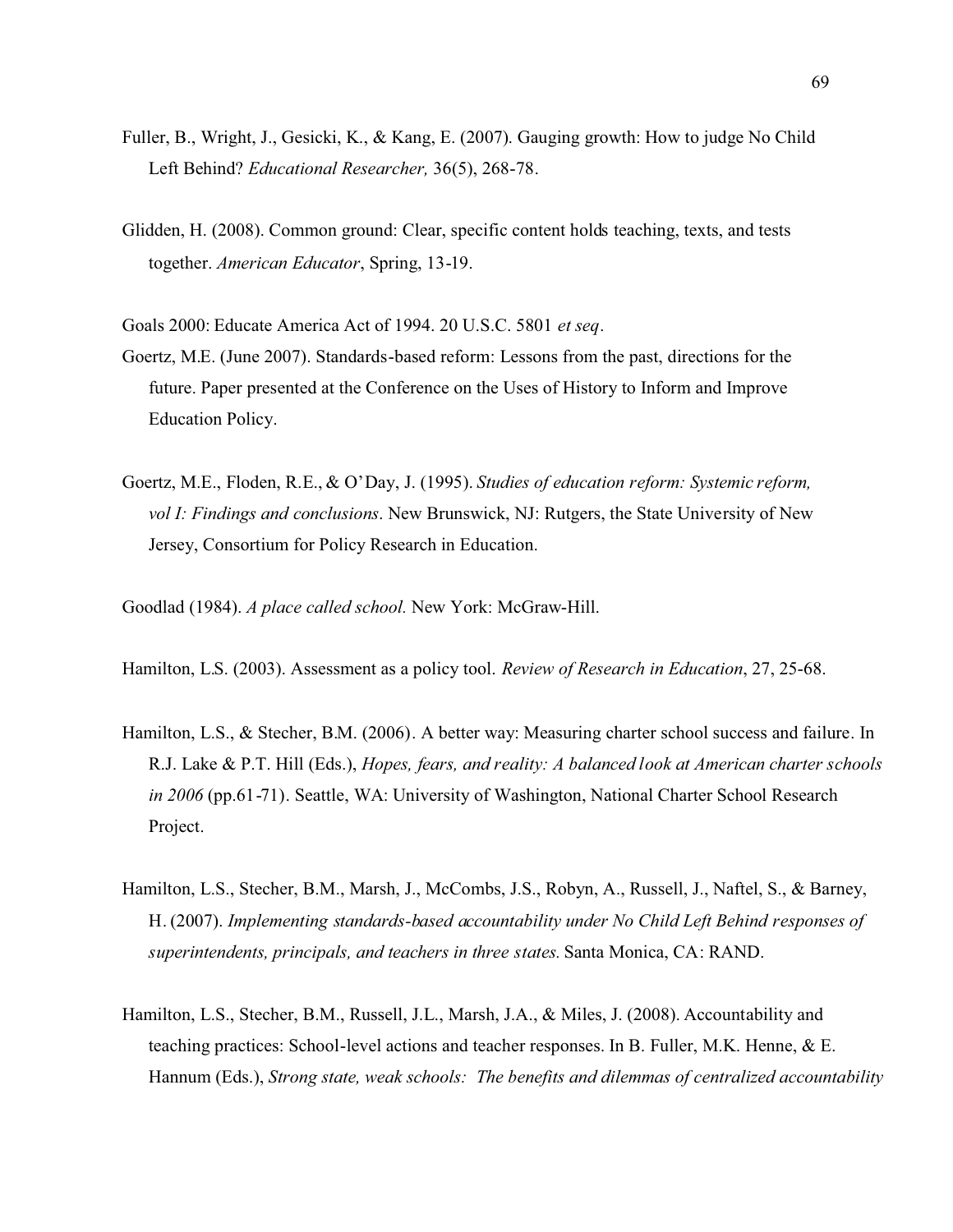Fuller, B., Wright, J., Gesicki, K., & Kang, E. (2007). Gauging growth: How to judge No Child Left Behind? *Educational Researcher,* 36(5), 268-78.

Glidden, H. (2008). Common ground: Clear, specific content holds teaching, texts, and tests together. *American Educator*, Spring, 13-19.

Goals 2000: Educate America Act of 1994. 20 U.S.C. 5801 *et seq*.

Goertz, M.E. (June 2007). Standards-based reform: Lessons from the past, directions for the future. Paper presented at the Conference on the Uses of History to Inform and Improve Education Policy.

Goertz, M.E., Floden, R.E., & O'Day, J. (1995). *Studies of education reform: Systemic reform, vol I: Findings and conclusions*. New Brunswick, NJ: Rutgers, the State University of New Jersey, Consortium for Policy Research in Education.

Goodlad (1984). *A place called school.* New York: McGraw-Hill.

Hamilton, L.S. (2003). Assessment as a policy tool. *Review of Research in Education*, 27, 25-68.

Hamilton, L.S., & Stecher, B.M. (2006). A better way: Measuring charter school success and failure. In R.J. Lake & P.T. Hill (Eds.), *Hopes, fears, and reality: A balanced look at American charter schools in 2006* (pp.61-71). Seattle, WA: University of Washington, National Charter School Research Project.

Hamilton, L.S., Stecher, B.M., Marsh, J., McCombs, J.S., Robyn, A., Russell, J., Naftel, S., & Barney, H. (2007). *Implementing standards-based accountability under No Child Left Behind responses of superintendents, principals, and teachers in three states.* Santa Monica, CA: RAND.

Hamilton, L.S., Stecher, B.M., Russell, J.L., Marsh, J.A., & Miles, J. (2008). Accountability and teaching practices: School-level actions and teacher responses. In B. Fuller, M.K. Henne, & E. Hannum (Eds.), *Strong state, weak schools: The benefits and dilemmas of centralized accountability*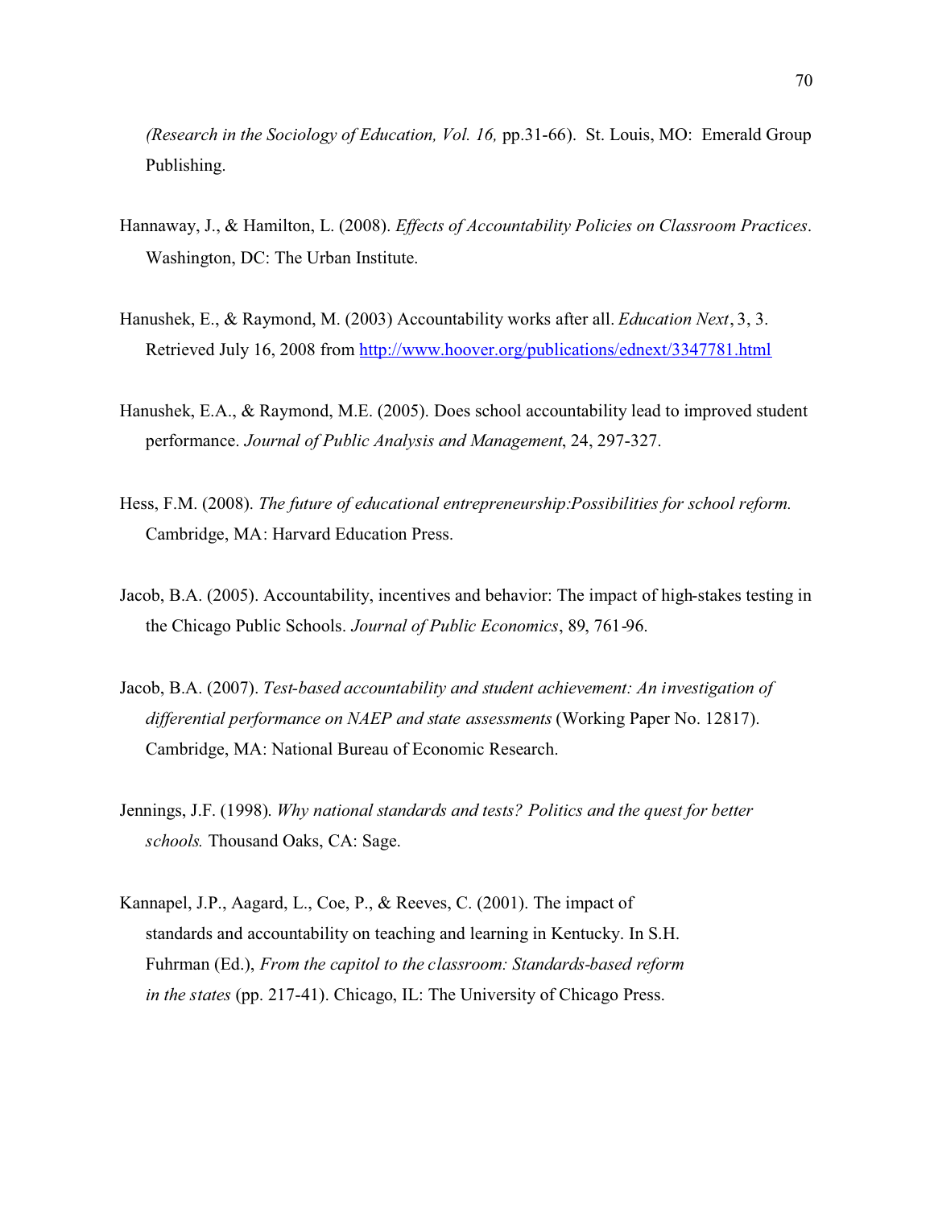*(Research in the Sociology of Education, Vol. 16,* pp.31-66). St. Louis, MO: Emerald Group Publishing.

Hannaway, J., & Hamilton, L. (2008). *Effects of Accountability Policies on Classroom Practices*. Washington, DC: The Urban Institute.

Hanushek, E., & Raymond, M. (2003) Accountability works after all. *Education Next*, 3, 3. Retrieved July 16, 2008 from http://www.hoover.org/publications/ednext/3347781.html

Hanushek, E.A., & Raymond, M.E. (2005). Does school accountability lead to improved student performance. *Journal of Public Analysis and Management*, 24, 297-327.

Hess, F.M. (2008). *The future of educational entrepreneurship:Possibilities for school reform.* Cambridge, MA: Harvard Education Press.

Jacob, B.A. (2005). Accountability, incentives and behavior: The impact of high-stakes testing in the Chicago Public Schools. *Journal of Public Economics*, 89, 761-96.

Jacob, B.A. (2007). *Test-based accountability and student achievement: An investigation of differential performance on NAEP and state assessments* (Working Paper No. 12817). Cambridge, MA: National Bureau of Economic Research.

Jennings, J.F. (1998). *Why national standards and tests? Politics and the quest for better schools.* Thousand Oaks, CA: Sage.

Kannapel, J.P., Aagard, L., Coe, P., & Reeves, C. (2001). The impact of standards and accountability on teaching and learning in Kentucky. In S.H. Fuhrman (Ed.), *From the capitol to the classroom: Standards-based reform in the states* (pp. 217-41). Chicago, IL: The University of Chicago Press.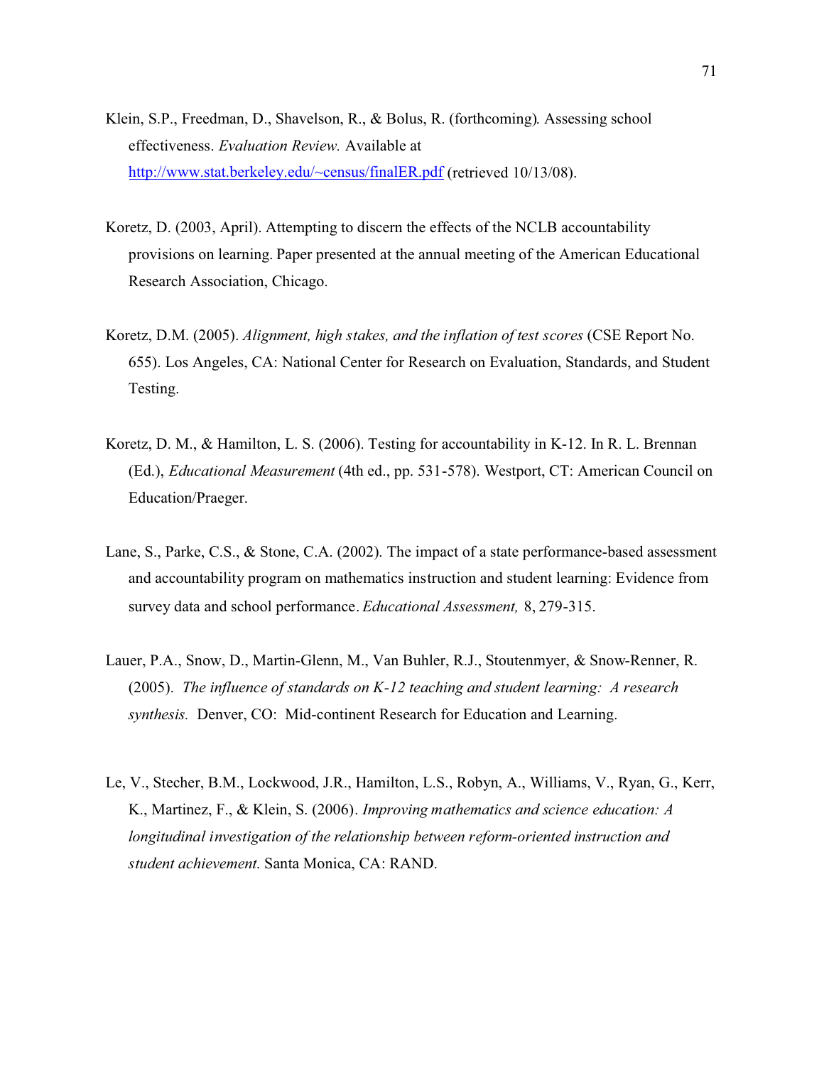Klein, S.P., Freedman, D., Shavelson, R., & Bolus, R. (forthcoming). Assessing school effectiveness. *Evaluation Review.* Available at [http://www.stat.berkeley.edu/~census/finalER.pdf](http://www.stat.berkeley.edu/~census/finalER.pdf) (retrieved 10/13/08).

Koretz, D. (2003, April). Attempting to discern the effects of the NCLB accountability provisions on learning. Paper presented at the annual meeting of the American Educational Research Association, Chicago.

Koretz, D.M. (2005). *Alignment, high stakes, and the inflation of test scores* (CSE Report No. 655). Los Angeles, CA: National Center for Research on Evaluation, Standards, and Student Testing.

Koretz, D. M., & Hamilton, L. S. (2006). Testing for accountability in K-12. In R. L. Brennan (Ed.), *Educational Measurement* (4th ed., pp. 531-578). Westport, CT: American Council on Education/Praeger.

Lane, S., Parke, C.S., & Stone, C.A. (2002). The impact of a state performance-based assessment and accountability program on mathematics instruction and student learning: Evidence from survey data and school performance. *Educational Assessment,* 8, 279-315.

Lauer, P.A., Snow, D., Martin-Glenn, M., Van Buhler, R.J., Stoutenmyer, & Snow-Renner, R. (2005). *The influence of standards on K-12 teaching and student learning: A research synthesis.* Denver, CO: Mid-continent Research for Education and Learning.

Le, V., Stecher, B.M., Lockwood, J.R., Hamilton, L.S., Robyn, A., Williams, V., Ryan, G., Kerr, K., Martinez, F., & Klein, S. (2006). *Improving mathematics and science education: A longitudinal investigation of the relationship between reform-oriented instruction and student achievement.* Santa Monica, CA: RAND.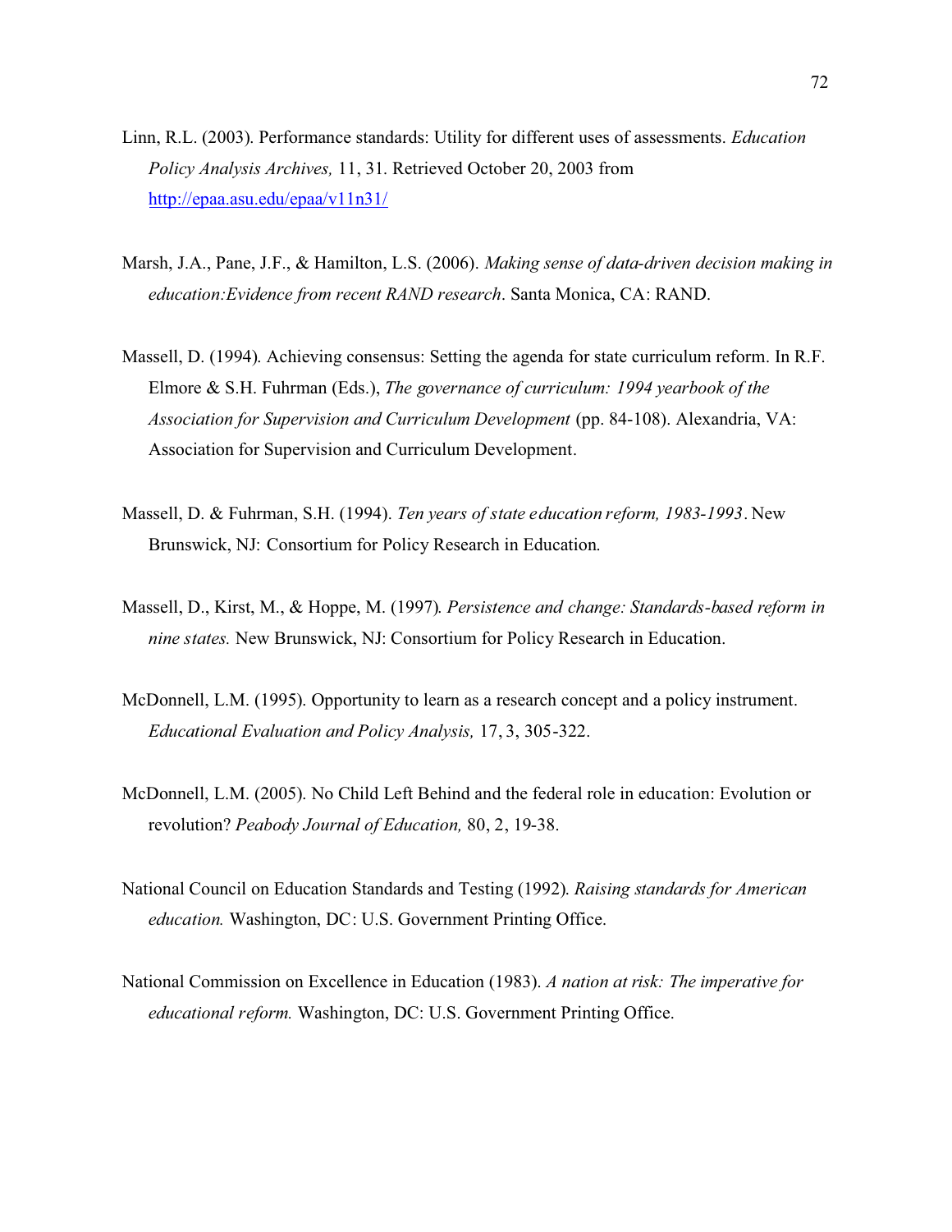Linn, R.L. (2003). Performance standards: Utility for different uses of assessments. *Education Policy Analysis Archives,* 11, 31. Retrieved October 20, 2003 from http://epaa.asu.edu/epaa/v11n31/

Marsh, J.A., Pane, J.F., & Hamilton, L.S. (2006). *Making sense of data-driven decision making in education:Evidence from recent RAND research*. Santa Monica, CA: RAND.

Massell, D. (1994). Achieving consensus: Setting the agenda for state curriculum reform. In R.F. Elmore & S.H. Fuhrman (Eds.), *The governance of curriculum: 1994 yearbook of the Association for Supervision and Curriculum Development* (pp. 84-108). Alexandria, VA: Association for Supervision and Curriculum Development.

Massell, D. & Fuhrman, S.H. (1994). *Ten years of state education reform, 1983-1993*. New Brunswick, NJ: Consortium for Policy Research in Education.

Massell, D., Kirst, M., & Hoppe, M. (1997). *Persistence and change: Standards-based reform in nine states.* New Brunswick, NJ: Consortium for Policy Research in Education.

McDonnell, L.M. (1995). Opportunity to learn as a research concept and a policy instrument. *Educational Evaluation and Policy Analysis,* 17, 3, 305-322.

McDonnell, L.M. (2005). No Child Left Behind and the federal role in education: Evolution or revolution? *Peabody Journal of Education,* 80, 2, 19-38.

National Council on Education Standards and Testing (1992). *Raising standards for American education.* Washington, DC: U.S. Government Printing Office.

National Commission on Excellence in Education (1983). *A nation at risk: The imperative for educational reform.* Washington, DC: U.S. Government Printing Office.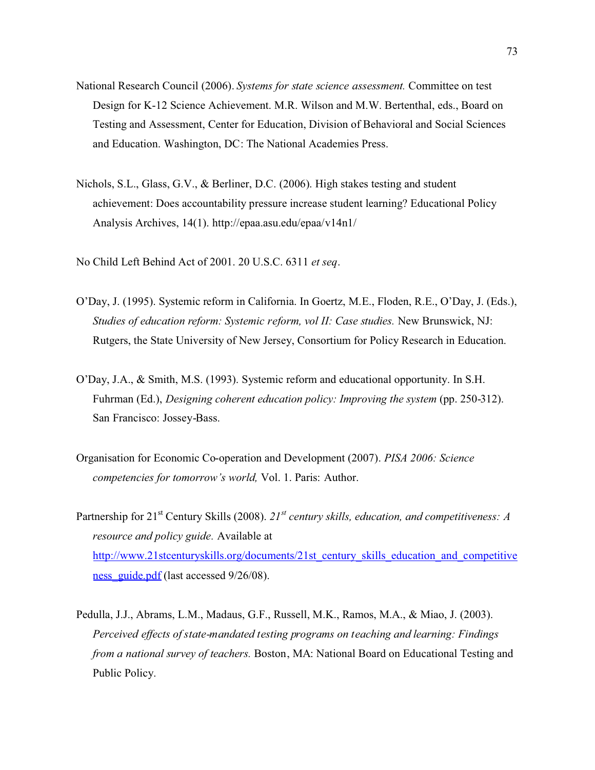National Research Council (2006). *Systems for state science assessment.* Committee on test Design for K-12 Science Achievement. M.R. Wilson and M.W. Bertenthal, eds., Board on Testing and Assessment, Center for Education, Division of Behavioral and Social Sciences and Education. Washington, DC: The National Academies Press.

Nichols, S.L., Glass, G.V., & Berliner, D.C. (2006). High stakes testing and student achievement: Does accountability pressure increase student learning? Educational Policy Analysis Archives, 14(1). http://epaa.asu.edu/epaa/v14n1/

No Child Left Behind Act of 2001. 20 U.S.C. 6311 *et seq*.

O'Day, J. (1995). Systemic reform in California. In Goertz, M.E., Floden, R.E., O'Day, J. (Eds.), *Studies of education reform: Systemic reform, vol II: Case studies.* New Brunswick, NJ: Rutgers, the State University of New Jersey, Consortium for Policy Research in Education.

O'Day, J.A., & Smith, M.S. (1993). Systemic reform and educational opportunity. In S.H. Fuhrman (Ed.), *Designing coherent education policy: Improving the system* (pp. 250-312). San Francisco: Jossey-Bass.

Organisation for Economic Co-operation and Development (2007). *PISA 2006: Science competencies for tomorrow's world,* Vol. 1. Paris: Author.

Partnership for 21st Century Skills (2008). *21st century skills, education, and competitiveness: A resource and policy guide.* Available at http://www.21stcenturyskills.org/documents/21st_century_skills_education_and_competitiveness_guide.pdf (last accessed 9/26/08).

Pedulla, J.J., Abrams, L.M., Madaus, G.F., Russell, M.K., Ramos, M.A., & Miao, J. (2003). *Perceived effects of state-mandated testing programs on teaching and learning: Findings from a national survey of teachers.* Boston, MA: National Board on Educational Testing and Public Policy.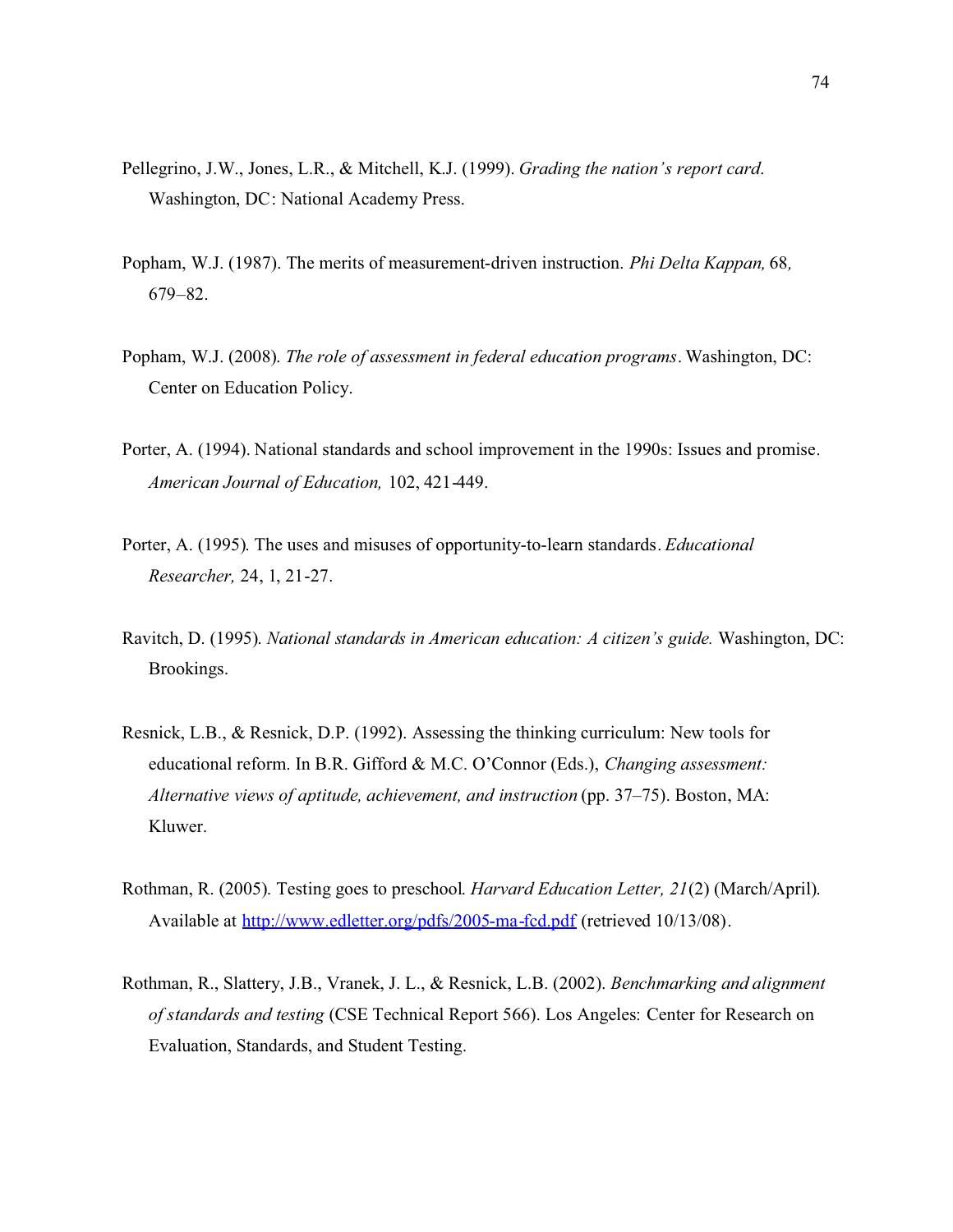Pellegrino, J.W., Jones, L.R., & Mitchell, K.J. (1999). *Grading the nation's report card*. Washington, DC: National Academy Press.

Popham, W.J. (1987). The merits of measurement-driven instruction. *Phi Delta Kappan,* 68*,* 679–82.

Popham, W.J. (2008). *The role of assessment in federal education programs*. Washington, DC: Center on Education Policy.

Porter, A. (1994). National standards and school improvement in the 1990s: Issues and promise. *American Journal of Education,* 102, 421-449.

Porter, A. (1995). The uses and misuses of opportunity-to-learn standards. *Educational Researcher,* 24, 1, 21-27.

Ravitch, D. (1995). *National standards in American education: A citizen's guide.* Washington, DC: Brookings.

Resnick, L.B., & Resnick, D.P. (1992). Assessing the thinking curriculum: New tools for educational reform. In B.R. Gifford & M.C. O'Connor (Eds.), *Changing assessment: Alternative views of aptitude, achievement, and instruction* (pp. 37–75). Boston, MA: Kluwer.

Rothman, R. (2005). Testing goes to preschool. *Harvard Education Letter, 21*(2) (March/April). Available at http://www.edletter.org/pdfs/2005-ma-fcd.pdf (retrieved 10/13/08).

Rothman, R., Slattery, J.B., Vranek, J. L., & Resnick, L.B. (2002). *Benchmarking and alignment of standards and testing* (CSE Technical Report 566). Los Angeles: Center for Research on Evaluation, Standards, and Student Testing.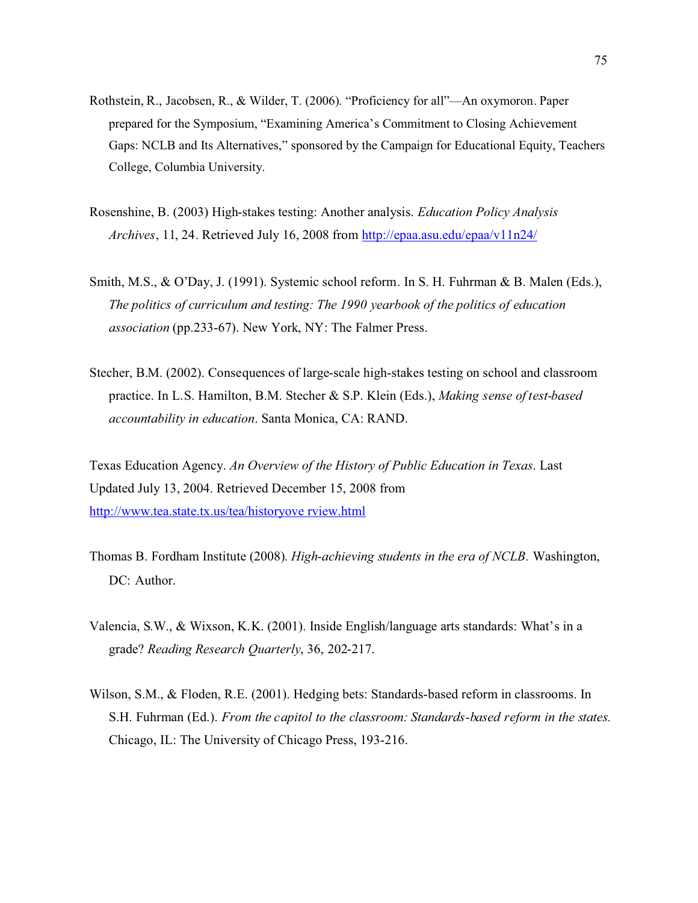Rothstein, R., Jacobsen, R., & Wilder, T. (2006). "Proficiency for all"—An oxymoron. Paper prepared for the Symposium, "Examining America's Commitment to Closing Achievement Gaps: NCLB and Its Alternatives," sponsored by the Campaign for Educational Equity, Teachers College, Columbia University.

Rosenshine, B. (2003) High-stakes testing: Another analysis. *Education Policy Analysis Archives*, 11, 24. Retrieved July 16, 2008 from http://epaa.asu.edu/epaa/v11n24/

Smith, M.S., & O'Day, J. (1991). Systemic school reform. In S. H. Fuhrman & B. Malen (Eds.), *The politics of curriculum and testing: The 1990 yearbook of the politics of education association* (pp.233-67). New York, NY: The Falmer Press.

Stecher, B.M. (2002). Consequences of large-scale high-stakes testing on school and classroom practice. In L.S. Hamilton, B.M. Stecher & S.P. Klein (Eds.), *Making sense of test-based accountability in education*. Santa Monica, CA: RAND.

Texas Education Agency. *An Overview of the History of Public Education in Texas*. Last Updated July 13, 2004. Retrieved December 15, 2008 from http://www.tea.state.tx.us/tea/historyove rview.html

Thomas B. Fordham Institute (2008). *High-achieving students in the era of NCLB.* Washington, DC: Author.

Valencia, S.W., & Wixson, K.K. (2001). Inside English/language arts standards: What's in a grade? *Reading Research Quarterly*, 36, 202-217.

Wilson, S.M., & Floden, R.E. (2001). Hedging bets: Standards-based reform in classrooms. In S.H. Fuhrman (Ed.). *From the capitol to the classroom: Standards-based reform in the states.* Chicago, IL: The University of Chicago Press, 193-216.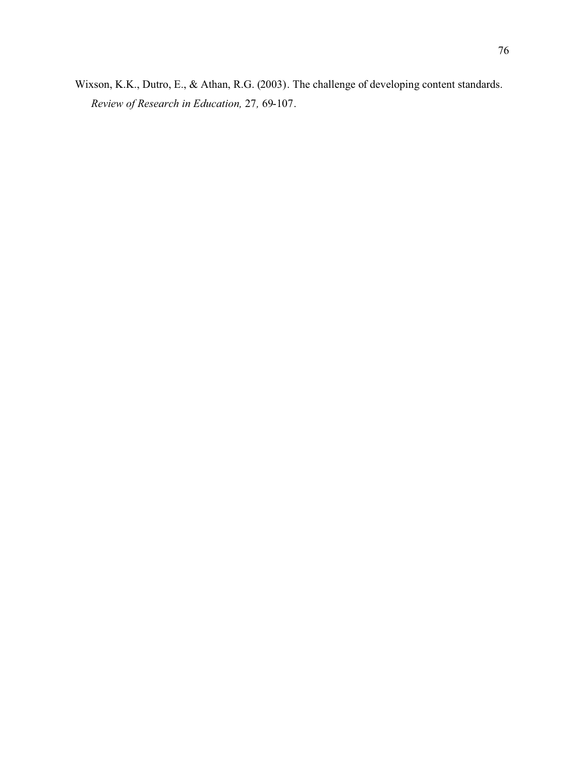Wixson, K.K., Dutro, E., & Athan, R.G. (2003). The challenge of developing content standards. *Review of Research in Education,* 27*,* 69-107.